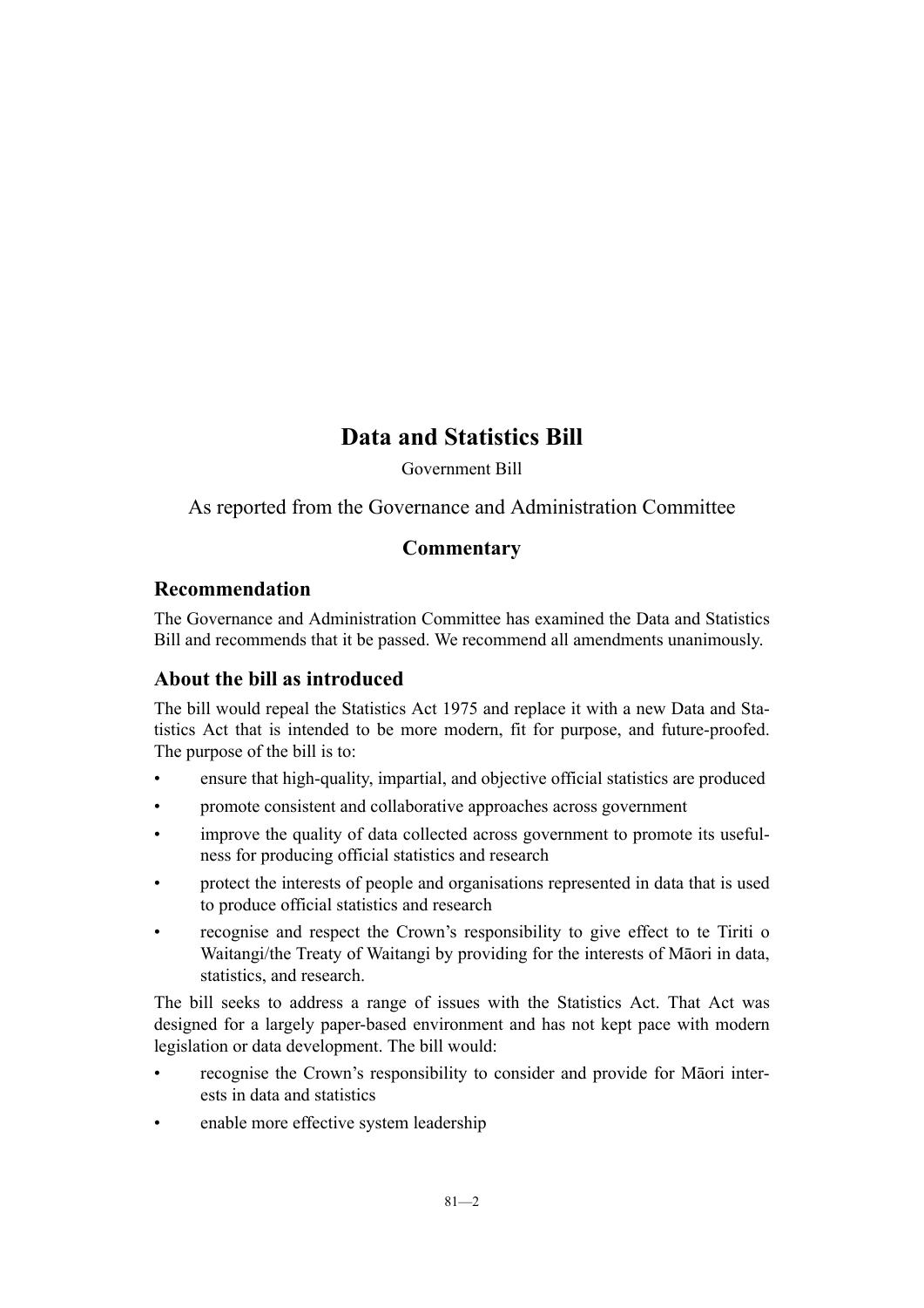# Data and Statistics Bill

Government Bill

As reported from the Governance and Administration Committee

## Commentary

### Recommendation

The Governance and Administration Committee has examined the Data and Statistics Bill and recommends that it be passed. We recommend all amendments unanimously.

### About the bill as introduced

The bill would repeal the Statistics Act 1975 and replace it with a new Data and Statistics Act that is intended to be more modern, fit for purpose, and future-proofed. The purpose of the bill is to:

- ensure that high-quality, impartial, and objective official statistics are produced
- promote consistent and collaborative approaches across government
- improve the quality of data collected across government to promote its usefulness for producing official statistics and research
- protect the interests of people and organisations represented in data that is used to produce official statistics and research
- recognise and respect the Crown's responsibility to give effect to te Tiriti o Waitangi/the Treaty of Waitangi by providing for the interests of Māori in data, statistics, and research.

The bill seeks to address a range of issues with the Statistics Act. That Act was designed for a largely paper-based environment and has not kept pace with modern legislation or data development. The bill would:

- recognise the Crown's responsibility to consider and provide for Māori interests in data and statistics
- enable more effective system leadership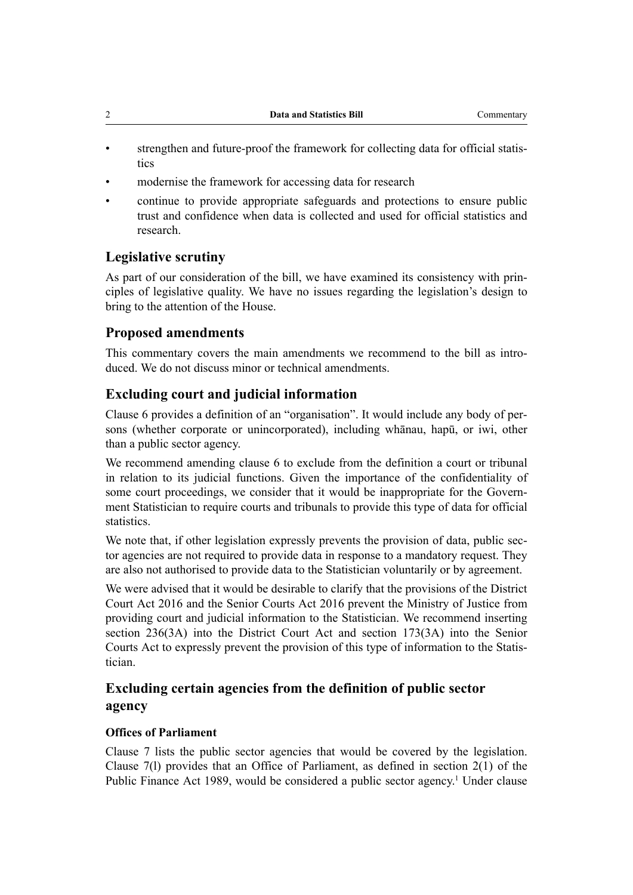- strengthen and future-proof the framework for collecting data for official statistics
- modernise the framework for accessing data for research
- continue to provide appropriate safeguards and protections to ensure public trust and confidence when data is collected and used for official statistics and research.

## Legislative scrutiny

As part of our consideration of the bill, we have examined its consistency with principles of legislative quality. We have no issues regarding the legislation's design to bring to the attention of the House.

## Proposed amendments

This commentary covers the main amendments we recommend to the bill as introduced. We do not discuss minor or technical amendments.

## Excluding court and judicial information

Clause 6 provides a definition of an "organisation". It would include any body of persons (whether corporate or unincorporated), including whānau, hapū, or iwi, other than a public sector agency.

We recommend amending clause 6 to exclude from the definition a court or tribunal in relation to its judicial functions. Given the importance of the confidentiality of some court proceedings, we consider that it would be inappropriate for the Government Statistician to require courts and tribunals to provide this type of data for official statistics.

We note that, if other legislation expressly prevents the provision of data, public sector agencies are not required to provide data in response to a mandatory request. They are also not authorised to provide data to the Statistician voluntarily or by agreement.

We were advised that it would be desirable to clarify that the provisions of the District Court Act 2016 and the Senior Courts Act 2016 prevent the Ministry of Justice from providing court and judicial information to the Statistician. We recommend inserting section 236(3A) into the District Court Act and section 173(3A) into the Senior Courts Act to expressly prevent the provision of this type of information to the Statistician.

## Excluding certain agencies from the definition of public sector agency

### Offices of Parliament

Clause 7 lists the public sector agencies that would be covered by the legislation. Clause 7(l) provides that an Office of Parliament, as defined in section 2(1) of the Public Finance Act 1989, would be considered a public sector agency.[1] Under clause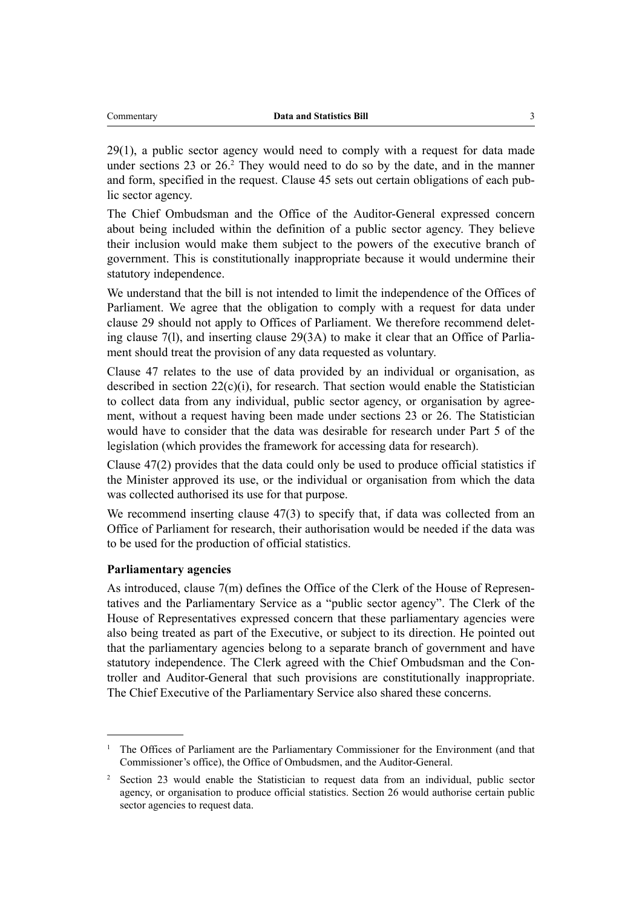29(1), a public sector agency would need to comply with a request for data made under sections 23 or 26.[2] They would need to do so by the date, and in the manner and form, specified in the request. Clause 45 sets out certain obligations of each public sector agency.

The Chief Ombudsman and the Office of the Auditor-General expressed concern about being included within the definition of a public sector agency. They believe their inclusion would make them subject to the powers of the executive branch of government. This is constitutionally inappropriate because it would undermine their statutory independence.

We understand that the bill is not intended to limit the independence of the Offices of Parliament. We agree that the obligation to comply with a request for data under clause 29 should not apply to Offices of Parliament. We therefore recommend deleting clause 7(l), and inserting clause 29(3A) to make it clear that an Office of Parliament should treat the provision of any data requested as voluntary.

Clause 47 relates to the use of data provided by an individual or organisation, as described in section 22(c)(i), for research. That section would enable the Statistician to collect data from any individual, public sector agency, or organisation by agreement, without a request having been made under sections 23 or 26. The Statistician would have to consider that the data was desirable for research under Part 5 of the legislation (which provides the framework for accessing data for research).

Clause 47(2) provides that the data could only be used to produce official statistics if the Minister approved its use, or the individual or organisation from which the data was collected authorised its use for that purpose.

We recommend inserting clause 47(3) to specify that, if data was collected from an Office of Parliament for research, their authorisation would be needed if the data was to be used for the production of official statistics.

### Parliamentary agencies

As introduced, clause 7(m) defines the Office of the Clerk of the House of Representatives and the Parliamentary Service as a "public sector agency". The Clerk of the House of Representatives expressed concern that these parliamentary agencies were also being treated as part of the Executive, or subject to its direction. He pointed out that the parliamentary agencies belong to a separate branch of government and have statutory independence. The Clerk agreed with the Chief Ombudsman and the Controller and Auditor-General that such provisions are constitutionally inappropriate. The Chief Executive of the Parliamentary Service also shared these concerns.

---

[1] The Offices of Parliament are the Parliamentary Commissioner for the Environment (and that Commissioner's office), the Office of Ombudsmen, and the Auditor-General.

[2] Section 23 would enable the Statistician to request data from an individual, public sector agency, or organisation to produce official statistics. Section 26 would authorise certain public sector agencies to request data.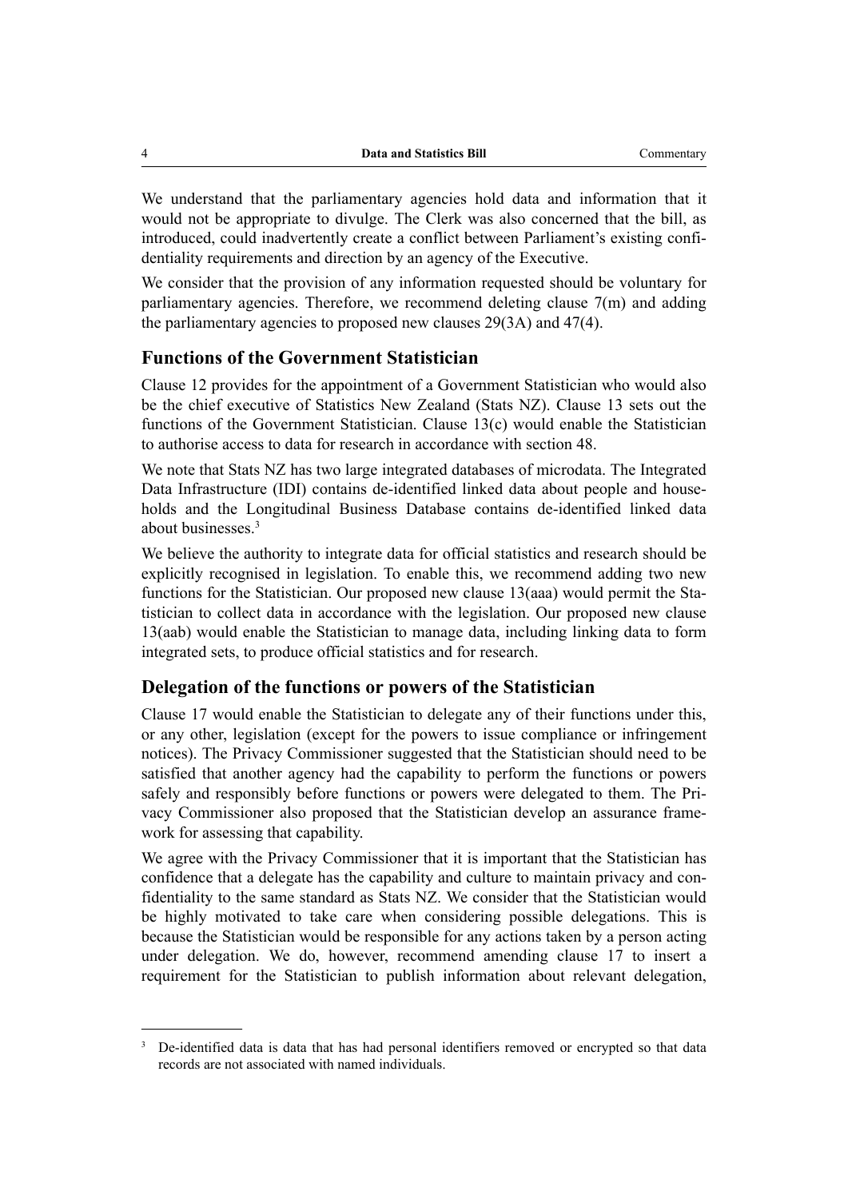We understand that the parliamentary agencies hold data and information that it would not be appropriate to divulge. The Clerk was also concerned that the bill, as introduced, could inadvertently create a conflict between Parliament's existing confidentiality requirements and direction by an agency of the Executive.

We consider that the provision of any information requested should be voluntary for parliamentary agencies. Therefore, we recommend deleting clause 7(m) and adding the parliamentary agencies to proposed new clauses 29(3A) and 47(4).

## Functions of the Government Statistician

Clause 12 provides for the appointment of a Government Statistician who would also be the chief executive of Statistics New Zealand (Stats NZ). Clause 13 sets out the functions of the Government Statistician. Clause 13(c) would enable the Statistician to authorise access to data for research in accordance with section 48.

We note that Stats NZ has two large integrated databases of microdata. The Integrated Data Infrastructure (IDI) contains de-identified linked data about people and households and the Longitudinal Business Database contains de-identified linked data about businesses.[3]

We believe the authority to integrate data for official statistics and research should be explicitly recognised in legislation. To enable this, we recommend adding two new functions for the Statistician. Our proposed new clause 13(aaa) would permit the Statistician to collect data in accordance with the legislation. Our proposed new clause 13(aab) would enable the Statistician to manage data, including linking data to form integrated sets, to produce official statistics and for research.

## Delegation of the functions or powers of the Statistician

Clause 17 would enable the Statistician to delegate any of their functions under this, or any other, legislation (except for the powers to issue compliance or infringement notices). The Privacy Commissioner suggested that the Statistician should need to be satisfied that another agency had the capability to perform the functions or powers safely and responsibly before functions or powers were delegated to them. The Privacy Commissioner also proposed that the Statistician develop an assurance framework for assessing that capability.

We agree with the Privacy Commissioner that it is important that the Statistician has confidence that a delegate has the capability and culture to maintain privacy and confidentiality to the same standard as Stats NZ. We consider that the Statistician would be highly motivated to take care when considering possible delegations. This is because the Statistician would be responsible for any actions taken by a person acting under delegation. We do, however, recommend amending clause 17 to insert a requirement for the Statistician to publish information about relevant delegation,

[3] De-identified data is data that has had personal identifiers removed or encrypted so that data records are not associated with named individuals.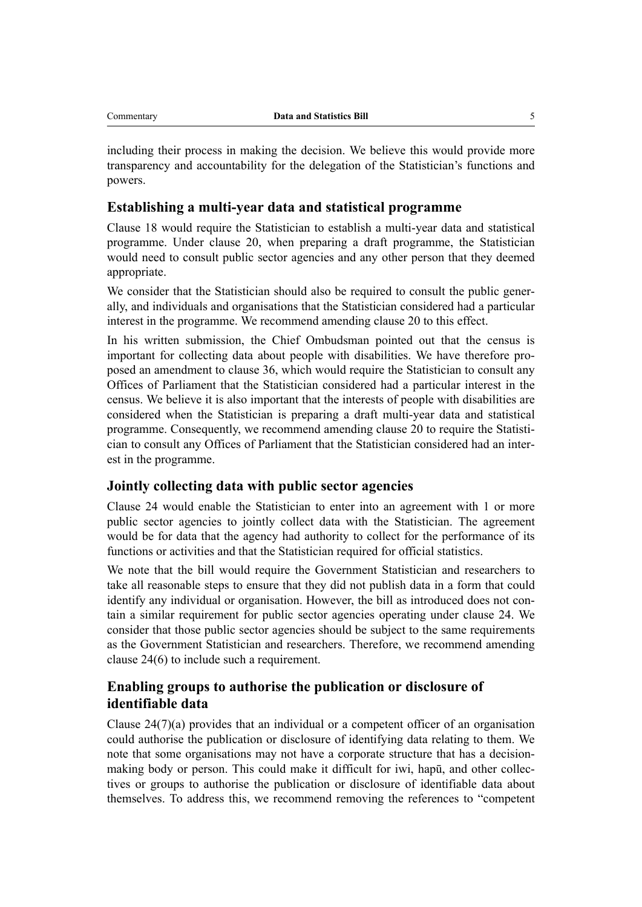including their process in making the decision. We believe this would provide more transparency and accountability for the delegation of the Statistician's functions and powers.

### Establishing a multi-year data and statistical programme

Clause 18 would require the Statistician to establish a multi-year data and statistical programme. Under clause 20, when preparing a draft programme, the Statistician would need to consult public sector agencies and any other person that they deemed appropriate.

We consider that the Statistician should also be required to consult the public generally, and individuals and organisations that the Statistician considered had a particular interest in the programme. We recommend amending clause 20 to this effect.

In his written submission, the Chief Ombudsman pointed out that the census is important for collecting data about people with disabilities. We have therefore proposed an amendment to clause 36, which would require the Statistician to consult any Offices of Parliament that the Statistician considered had a particular interest in the census. We believe it is also important that the interests of people with disabilities are considered when the Statistician is preparing a draft multi-year data and statistical programme. Consequently, we recommend amending clause 20 to require the Statistician to consult any Offices of Parliament that the Statistician considered had an interest in the programme.

### Jointly collecting data with public sector agencies

Clause 24 would enable the Statistician to enter into an agreement with 1 or more public sector agencies to jointly collect data with the Statistician. The agreement would be for data that the agency had authority to collect for the performance of its functions or activities and that the Statistician required for official statistics.

We note that the bill would require the Government Statistician and researchers to take all reasonable steps to ensure that they did not publish data in a form that could identify any individual or organisation. However, the bill as introduced does not contain a similar requirement for public sector agencies operating under clause 24. We consider that those public sector agencies should be subject to the same requirements as the Government Statistician and researchers. Therefore, we recommend amending clause 24(6) to include such a requirement.

### Enabling groups to authorise the publication or disclosure of identifiable data

Clause 24(7)(a) provides that an individual or a competent officer of an organisation could authorise the publication or disclosure of identifying data relating to them. We note that some organisations may not have a corporate structure that has a decision-making body or person. This could make it difficult for iwi, hapū, and other collectives or groups to authorise the publication or disclosure of identifiable data about themselves. To address this, we recommend removing the references to "competent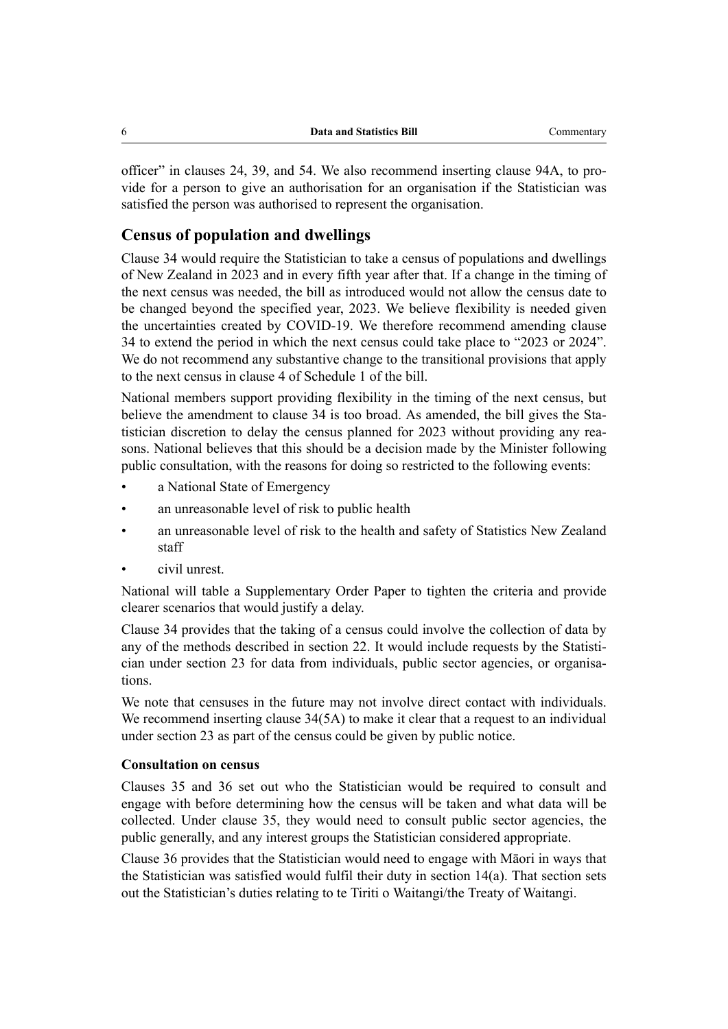officer" in clauses 24, 39, and 54. We also recommend inserting clause 94A, to provide for a person to give an authorisation for an organisation if the Statistician was satisfied the person was authorised to represent the organisation.

## Census of population and dwellings

Clause 34 would require the Statistician to take a census of populations and dwellings of New Zealand in 2023 and in every fifth year after that. If a change in the timing of the next census was needed, the bill as introduced would not allow the census date to be changed beyond the specified year, 2023. We believe flexibility is needed given the uncertainties created by COVID-19. We therefore recommend amending clause 34 to extend the period in which the next census could take place to "2023 or 2024". We do not recommend any substantive change to the transitional provisions that apply to the next census in clause 4 of Schedule 1 of the bill.

National members support providing flexibility in the timing of the next census, but believe the amendment to clause 34 is too broad. As amended, the bill gives the Statistician discretion to delay the census planned for 2023 without providing any reasons. National believes that this should be a decision made by the Minister following public consultation, with the reasons for doing so restricted to the following events:

- a National State of Emergency
- an unreasonable level of risk to public health
- an unreasonable level of risk to the health and safety of Statistics New Zealand staff
- civil unrest.

National will table a Supplementary Order Paper to tighten the criteria and provide clearer scenarios that would justify a delay.

Clause 34 provides that the taking of a census could involve the collection of data by any of the methods described in section 22. It would include requests by the Statistician under section 23 for data from individuals, public sector agencies, or organisations.

We note that censuses in the future may not involve direct contact with individuals. We recommend inserting clause 34(5A) to make it clear that a request to an individual under section 23 as part of the census could be given by public notice.

### Consultation on census

Clauses 35 and 36 set out who the Statistician would be required to consult and engage with before determining how the census will be taken and what data will be collected. Under clause 35, they would need to consult public sector agencies, the public generally, and any interest groups the Statistician considered appropriate.

Clause 36 provides that the Statistician would need to engage with Māori in ways that the Statistician was satisfied would fulfil their duty in section 14(a). That section sets out the Statistician's duties relating to te Tiriti o Waitangi/the Treaty of Waitangi.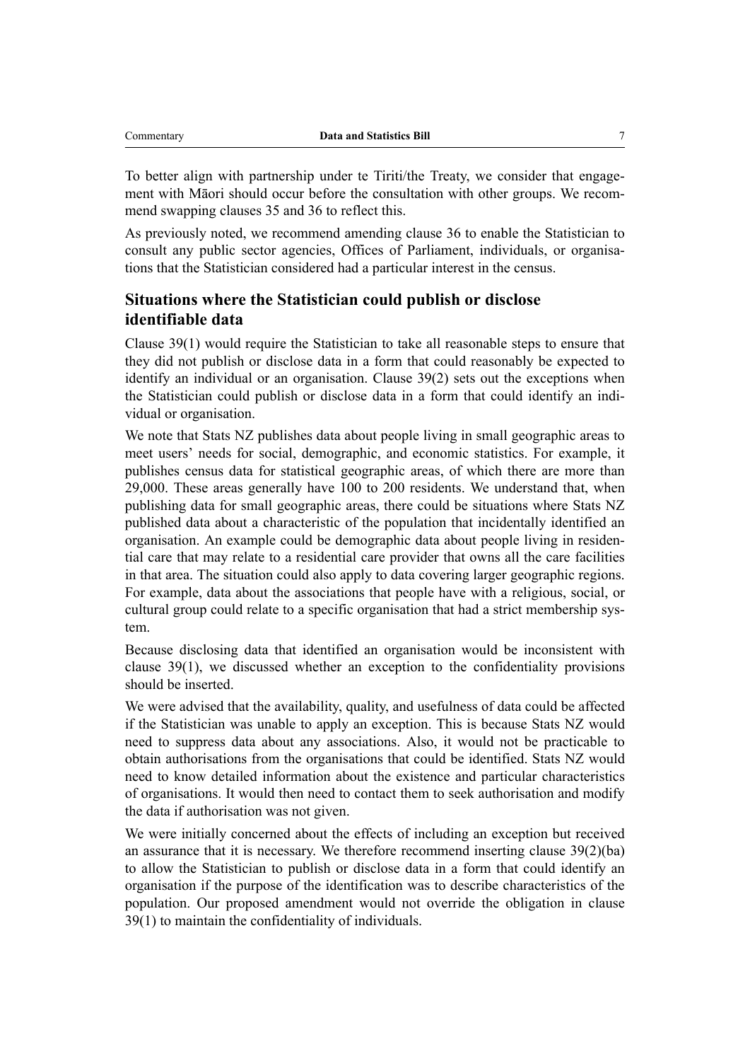To better align with partnership under te Tiriti/the Treaty, we consider that engagement with Māori should occur before the consultation with other groups. We recommend swapping clauses 35 and 36 to reflect this.

As previously noted, we recommend amending clause 36 to enable the Statistician to consult any public sector agencies, Offices of Parliament, individuals, or organisations that the Statistician considered had a particular interest in the census.

## Situations where the Statistician could publish or disclose identifiable data

Clause 39(1) would require the Statistician to take all reasonable steps to ensure that they did not publish or disclose data in a form that could reasonably be expected to identify an individual or an organisation. Clause 39(2) sets out the exceptions when the Statistician could publish or disclose data in a form that could identify an individual or organisation.

We note that Stats NZ publishes data about people living in small geographic areas to meet users' needs for social, demographic, and economic statistics. For example, it publishes census data for statistical geographic areas, of which there are more than 29,000. These areas generally have 100 to 200 residents. We understand that, when publishing data for small geographic areas, there could be situations where Stats NZ published data about a characteristic of the population that incidentally identified an organisation. An example could be demographic data about people living in residential care that may relate to a residential care provider that owns all the care facilities in that area. The situation could also apply to data covering larger geographic regions. For example, data about the associations that people have with a religious, social, or cultural group could relate to a specific organisation that had a strict membership system.

Because disclosing data that identified an organisation would be inconsistent with clause 39(1), we discussed whether an exception to the confidentiality provisions should be inserted.

We were advised that the availability, quality, and usefulness of data could be affected if the Statistician was unable to apply an exception. This is because Stats NZ would need to suppress data about any associations. Also, it would not be practicable to obtain authorisations from the organisations that could be identified. Stats NZ would need to know detailed information about the existence and particular characteristics of organisations. It would then need to contact them to seek authorisation and modify the data if authorisation was not given.

We were initially concerned about the effects of including an exception but received an assurance that it is necessary. We therefore recommend inserting clause 39(2)(ba) to allow the Statistician to publish or disclose data in a form that could identify an organisation if the purpose of the identification was to describe characteristics of the population. Our proposed amendment would not override the obligation in clause 39(1) to maintain the confidentiality of individuals.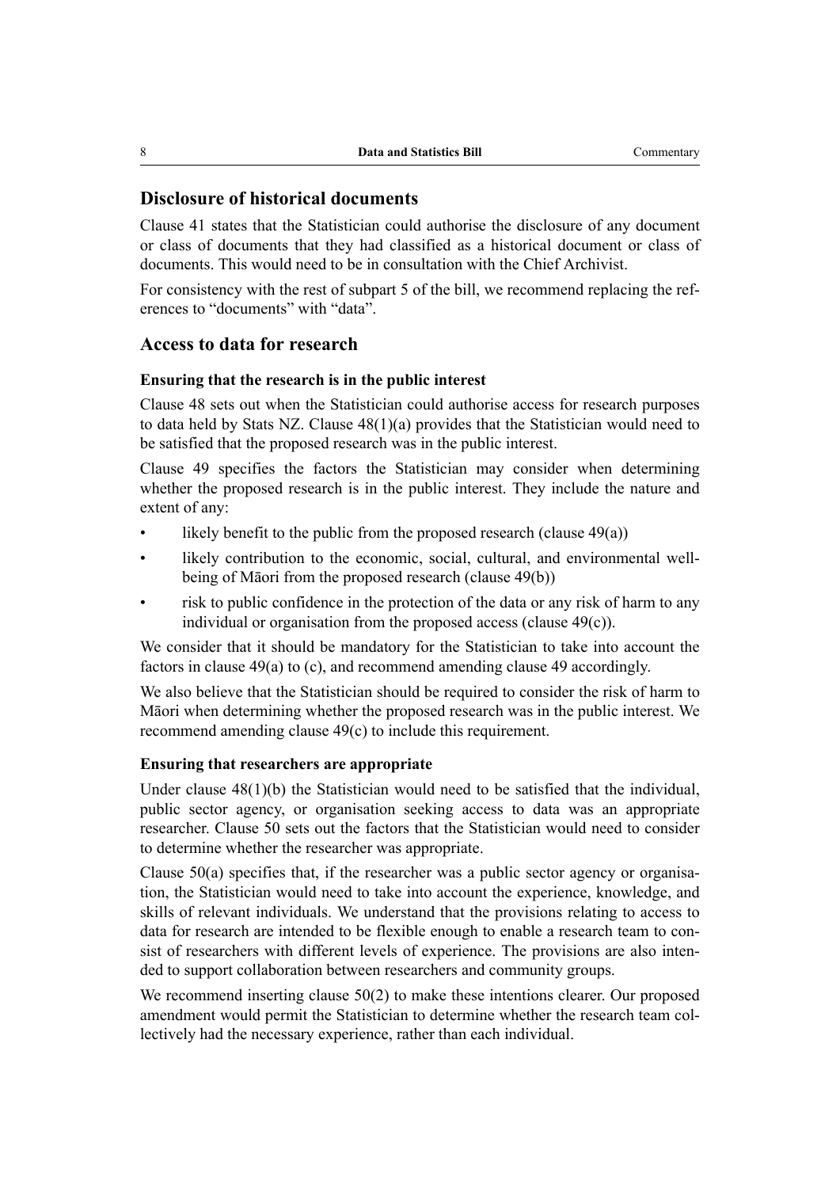## Disclosure of historical documents

Clause 41 states that the Statistician could authorise the disclosure of any document or class of documents that they had classified as a historical document or class of documents. This would need to be in consultation with the Chief Archivist.

For consistency with the rest of subpart 5 of the bill, we recommend replacing the references to "documents" with "data".

## Access to data for research

### Ensuring that the research is in the public interest

Clause 48 sets out when the Statistician could authorise access for research purposes to data held by Stats NZ. Clause 48(1)(a) provides that the Statistician would need to be satisfied that the proposed research was in the public interest.

Clause 49 specifies the factors the Statistician may consider when determining whether the proposed research is in the public interest. They include the nature and extent of any:

- likely benefit to the public from the proposed research (clause 49(a))
- likely contribution to the economic, social, cultural, and environmental well-being of Māori from the proposed research (clause 49(b))
- risk to public confidence in the protection of the data or any risk of harm to any individual or organisation from the proposed access (clause 49(c)).

We consider that it should be mandatory for the Statistician to take into account the factors in clause 49(a) to (c), and recommend amending clause 49 accordingly.

We also believe that the Statistician should be required to consider the risk of harm to Māori when determining whether the proposed research was in the public interest. We recommend amending clause 49(c) to include this requirement.

### Ensuring that researchers are appropriate

Under clause 48(1)(b) the Statistician would need to be satisfied that the individual, public sector agency, or organisation seeking access to data was an appropriate researcher. Clause 50 sets out the factors that the Statistician would need to consider to determine whether the researcher was appropriate.

Clause 50(a) specifies that, if the researcher was a public sector agency or organisation, the Statistician would need to take into account the experience, knowledge, and skills of relevant individuals. We understand that the provisions relating to access to data for research are intended to be flexible enough to enable a research team to consist of researchers with different levels of experience. The provisions are also intended to support collaboration between researchers and community groups.

We recommend inserting clause 50(2) to make these intentions clearer. Our proposed amendment would permit the Statistician to determine whether the research team collectively had the necessary experience, rather than each individual.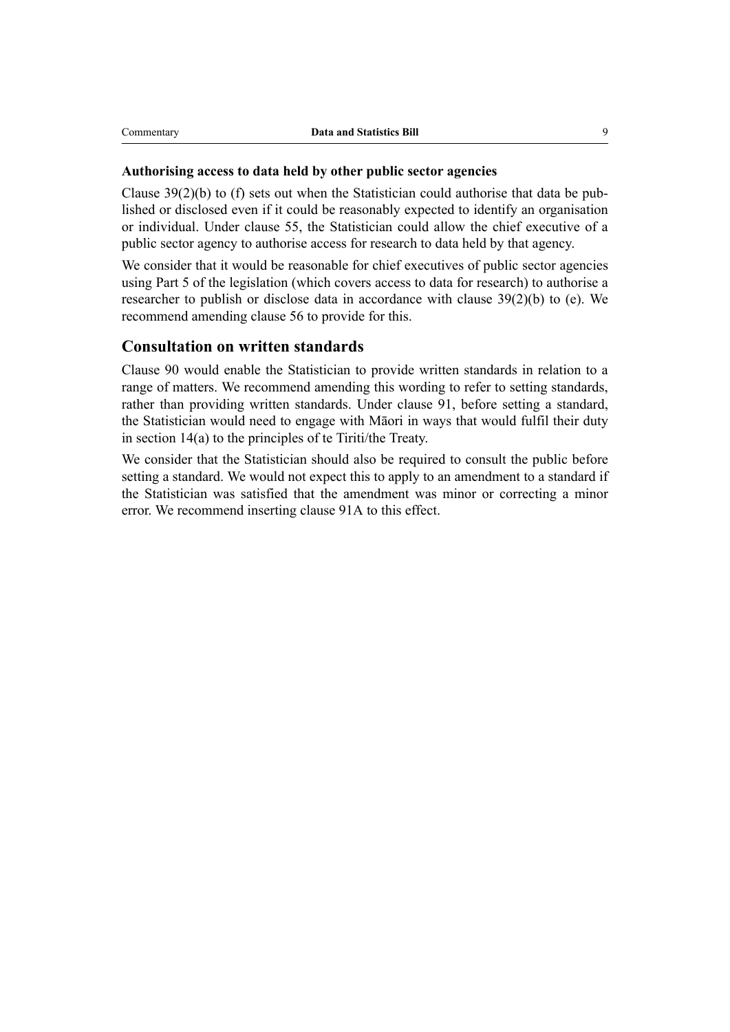### Authorising access to data held by other public sector agencies

Clause 39(2)(b) to (f) sets out when the Statistician could authorise that data be published or disclosed even if it could be reasonably expected to identify an organisation or individual. Under clause 55, the Statistician could allow the chief executive of a public sector agency to authorise access for research to data held by that agency.

We consider that it would be reasonable for chief executives of public sector agencies using Part 5 of the legislation (which covers access to data for research) to authorise a researcher to publish or disclose data in accordance with clause 39(2)(b) to (e). We recommend amending clause 56 to provide for this.

## Consultation on written standards

Clause 90 would enable the Statistician to provide written standards in relation to a range of matters. We recommend amending this wording to refer to setting standards, rather than providing written standards. Under clause 91, before setting a standard, the Statistician would need to engage with Māori in ways that would fulfil their duty in section 14(a) to the principles of te Tiriti/the Treaty.

We consider that the Statistician should also be required to consult the public before setting a standard. We would not expect this to apply to an amendment to a standard if the Statistician was satisfied that the amendment was minor or correcting a minor error. We recommend inserting clause 91A to this effect.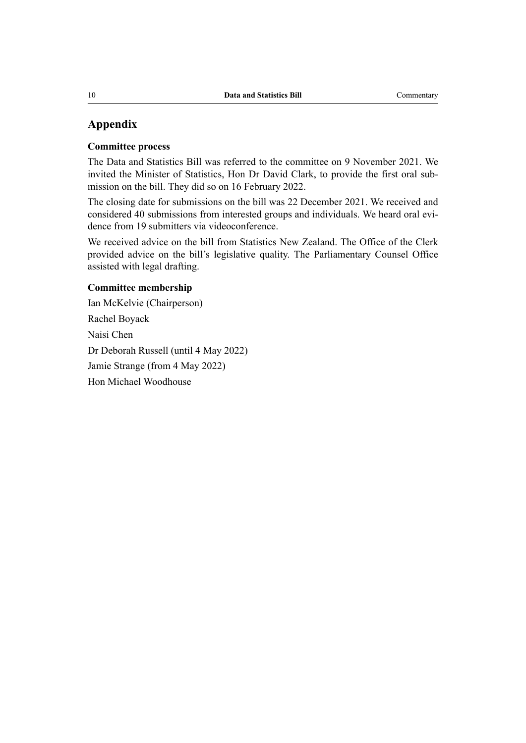## Appendix

### Committee process

The Data and Statistics Bill was referred to the committee on 9 November 2021. We invited the Minister of Statistics, Hon Dr David Clark, to provide the first oral submission on the bill. They did so on 16 February 2022.

The closing date for submissions on the bill was 22 December 2021. We received and considered 40 submissions from interested groups and individuals. We heard oral evidence from 19 submitters via videoconference.

We received advice on the bill from Statistics New Zealand. The Office of the Clerk provided advice on the bill's legislative quality. The Parliamentary Counsel Office assisted with legal drafting.

### Committee membership

Ian McKelvie (Chairperson)

Rachel Boyack

Naisi Chen

Dr Deborah Russell (until 4 May 2022)

Jamie Strange (from 4 May 2022)

Hon Michael Woodhouse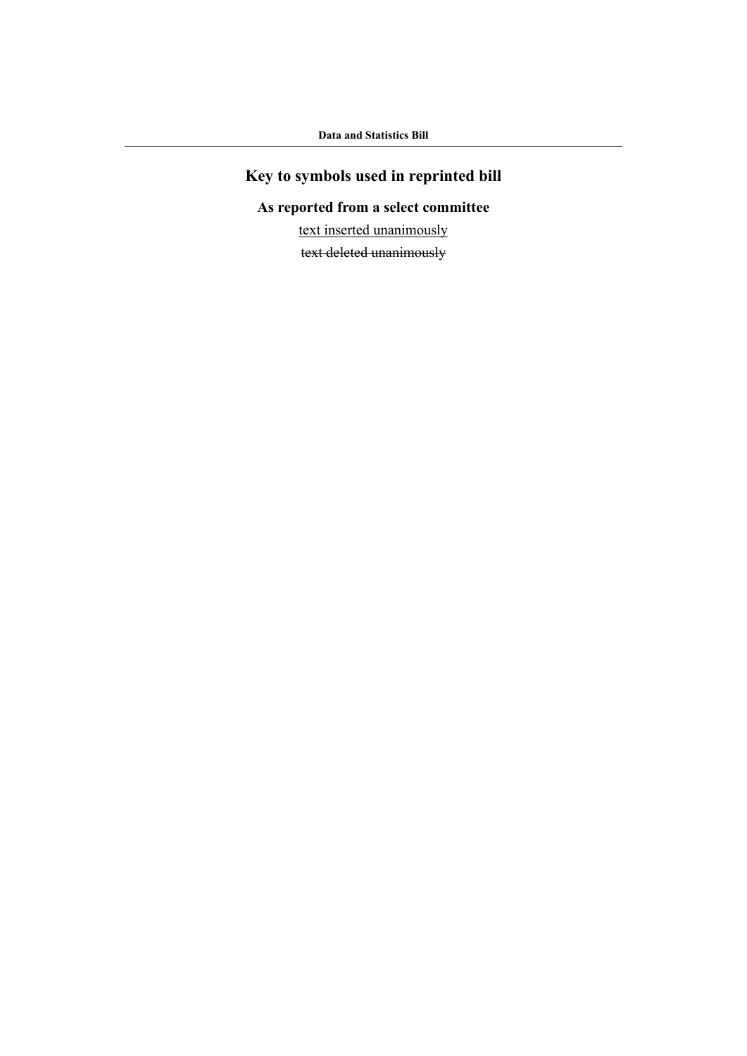# Key to symbols used in reprinted bill

## As reported from a select committee

<u>text inserted unanimously</u>

~~text deleted unanimously~~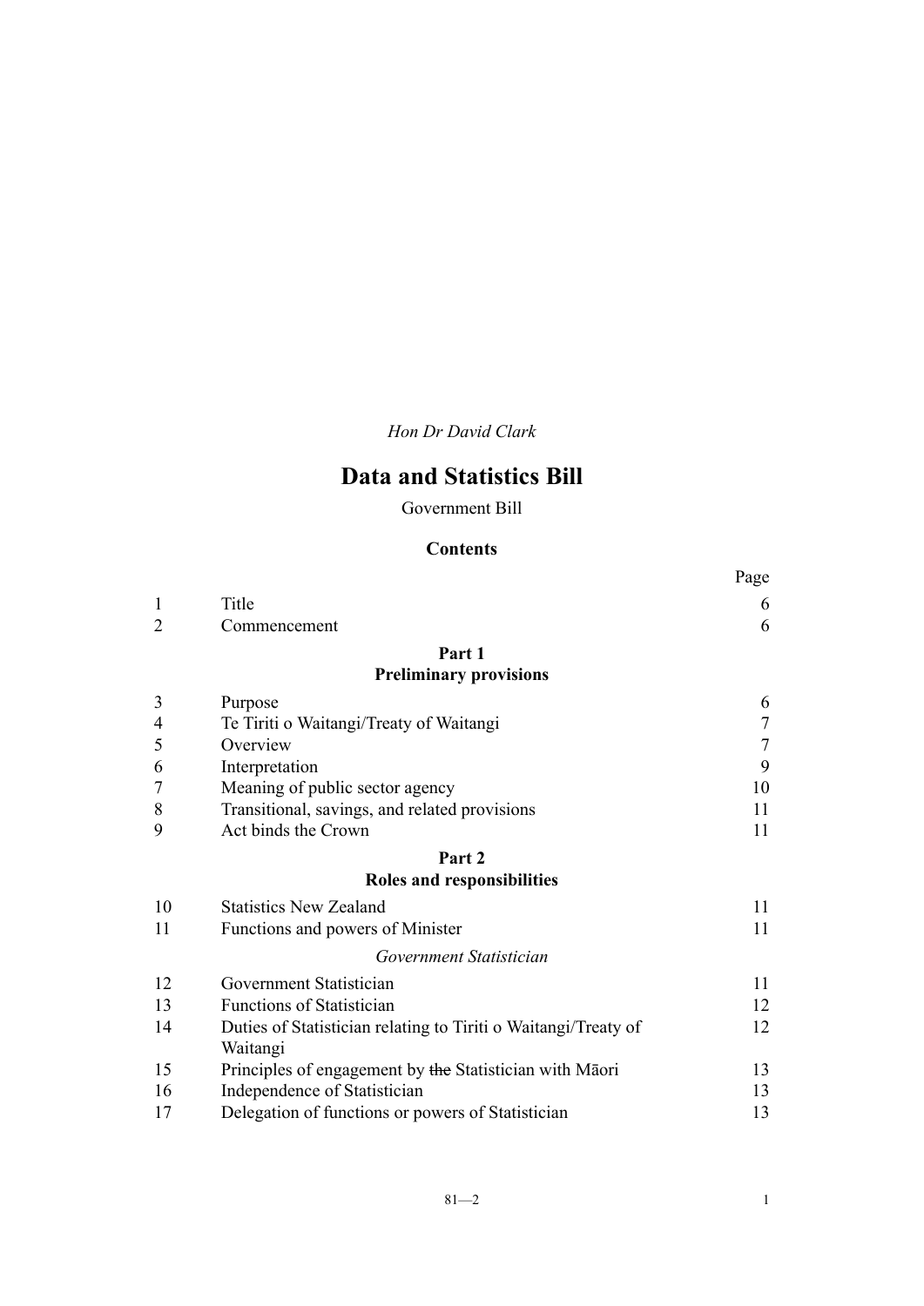*Hon Dr David Clark*

# Data and Statistics Bill

Government Bill

## Contents

| | | Page |
|---|---|---|
| 1 | Title | 6 |
| 2 | Commencement | 6 |
| | **Part 1** **Preliminary provisions** | |
| 3 | Purpose | 6 |
| 4 | Te Tiriti o Waitangi/Treaty of Waitangi | 7 |
| 5 | Overview | 7 |
| 6 | Interpretation | 9 |
| 7 | Meaning of public sector agency | 10 |
| 8 | Transitional, savings, and related provisions | 11 |
| 9 | Act binds the Crown | 11 |
| | **Part 2** **Roles and responsibilities** | |
| 10 | Statistics New Zealand | 11 |
| 11 | Functions and powers of Minister | 11 |
| | *Government Statistician* | |
| 12 | Government Statistician | 11 |
| 13 | Functions of Statistician | 12 |
| 14 | Duties of Statistician relating to Tiriti o Waitangi/Treaty of Waitangi | 12 |
| 15 | Principles of engagement by ~~the~~ Statistician with Māori | 13 |
| 16 | Independence of Statistician | 13 |
| 17 | Delegation of functions or powers of Statistician | 13 |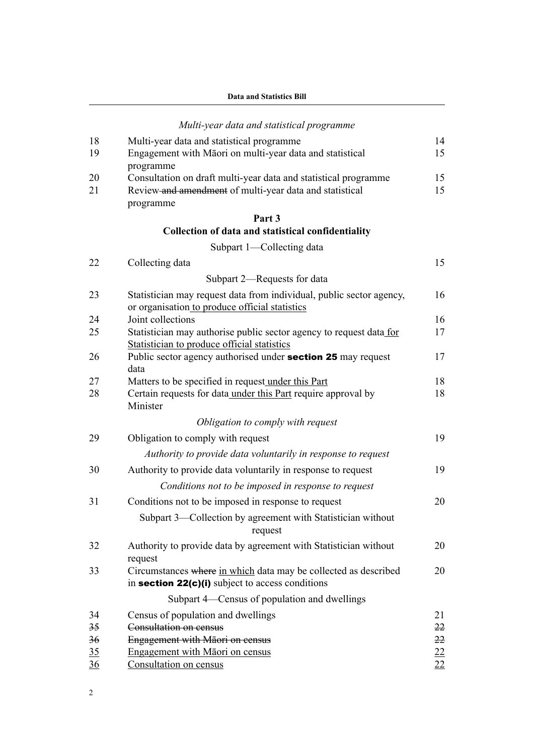*Multi-year data and statistical programme*

| | | |
|---|---|---|
| 18 | Multi-year data and statistical programme | 14 |
| 19 | Engagement with Māori on multi-year data and statistical programme | 15 |
| 20 | Consultation on draft multi-year data and statistical programme | 15 |
| 21 | Review ~~and amendment~~ of multi-year data and statistical programme | 15 |

## Part 3
## Collection of data and statistical confidentiality

Subpart 1—Collecting data

| | | |
|---|---|---|
| 22 | Collecting data | 15 |

Subpart 2—Requests for data

| | | |
|---|---|---|
| 23 | Statistician may request data from individual, public sector agency, or organisation <u>to produce official statistics</u> | 16 |
| 24 | Joint collections | 16 |
| 25 | Statistician may authorise public sector agency to request data <u>for Statistician to produce official statistics</u> | 17 |
| 26 | Public sector agency authorised under **section 25** may request data | 17 |
| 27 | Matters to be specified in request <u>under this Part</u> | 18 |
| 28 | Certain requests for data <u>under this Part</u> require approval by Minister | 18 |

*Obligation to comply with request*

| | | |
|---|---|---|
| 29 | Obligation to comply with request | 19 |

*Authority to provide data voluntarily in response to request*

| | | |
|---|---|---|
| 30 | Authority to provide data voluntarily in response to request | 19 |

*Conditions not to be imposed in response to request*

| | | |
|---|---|---|
| 31 | Conditions not to be imposed in response to request | 20 |

Subpart 3—Collection by agreement with Statistician without request

| | | |
|---|---|---|
| 32 | Authority to provide data by agreement with Statistician without request | 20 |
| 33 | Circumstances ~~where~~ <u>in which</u> data may be collected as described in **section 22(c)(i)** subject to access conditions | 20 |

Subpart 4—Census of population and dwellings

| | | |
|---|---|---|
| 34 | Census of population and dwellings | 21 |
| ~~35~~ | ~~Consultation on census~~ | ~~22~~ |
| ~~36~~ | ~~Engagement with Māori on census~~ | ~~22~~ |
| <u>35</u> | <u>Engagement with Māori on census</u> | <u>22</u> |
| <u>36</u> | <u>Consultation on census</u> | <u>22</u> |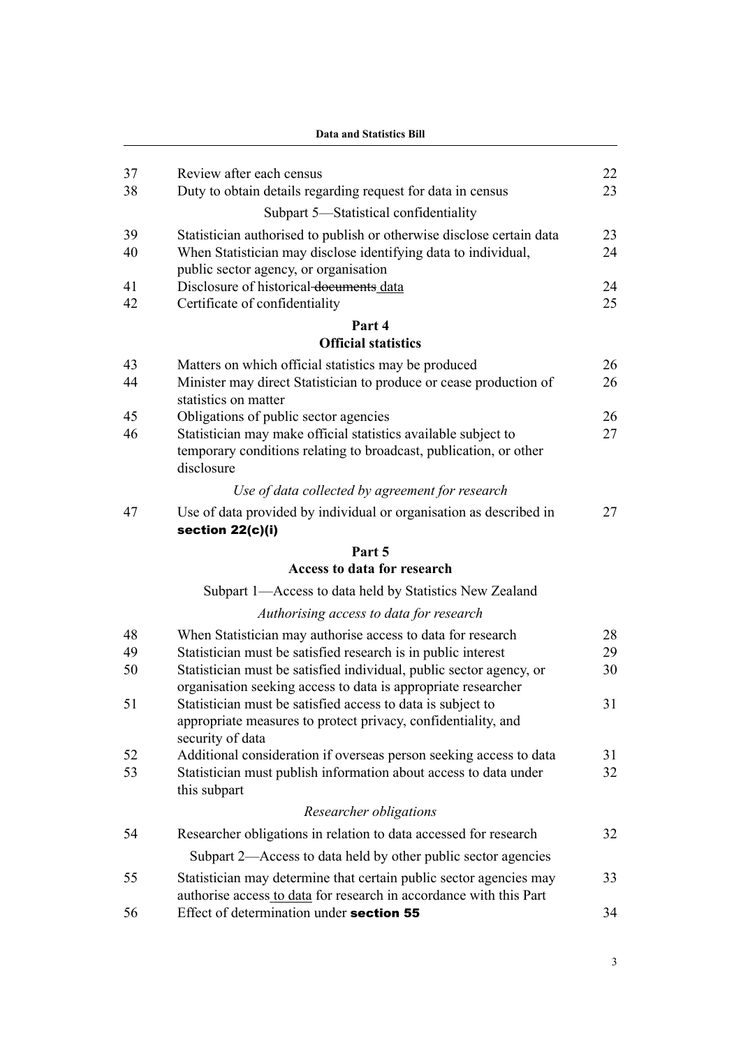| | | |
|---|---|---|
| 37 | Review after each census | 22 |
| 38 | Duty to obtain details regarding request for data in census | 23 |
| | Subpart 5—Statistical confidentiality | |
| 39 | Statistician authorised to publish or otherwise disclose certain data | 23 |
| 40 | When Statistician may disclose identifying data to individual, public sector agency, or organisation | 24 |
| 41 | Disclosure of historical ~~documents~~ data | 24 |
| 42 | Certificate of confidentiality | 25 |
| | **Part 4** **Official statistics** | |
| 43 | Matters on which official statistics may be produced | 26 |
| 44 | Minister may direct Statistician to produce or cease production of statistics on matter | 26 |
| 45 | Obligations of public sector agencies | 26 |
| 46 | Statistician may make official statistics available subject to temporary conditions relating to broadcast, publication, or other disclosure | 27 |
| | *Use of data collected by agreement for research* | |
| 47 | Use of data provided by individual or organisation as described in **section 22(c)(i)** | 27 |
| | **Part 5** **Access to data for research** | |
| | Subpart 1—Access to data held by Statistics New Zealand | |
| | *Authorising access to data for research* | |
| 48 | When Statistician may authorise access to data for research | 28 |
| 49 | Statistician must be satisfied research is in public interest | 29 |
| 50 | Statistician must be satisfied individual, public sector agency, or organisation seeking access to data is appropriate researcher | 30 |
| 51 | Statistician must be satisfied access to data is subject to appropriate measures to protect privacy, confidentiality, and security of data | 31 |
| 52 | Additional consideration if overseas person seeking access to data | 31 |
| 53 | Statistician must publish information about access to data under this subpart | 32 |
| | *Researcher obligations* | |
| 54 | Researcher obligations in relation to data accessed for research | 32 |
| | Subpart 2—Access to data held by other public sector agencies | |
| 55 | Statistician may determine that certain public sector agencies may authorise access to data for research in accordance with this Part | 33 |
| 56 | Effect of determination under **section 55** | 34 |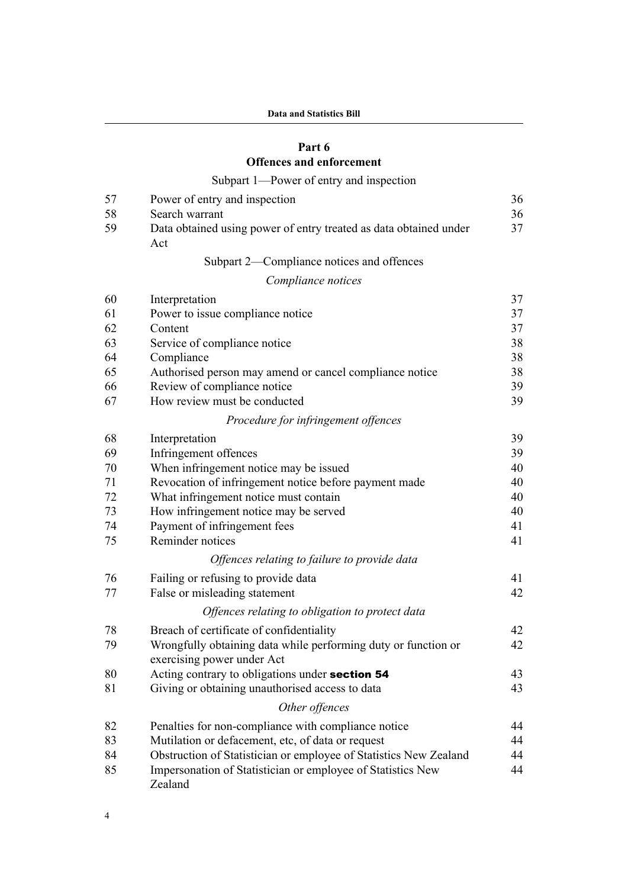## Part 6
## Offences and enforcement

Subpart 1—Power of entry and inspection

| | | |
|---|---|---|
| 57 | Power of entry and inspection | 36 |
| 58 | Search warrant | 36 |
| 59 | Data obtained using power of entry treated as data obtained under Act | 37 |

Subpart 2—Compliance notices and offences

*Compliance notices*

| | | |
|---|---|---|
| 60 | Interpretation | 37 |
| 61 | Power to issue compliance notice | 37 |
| 62 | Content | 37 |
| 63 | Service of compliance notice | 38 |
| 64 | Compliance | 38 |
| 65 | Authorised person may amend or cancel compliance notice | 38 |
| 66 | Review of compliance notice | 39 |
| 67 | How review must be conducted | 39 |

*Procedure for infringement offences*

| | | |
|---|---|---|
| 68 | Interpretation | 39 |
| 69 | Infringement offences | 39 |
| 70 | When infringement notice may be issued | 40 |
| 71 | Revocation of infringement notice before payment made | 40 |
| 72 | What infringement notice must contain | 40 |
| 73 | How infringement notice may be served | 40 |
| 74 | Payment of infringement fees | 41 |
| 75 | Reminder notices | 41 |

*Offences relating to failure to provide data*

| | | |
|---|---|---|
| 76 | Failing or refusing to provide data | 41 |
| 77 | False or misleading statement | 42 |

*Offences relating to obligation to protect data*

| | | |
|---|---|---|
| 78 | Breach of certificate of confidentiality | 42 |
| 79 | Wrongfully obtaining data while performing duty or function or exercising power under Act | 42 |
| 80 | Acting contrary to obligations under **section 54** | 43 |
| 81 | Giving or obtaining unauthorised access to data | 43 |

*Other offences*

| | | |
|---|---|---|
| 82 | Penalties for non-compliance with compliance notice | 44 |
| 83 | Mutilation or defacement, etc, of data or request | 44 |
| 84 | Obstruction of Statistician or employee of Statistics New Zealand | 44 |
| 85 | Impersonation of Statistician or employee of Statistics New Zealand | 44 |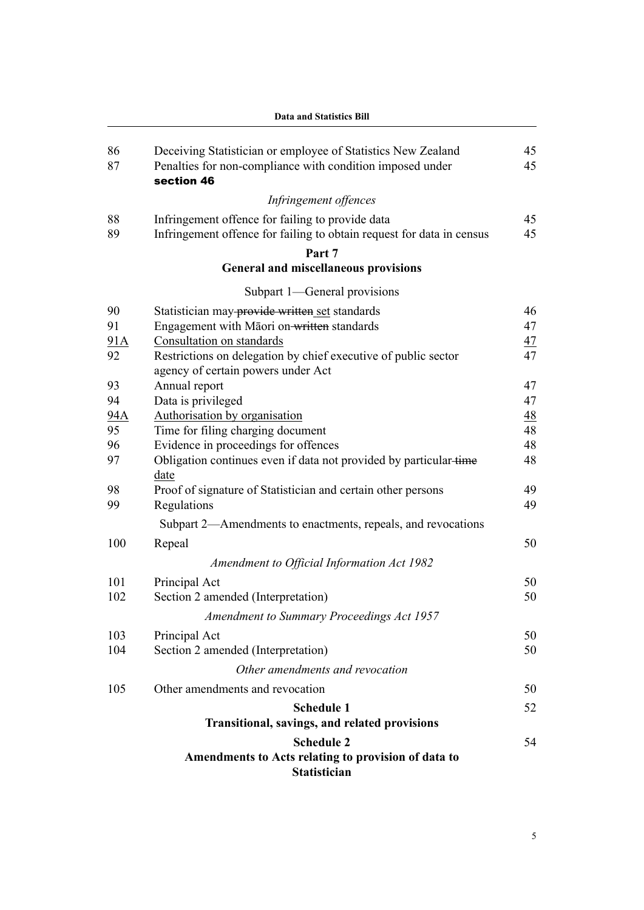| | | |
|---|---|---|
| 86 | Deceiving Statistician or employee of Statistics New Zealand | 45 |
| 87 | Penalties for non-compliance with condition imposed under **section 46** | 45 |
| | *Infringement offences* | |
| 88 | Infringement offence for failing to provide data | 45 |
| 89 | Infringement offence for failing to obtain request for data in census | 45 |

**Part 7**
**General and miscellaneous provisions**

Subpart 1—General provisions

| | | |
|---|---|---|
| 90 | Statistician may ~~provide written~~ <u>set</u> standards | 46 |
| 91 | Engagement with Māori on ~~written~~ standards | 47 |
| <u>91A</u> | <u>Consultation on standards</u> | <u>47</u> |
| 92 | Restrictions on delegation by chief executive of public sector agency of certain powers under Act | 47 |
| 93 | Annual report | 47 |
| 94 | Data is privileged | 47 |
| <u>94A</u> | <u>Authorisation by organisation</u> | <u>48</u> |
| 95 | Time for filing charging document | 48 |
| 96 | Evidence in proceedings for offences | 48 |
| 97 | Obligation continues even if data not provided by particular ~~time~~ <u>date</u> | 48 |
| 98 | Proof of signature of Statistician and certain other persons | 49 |
| 99 | Regulations | 49 |

Subpart 2—Amendments to enactments, repeals, and revocations

| | | |
|---|---|---|
| 100 | Repeal | 50 |
| | *Amendment to Official Information Act 1982* | |
| 101 | Principal Act | 50 |
| 102 | Section 2 amended (Interpretation) | 50 |
| | *Amendment to Summary Proceedings Act 1957* | |
| 103 | Principal Act | 50 |
| 104 | Section 2 amended (Interpretation) | 50 |
| | *Other amendments and revocation* | |
| 105 | Other amendments and revocation | 50 |

**Schedule 1** 52
**Transitional, savings, and related provisions**

**Schedule 2** 54
**Amendments to Acts relating to provision of data to Statistician**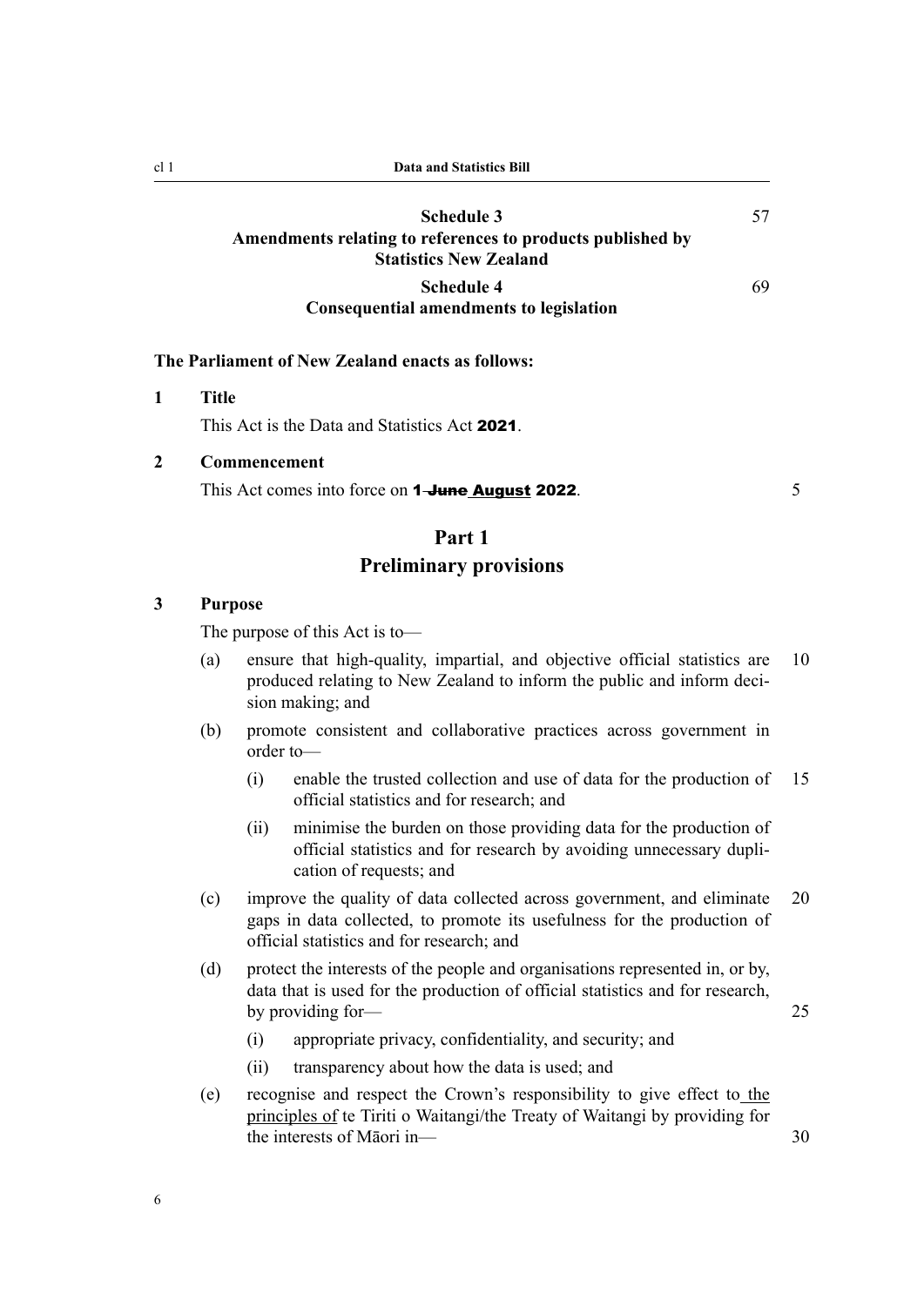**Schedule 3**
**Amendments relating to references to products published by Statistics New Zealand** 57

**Schedule 4**
**Consequential amendments to legislation** 69

**The Parliament of New Zealand enacts as follows:**

**1 Title**

This Act is the Data and Statistics Act **2021**.

**2 Commencement**

This Act comes into force on **1 ~~June~~ August 2022**.

# Part 1
# Preliminary provisions

**3 Purpose**

The purpose of this Act is to—

(a) ensure that high-quality, impartial, and objective official statistics are produced relating to New Zealand to inform the public and inform decision making; and

(b) promote consistent and collaborative practices across government in order to—

   (i) enable the trusted collection and use of data for the production of official statistics and for research; and

   (ii) minimise the burden on those providing data for the production of official statistics and for research by avoiding unnecessary duplication of requests; and

(c) improve the quality of data collected across government, and eliminate gaps in data collected, to promote its usefulness for the production of official statistics and for research; and

(d) protect the interests of the people and organisations represented in, or by, data that is used for the production of official statistics and for research, by providing for—

   (i) appropriate privacy, confidentiality, and security; and

   (ii) transparency about how the data is used; and

(e) recognise and respect the Crown's responsibility to give effect to the principles of te Tiriti o Waitangi/the Treaty of Waitangi by providing for the interests of Māori in—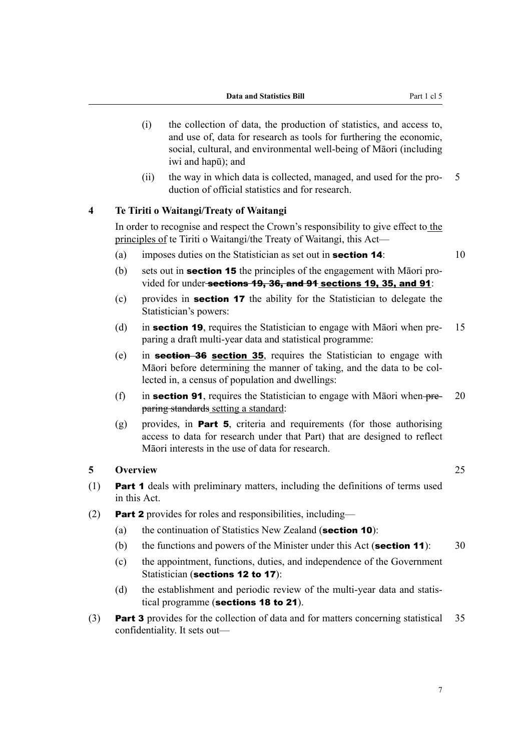(i) the collection of data, the production of statistics, and access to, and use of, data for research as tools for furthering the economic, social, cultural, and environmental well-being of Māori (including iwi and hapū); and

(ii) the way in which data is collected, managed, and used for the production of official statistics and for research.

### 4 Te Tiriti o Waitangi/Treaty of Waitangi

In order to recognise and respect the Crown's responsibility to give effect to the principles of te Tiriti o Waitangi/the Treaty of Waitangi, this Act—

(a) imposes duties on the Statistician as set out in **section 14**:

(b) sets out in **section 15** the principles of the engagement with Māori provided for under ~~**sections 19, 36, and 91**~~ **sections 19, 35, and 91**:

(c) provides in **section 17** the ability for the Statistician to delegate the Statistician's powers:

(d) in **section 19**, requires the Statistician to engage with Māori when preparing a draft multi-year data and statistical programme:

(e) in ~~**section 36**~~ **section 35**, requires the Statistician to engage with Māori before determining the manner of taking, and the data to be collected in, a census of population and dwellings:

(f) in **section 91**, requires the Statistician to engage with Māori when ~~preparing standards~~ setting a standard:

(g) provides, in **Part 5**, criteria and requirements (for those authorising access to data for research under that Part) that are designed to reflect Māori interests in the use of data for research.

### 5 Overview

(1) **Part 1** deals with preliminary matters, including the definitions of terms used in this Act.

(2) **Part 2** provides for roles and responsibilities, including—

(a) the continuation of Statistics New Zealand (**section 10**):

(b) the functions and powers of the Minister under this Act (**section 11**):

(c) the appointment, functions, duties, and independence of the Government Statistician (**sections 12 to 17**):

(d) the establishment and periodic review of the multi-year data and statistical programme (**sections 18 to 21**).

(3) **Part 3** provides for the collection of data and for matters concerning statistical confidentiality. It sets out—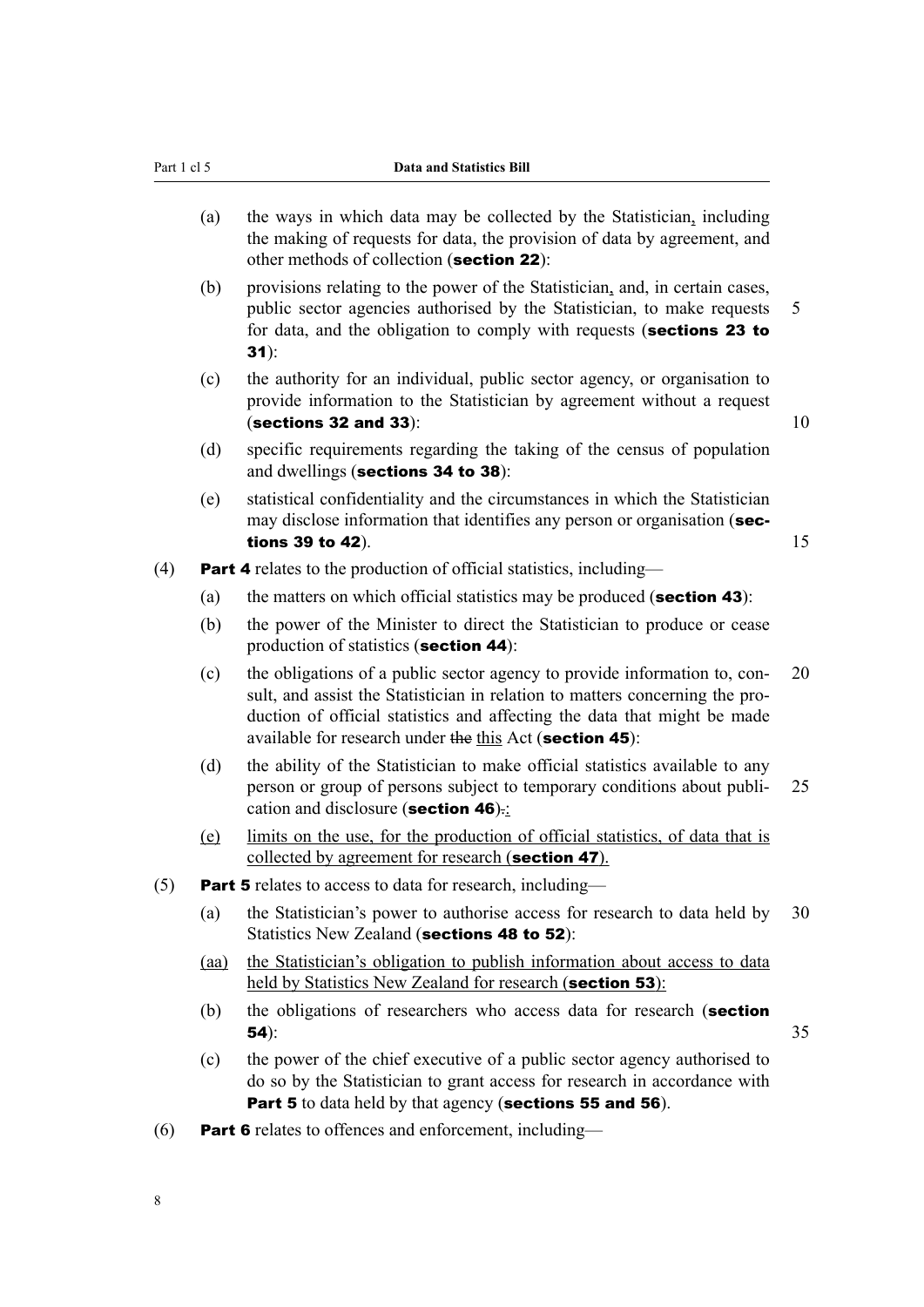(a) the ways in which data may be collected by the Statistician, including the making of requests for data, the provision of data by agreement, and other methods of collection (**section 22**):

(b) provisions relating to the power of the Statistician, and, in certain cases, public sector agencies authorised by the Statistician, to make requests for data, and the obligation to comply with requests (**sections 23 to 31**):

(c) the authority for an individual, public sector agency, or organisation to provide information to the Statistician by agreement without a request (**sections 32 and 33**):

(d) specific requirements regarding the taking of the census of population and dwellings (**sections 34 to 38**):

(e) statistical confidentiality and the circumstances in which the Statistician may disclose information that identifies any person or organisation (**sections 39 to 42**).

(4) **Part 4** relates to the production of official statistics, including—

(a) the matters on which official statistics may be produced (**section 43**):

(b) the power of the Minister to direct the Statistician to produce or cease production of statistics (**section 44**):

(c) the obligations of a public sector agency to provide information to, consult, and assist the Statistician in relation to matters concerning the production of official statistics and affecting the data that might be made available for research under ~~the~~ this Act (**section 45**):

(d) the ability of the Statistician to make official statistics available to any person or group of persons subject to temporary conditions about publication and disclosure (**section 46**)~~.~~:

(e) limits on the use, for the production of official statistics, of data that is collected by agreement for research (**section 47**).

(5) **Part 5** relates to access to data for research, including—

(a) the Statistician's power to authorise access for research to data held by Statistics New Zealand (**sections 48 to 52**):

(aa) the Statistician's obligation to publish information about access to data held by Statistics New Zealand for research (**section 53**):

(b) the obligations of researchers who access data for research (**section 54**):

(c) the power of the chief executive of a public sector agency authorised to do so by the Statistician to grant access for research in accordance with **Part 5** to data held by that agency (**sections 55 and 56**).

(6) **Part 6** relates to offences and enforcement, including—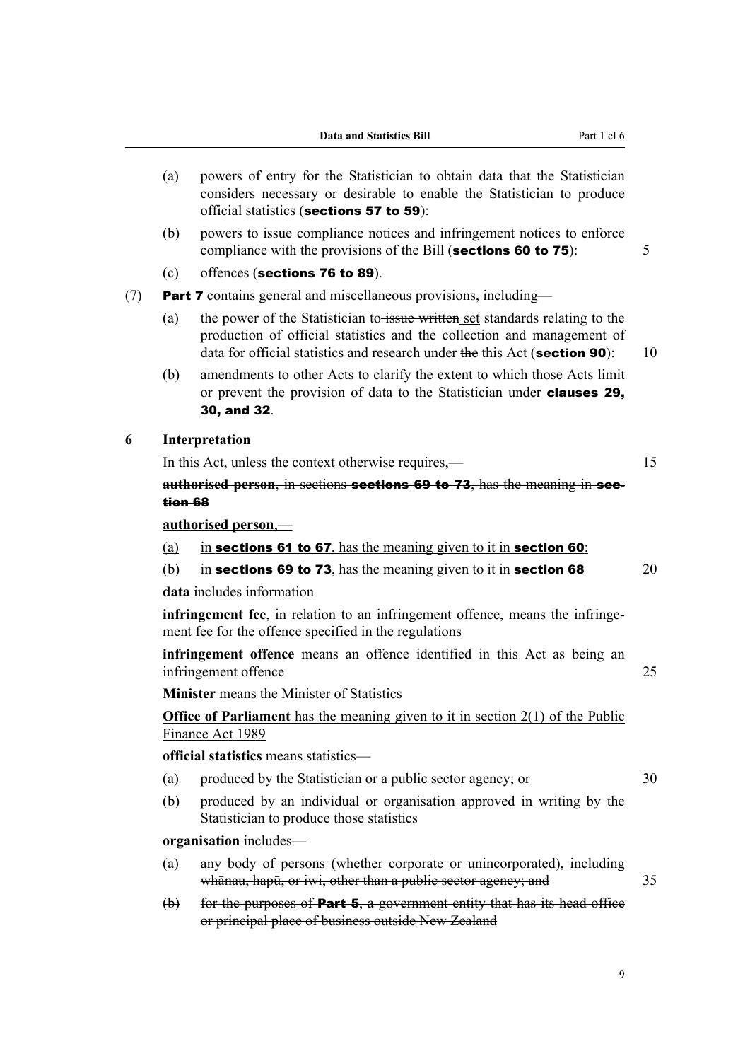(a) powers of entry for the Statistician to obtain data that the Statistician considers necessary or desirable to enable the Statistician to produce official statistics (**sections 57 to 59**):

(b) powers to issue compliance notices and infringement notices to enforce compliance with the provisions of the Bill (**sections 60 to 75**):

(c) offences (**sections 76 to 89**).

(7) **Part 7** contains general and miscellaneous provisions, including—

(a) the power of the Statistician to ~~issue written~~ set standards relating to the production of official statistics and the collection and management of data for official statistics and research under ~~the~~ this Act (**section 90**):

(b) amendments to other Acts to clarify the extent to which those Acts limit or prevent the provision of data to the Statistician under **clauses 29, 30, and 32**.

## 6 Interpretation

In this Act, unless the context otherwise requires,—

~~**authorised person**, in sections **sections 69 to 73**, has the meaning in **section 68**~~

**authorised person**,—

(a) in **sections 61 to 67**, has the meaning given to it in **section 60**:

(b) in **sections 69 to 73**, has the meaning given to it in **section 68**

**data** includes information

**infringement fee**, in relation to an infringement offence, means the infringement fee for the offence specified in the regulations

**infringement offence** means an offence identified in this Act as being an infringement offence

**Minister** means the Minister of Statistics

**Office of Parliament** has the meaning given to it in section 2(1) of the Public Finance Act 1989

**official statistics** means statistics—

(a) produced by the Statistician or a public sector agency; or

(b) produced by an individual or organisation approved in writing by the Statistician to produce those statistics

~~**organisation** includes—~~

~~(a) any body of persons (whether corporate or unincorporated), including whānau, hapū, or iwi, other than a public sector agency; and~~

~~(b) for the purposes of **Part 5**, a government entity that has its head office or principal place of business outside New Zealand~~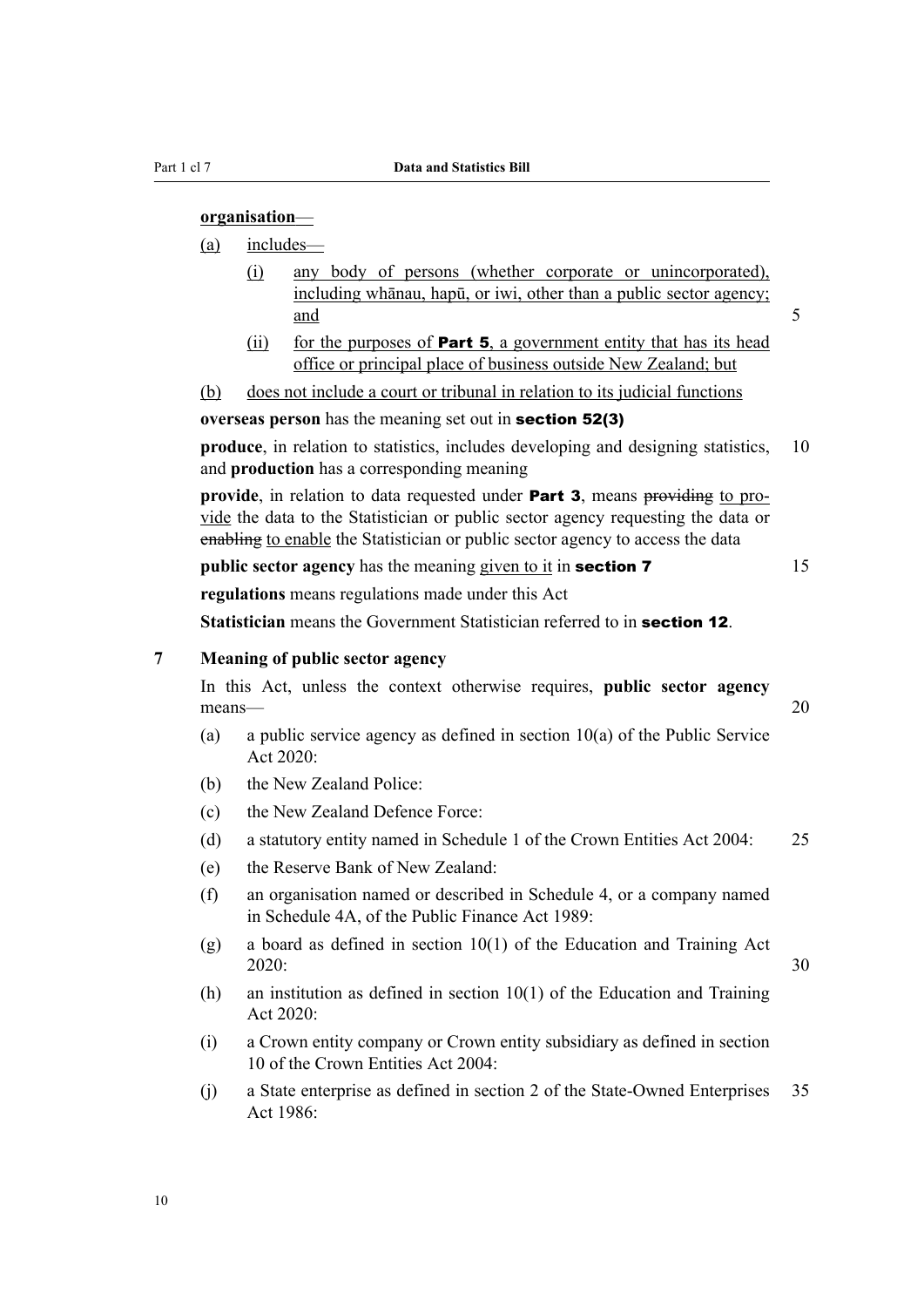**organisation**—

(a) includes—

  (i) any body of persons (whether corporate or unincorporated), including whānau, hapū, or iwi, other than a public sector agency; and

  (ii) for the purposes of **Part 5**, a government entity that has its head office or principal place of business outside New Zealand; but

(b) does not include a court or tribunal in relation to its judicial functions

**overseas person** has the meaning set out in **section 52(3)**

**produce**, in relation to statistics, includes developing and designing statistics, and **production** has a corresponding meaning

**provide**, in relation to data requested under **Part 3**, means ~~providing~~ to provide the data to the Statistician or public sector agency requesting the data or ~~enabling~~ to enable the Statistician or public sector agency to access the data

**public sector agency** has the meaning given to it in **section 7**

**regulations** means regulations made under this Act

**Statistician** means the Government Statistician referred to in **section 12**.

### 7 Meaning of public sector agency

In this Act, unless the context otherwise requires, **public sector agency** means—

(a) a public service agency as defined in section 10(a) of the Public Service Act 2020:

(b) the New Zealand Police:

(c) the New Zealand Defence Force:

(d) a statutory entity named in Schedule 1 of the Crown Entities Act 2004:

(e) the Reserve Bank of New Zealand:

(f) an organisation named or described in Schedule 4, or a company named in Schedule 4A, of the Public Finance Act 1989:

(g) a board as defined in section 10(1) of the Education and Training Act 2020:

(h) an institution as defined in section 10(1) of the Education and Training Act 2020:

(i) a Crown entity company or Crown entity subsidiary as defined in section 10 of the Crown Entities Act 2004:

(j) a State enterprise as defined in section 2 of the State-Owned Enterprises Act 1986: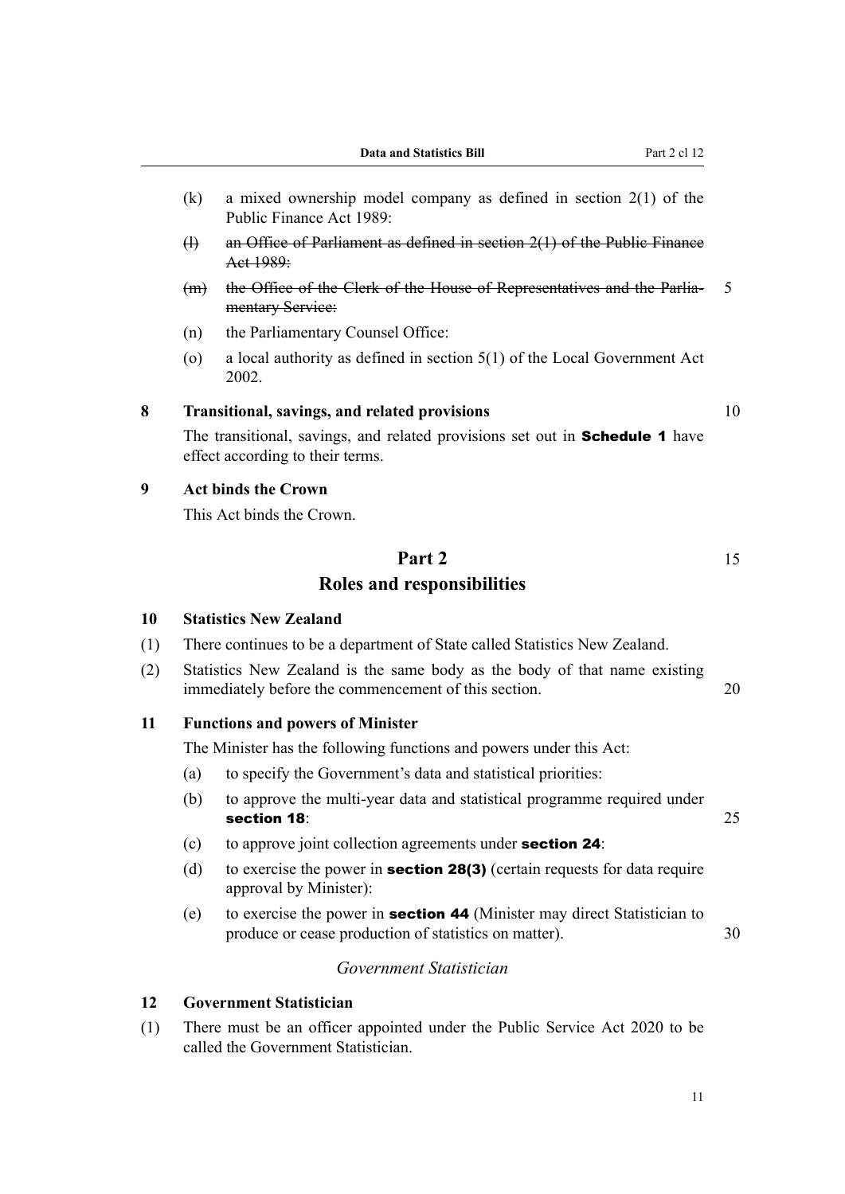(k) a mixed ownership model company as defined in section 2(1) of the Public Finance Act 1989:

(l) ~~an Office of Parliament as defined in section 2(1) of the Public Finance Act 1989:~~

(m) ~~the Office of the Clerk of the House of Representatives and the Parliamentary Service:~~

(n) the Parliamentary Counsel Office:

(o) a local authority as defined in section 5(1) of the Local Government Act 2002.

**8 Transitional, savings, and related provisions**

The transitional, savings, and related provisions set out in **Schedule 1** have effect according to their terms.

**9 Act binds the Crown**

This Act binds the Crown.

## Part 2
## Roles and responsibilities

**10 Statistics New Zealand**

(1) There continues to be a department of State called Statistics New Zealand.

(2) Statistics New Zealand is the same body as the body of that name existing immediately before the commencement of this section.

**11 Functions and powers of Minister**

The Minister has the following functions and powers under this Act:

(a) to specify the Government's data and statistical priorities:

(b) to approve the multi-year data and statistical programme required under **section 18**:

(c) to approve joint collection agreements under **section 24**:

(d) to exercise the power in **section 28(3)** (certain requests for data require approval by Minister):

(e) to exercise the power in **section 44** (Minister may direct Statistician to produce or cease production of statistics on matter).

*Government Statistician*

**12 Government Statistician**

(1) There must be an officer appointed under the Public Service Act 2020 to be called the Government Statistician.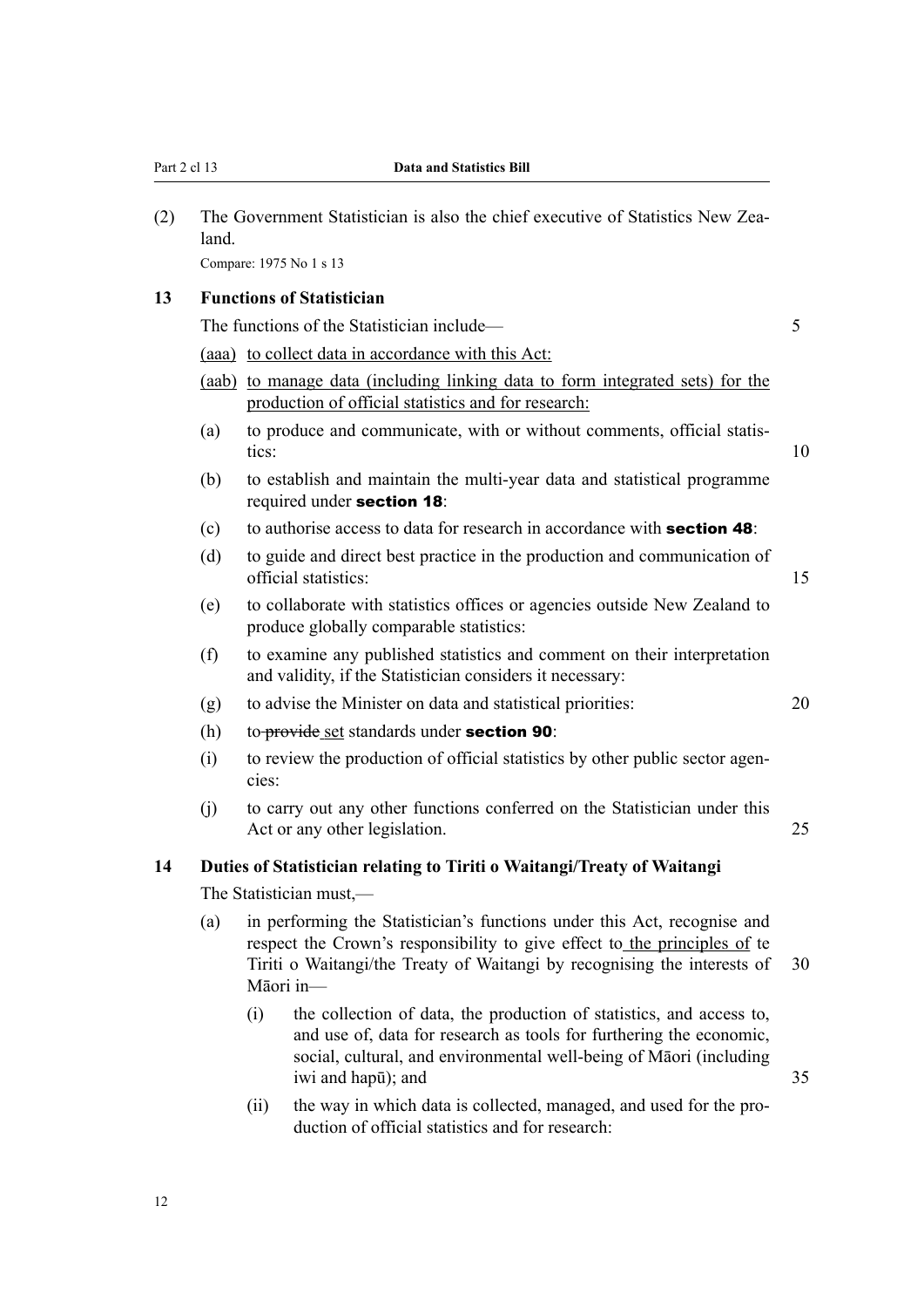(2) The Government Statistician is also the chief executive of Statistics New Zealand.

Compare: 1975 No 1 s 13

### 13 Functions of Statistician

The functions of the Statistician include—

(aaa) to collect data in accordance with this Act:

(aab) to manage data (including linking data to form integrated sets) for the production of official statistics and for research:

(a) to produce and communicate, with or without comments, official statistics:

(b) to establish and maintain the multi-year data and statistical programme required under **section 18**:

(c) to authorise access to data for research in accordance with **section 48**:

(d) to guide and direct best practice in the production and communication of official statistics:

(e) to collaborate with statistics offices or agencies outside New Zealand to produce globally comparable statistics:

(f) to examine any published statistics and comment on their interpretation and validity, if the Statistician considers it necessary:

(g) to advise the Minister on data and statistical priorities:

(h) to ~~provide~~ set standards under **section 90**:

(i) to review the production of official statistics by other public sector agencies:

(j) to carry out any other functions conferred on the Statistician under this Act or any other legislation.

### 14 Duties of Statistician relating to Tiriti o Waitangi/Treaty of Waitangi

The Statistician must,—

(a) in performing the Statistician's functions under this Act, recognise and respect the Crown's responsibility to give effect to the principles of te Tiriti o Waitangi/the Treaty of Waitangi by recognising the interests of Māori in—

(i) the collection of data, the production of statistics, and access to, and use of, data for research as tools for furthering the economic, social, cultural, and environmental well-being of Māori (including iwi and hapū); and

(ii) the way in which data is collected, managed, and used for the production of official statistics and for research: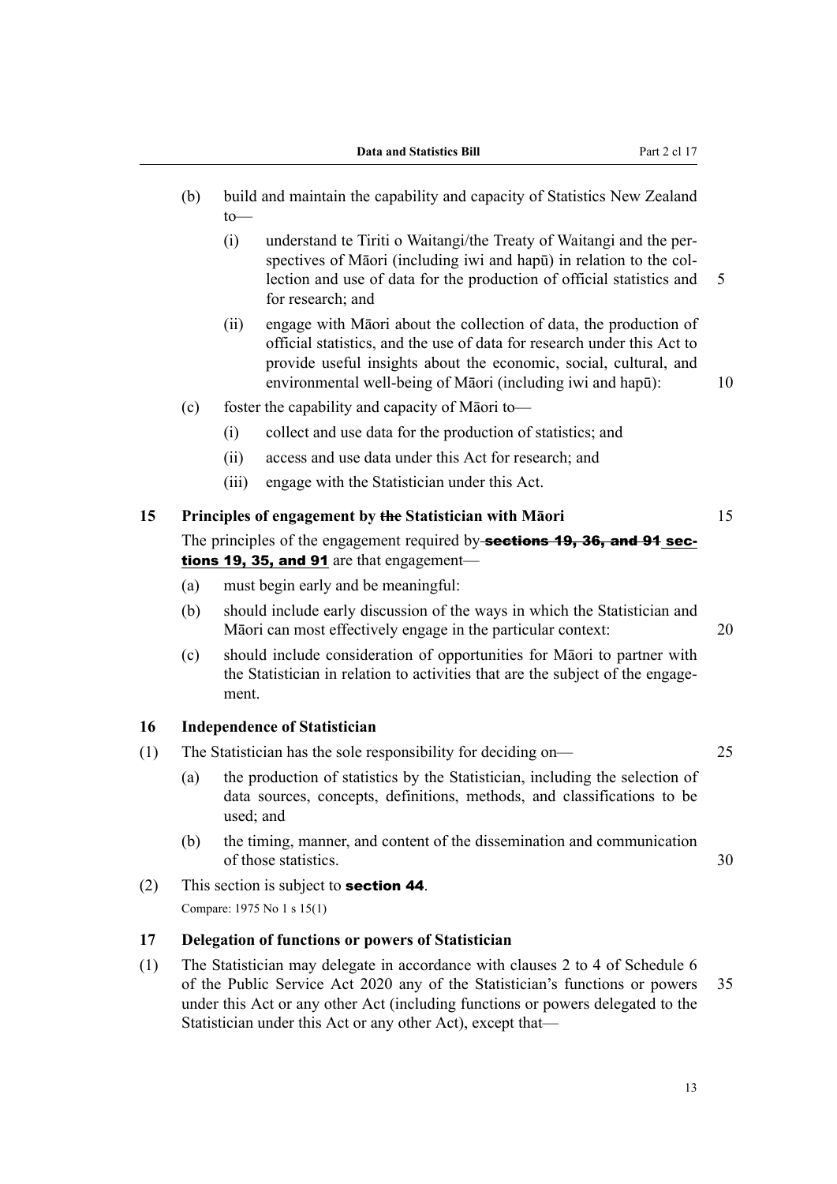(b) build and maintain the capability and capacity of Statistics New Zealand to—

    (i) understand te Tiriti o Waitangi/the Treaty of Waitangi and the perspectives of Māori (including iwi and hapū) in relation to the collection and use of data for the production of official statistics and for research; and

    (ii) engage with Māori about the collection of data, the production of official statistics, and the use of data for research under this Act to provide useful insights about the economic, social, cultural, and environmental well-being of Māori (including iwi and hapū):

(c) foster the capability and capacity of Māori to—

    (i) collect and use data for the production of statistics; and

    (ii) access and use data under this Act for research; and

    (iii) engage with the Statistician under this Act.

### 15 Principles of engagement by ~~the~~ Statistician with Māori

The principles of the engagement required by ~~**sections 19, 36, and 91**~~ **sections 19, 35, and 91** are that engagement—

(a) must begin early and be meaningful:

(b) should include early discussion of the ways in which the Statistician and Māori can most effectively engage in the particular context:

(c) should include consideration of opportunities for Māori to partner with the Statistician in relation to activities that are the subject of the engagement.

### 16 Independence of Statistician

(1) The Statistician has the sole responsibility for deciding on—

(a) the production of statistics by the Statistician, including the selection of data sources, concepts, definitions, methods, and classifications to be used; and

(b) the timing, manner, and content of the dissemination and communication of those statistics.

(2) This section is subject to **section 44**.

Compare: 1975 No 1 s 15(1)

### 17 Delegation of functions or powers of Statistician

(1) The Statistician may delegate in accordance with clauses 2 to 4 of Schedule 6 of the Public Service Act 2020 any of the Statistician's functions or powers under this Act or any other Act (including functions or powers delegated to the Statistician under this Act or any other Act), except that—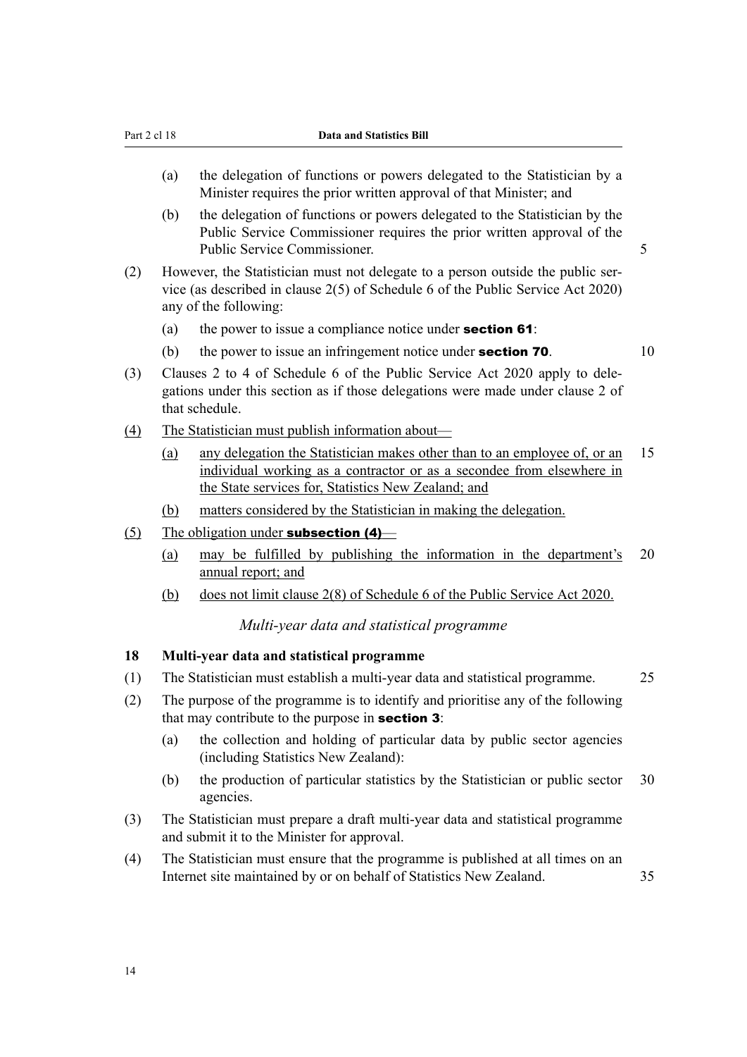(a) the delegation of functions or powers delegated to the Statistician by a Minister requires the prior written approval of that Minister; and

(b) the delegation of functions or powers delegated to the Statistician by the Public Service Commissioner requires the prior written approval of the Public Service Commissioner.

(2) However, the Statistician must not delegate to a person outside the public service (as described in clause 2(5) of Schedule 6 of the Public Service Act 2020) any of the following:

(a) the power to issue a compliance notice under **section 61**:

(b) the power to issue an infringement notice under **section 70**.

(3) Clauses 2 to 4 of Schedule 6 of the Public Service Act 2020 apply to delegations under this section as if those delegations were made under clause 2 of that schedule.

(4) The Statistician must publish information about—

(a) any delegation the Statistician makes other than to an employee of, or an individual working as a contractor or as a secondee from elsewhere in the State services for, Statistics New Zealand; and

(b) matters considered by the Statistician in making the delegation.

(5) The obligation under **subsection (4)**—

(a) may be fulfilled by publishing the information in the department's annual report; and

(b) does not limit clause 2(8) of Schedule 6 of the Public Service Act 2020.

*Multi-year data and statistical programme*

### 18 Multi-year data and statistical programme

(1) The Statistician must establish a multi-year data and statistical programme.

(2) The purpose of the programme is to identify and prioritise any of the following that may contribute to the purpose in **section 3**:

(a) the collection and holding of particular data by public sector agencies (including Statistics New Zealand):

(b) the production of particular statistics by the Statistician or public sector agencies.

(3) The Statistician must prepare a draft multi-year data and statistical programme and submit it to the Minister for approval.

(4) The Statistician must ensure that the programme is published at all times on an Internet site maintained by or on behalf of Statistics New Zealand.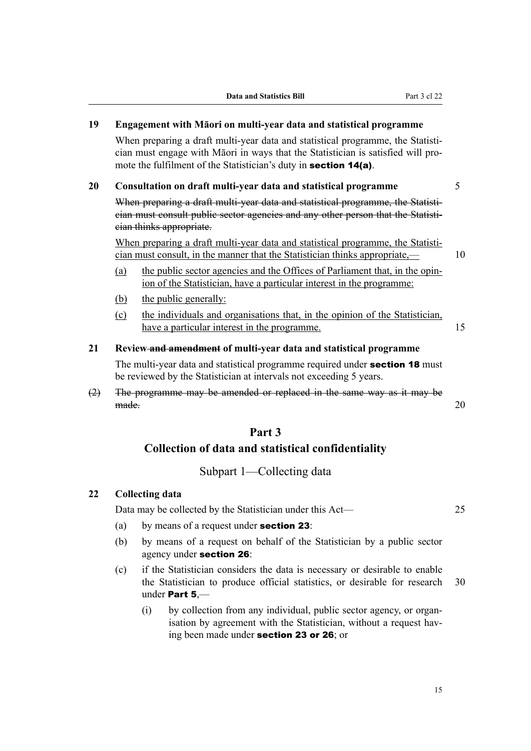**19 Engagement with Māori on multi-year data and statistical programme**

When preparing a draft multi-year data and statistical programme, the Statistician must engage with Māori in ways that the Statistician is satisfied will promote the fulfilment of the Statistician's duty in **section 14(a)**.

**20 Consultation on draft multi-year data and statistical programme**

~~When preparing a draft multi-year data and statistical programme, the Statistician must consult public sector agencies and any other person that the Statistician thinks appropriate.~~

<u>When preparing a draft multi-year data and statistical programme, the Statistician must consult, in the manner that the Statistician thinks appropriate,—</u>

<u>(a) the public sector agencies and the Offices of Parliament that, in the opinion of the Statistician, have a particular interest in the programme:</u>

<u>(b) the public generally:</u>

<u>(c) the individuals and organisations that, in the opinion of the Statistician, have a particular interest in the programme.</u>

**21 Review ~~and amendment~~ of multi-year data and statistical programme**

The multi-year data and statistical programme required under **section 18** must be reviewed by the Statistician at intervals not exceeding 5 years.

~~(2) The programme may be amended or replaced in the same way as it may be made.~~

## Part 3
## Collection of data and statistical confidentiality

### Subpart 1—Collecting data

**22 Collecting data**

Data may be collected by the Statistician under this Act—

(a) by means of a request under **section 23**:

(b) by means of a request on behalf of the Statistician by a public sector agency under **section 26**:

(c) if the Statistician considers the data is necessary or desirable to enable the Statistician to produce official statistics, or desirable for research under **Part 5**,—

(i) by collection from any individual, public sector agency, or organisation by agreement with the Statistician, without a request having been made under **section 23 or 26**; or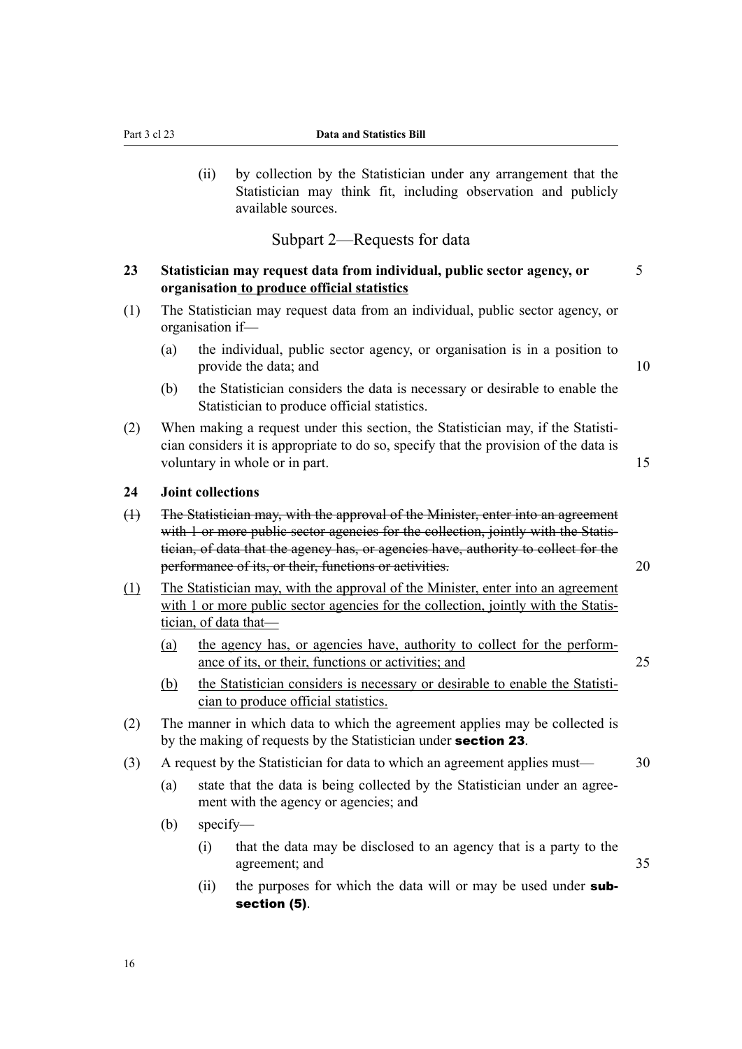(ii) by collection by the Statistician under any arrangement that the Statistician may think fit, including observation and publicly available sources.

## Subpart 2—Requests for data

### 23 Statistician may request data from individual, public sector agency, or organisation <u>to produce official statistics</u>

(1) The Statistician may request data from an individual, public sector agency, or organisation if—

(a) the individual, public sector agency, or organisation is in a position to provide the data; and

(b) the Statistician considers the data is necessary or desirable to enable the Statistician to produce official statistics.

(2) When making a request under this section, the Statistician may, if the Statistician considers it is appropriate to do so, specify that the provision of the data is voluntary in whole or in part.

### 24 Joint collections

~~(1) The Statistician may, with the approval of the Minister, enter into an agreement with 1 or more public sector agencies for the collection, jointly with the Statistician, of data that the agency has, or agencies have, authority to collect for the performance of its, or their, functions or activities.~~

<u>(1) The Statistician may, with the approval of the Minister, enter into an agreement with 1 or more public sector agencies for the collection, jointly with the Statistician, of data that—</u>

<u>(a) the agency has, or agencies have, authority to collect for the performance of its, or their, functions or activities; and</u>

<u>(b) the Statistician considers is necessary or desirable to enable the Statistician to produce official statistics.</u>

(2) The manner in which data to which the agreement applies may be collected is by the making of requests by the Statistician under **section 23**.

(3) A request by the Statistician for data to which an agreement applies must—

(a) state that the data is being collected by the Statistician under an agreement with the agency or agencies; and

(b) specify—

(i) that the data may be disclosed to an agency that is a party to the agreement; and

(ii) the purposes for which the data will or may be used under **subsection (5)**.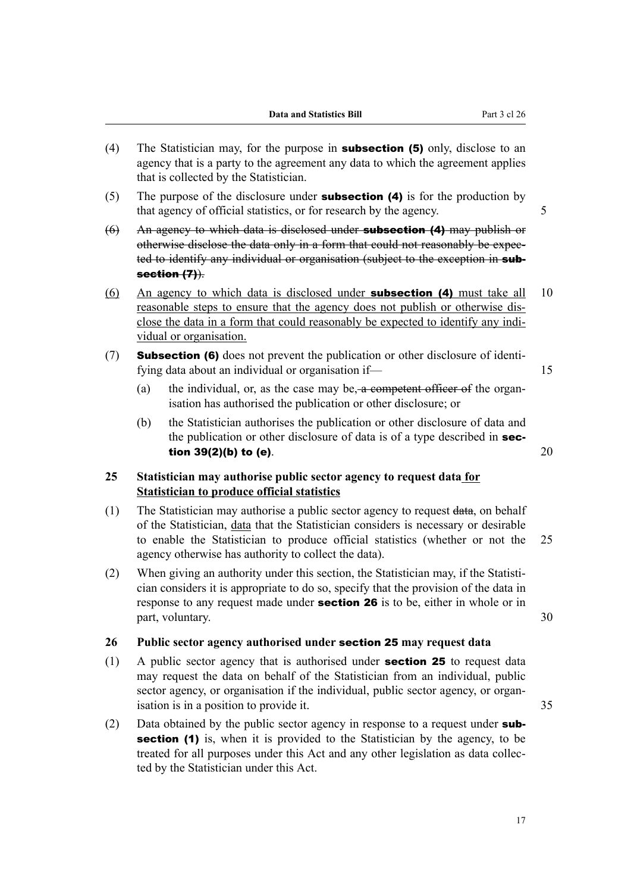(4) The Statistician may, for the purpose in **subsection (5)** only, disclose to an agency that is a party to the agreement any data to which the agreement applies that is collected by the Statistician.

(5) The purpose of the disclosure under **subsection (4)** is for the production by that agency of official statistics, or for research by the agency.

~~(6) An agency to which data is disclosed under **subsection (4)** may publish or otherwise disclose the data only in a form that could not reasonably be expected to identify any individual or organisation (subject to the exception in **subsection (7)**).~~

<u>(6) An agency to which data is disclosed under **subsection (4)** must take all reasonable steps to ensure that the agency does not publish or otherwise disclose the data in a form that could reasonably be expected to identify any individual or organisation.</u>

(7) **Subsection (6)** does not prevent the publication or other disclosure of identifying data about an individual or organisation if—

- (a) the individual, or, as the case may be, ~~a competent officer of~~ the organisation has authorised the publication or other disclosure; or
- (b) the Statistician authorises the publication or other disclosure of data and the publication or other disclosure of data is of a type described in **section 39(2)(b) to (e)**.

### 25 Statistician may authorise public sector agency to request data <u>for Statistician to produce official statistics</u>

(1) The Statistician may authorise a public sector agency to request ~~data~~, on behalf of the Statistician, <u>data</u> that the Statistician considers is necessary or desirable to enable the Statistician to produce official statistics (whether or not the agency otherwise has authority to collect the data).

(2) When giving an authority under this section, the Statistician may, if the Statistician considers it is appropriate to do so, specify that the provision of the data in response to any request made under **section 26** is to be, either in whole or in part, voluntary.

### 26 Public sector agency authorised under section 25 may request data

(1) A public sector agency that is authorised under **section 25** to request data may request the data on behalf of the Statistician from an individual, public sector agency, or organisation if the individual, public sector agency, or organisation is in a position to provide it.

(2) Data obtained by the public sector agency in response to a request under **subsection (1)** is, when it is provided to the Statistician by the agency, to be treated for all purposes under this Act and any other legislation as data collected by the Statistician under this Act.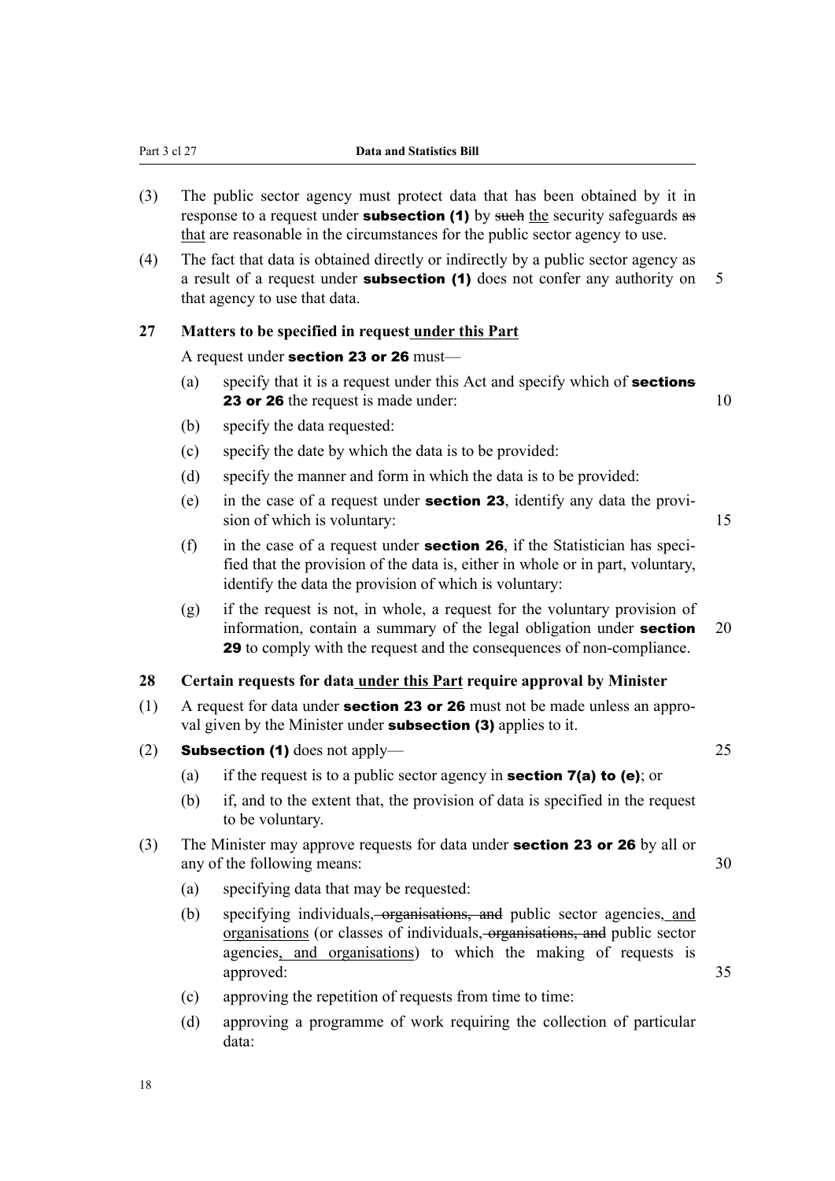(3) The public sector agency must protect data that has been obtained by it in response to a request under **subsection (1)** by ~~such~~ the security safeguards ~~as~~ that are reasonable in the circumstances for the public sector agency to use.

(4) The fact that data is obtained directly or indirectly by a public sector agency as a result of a request under **subsection (1)** does not confer any authority on that agency to use that data.

### 27 Matters to be specified in request under this Part

A request under **section 23 or 26** must—

(a) specify that it is a request under this Act and specify which of **~~sections~~ 23 or 26** the request is made under:

(b) specify the data requested:

(c) specify the date by which the data is to be provided:

(d) specify the manner and form in which the data is to be provided:

(e) in the case of a request under **section 23**, identify any data the provision of which is voluntary:

(f) in the case of a request under **section 26**, if the Statistician has specified that the provision of the data is, either in whole or in part, voluntary, identify the data the provision of which is voluntary:

(g) if the request is not, in whole, a request for the voluntary provision of information, contain a summary of the legal obligation under **section 29** to comply with the request and the consequences of non-compliance.

### 28 Certain requests for data under this Part require approval by Minister

(1) A request for data under **section 23 or 26** must not be made unless an approval given by the Minister under **subsection (3)** applies to it.

(2) **Subsection (1)** does not apply—

(a) if the request is to a public sector agency in **section 7(a) to (e)**; or

(b) if, and to the extent that, the provision of data is specified in the request to be voluntary.

(3) The Minister may approve requests for data under **section 23 or 26** by all or any of the following means:

(a) specifying data that may be requested:

(b) specifying individuals, ~~organisations, and~~ public sector agencies, and organisations (or classes of individuals, ~~organisations, and~~ public sector agencies, and organisations) to which the making of requests is approved:

(c) approving the repetition of requests from time to time:

(d) approving a programme of work requiring the collection of particular data: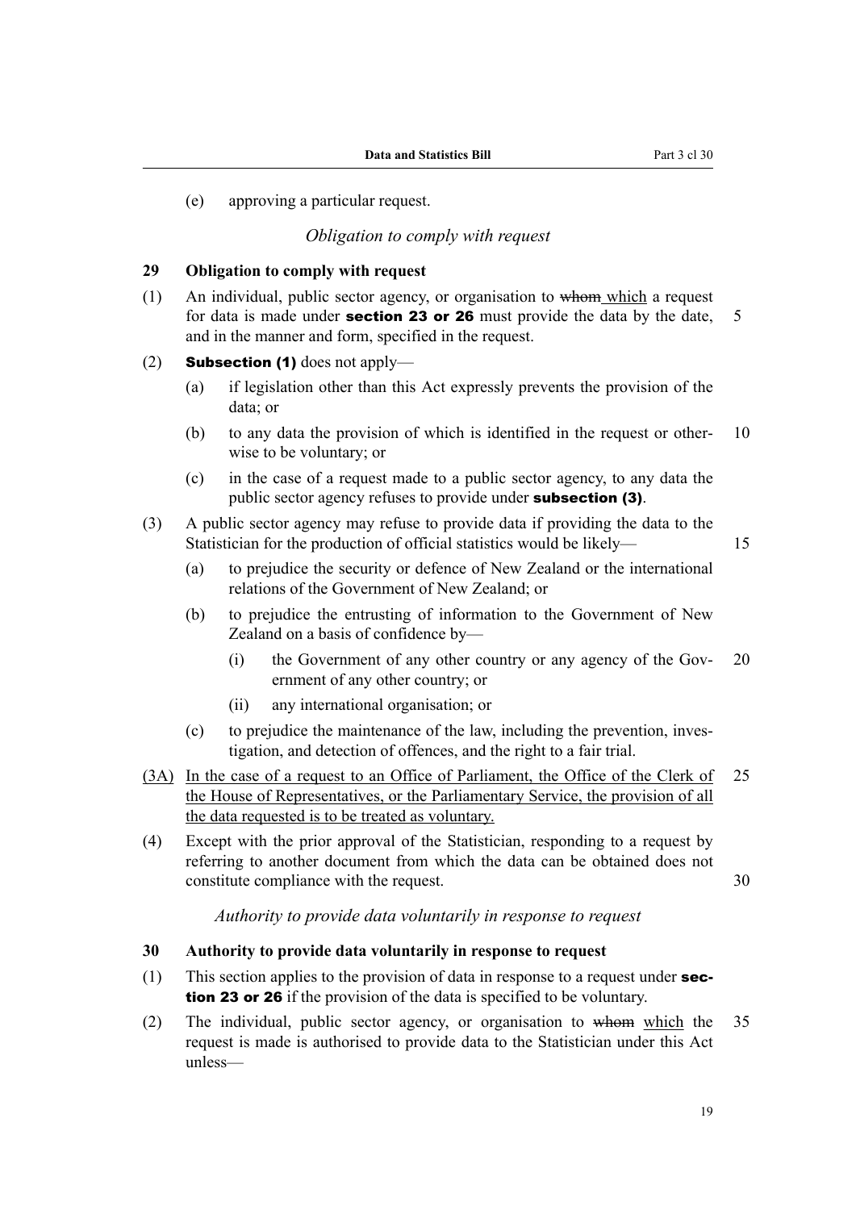(e) approving a particular request.

*Obligation to comply with request*

**29 Obligation to comply with request**

(1) An individual, public sector agency, or organisation to ~~whom~~ which a request for data is made under **section 23 or 26** must provide the data by the date, and in the manner and form, specified in the request.

(2) **Subsection (1)** does not apply—

(a) if legislation other than this Act expressly prevents the provision of the data; or

(b) to any data the provision of which is identified in the request or otherwise to be voluntary; or

(c) in the case of a request made to a public sector agency, to any data the public sector agency refuses to provide under **subsection (3)**.

(3) A public sector agency may refuse to provide data if providing the data to the Statistician for the production of official statistics would be likely—

(a) to prejudice the security or defence of New Zealand or the international relations of the Government of New Zealand; or

(b) to prejudice the entrusting of information to the Government of New Zealand on a basis of confidence by—

(i) the Government of any other country or any agency of the Government of any other country; or

(ii) any international organisation; or

(c) to prejudice the maintenance of the law, including the prevention, investigation, and detection of offences, and the right to a fair trial.

<u>(3A) In the case of a request to an Office of Parliament, the Office of the Clerk of the House of Representatives, or the Parliamentary Service, the provision of all the data requested is to be treated as voluntary.</u>

(4) Except with the prior approval of the Statistician, responding to a request by referring to another document from which the data can be obtained does not constitute compliance with the request.

*Authority to provide data voluntarily in response to request*

**30 Authority to provide data voluntarily in response to request**

(1) This section applies to the provision of data in response to a request under **section 23 or 26** if the provision of the data is specified to be voluntary.

(2) The individual, public sector agency, or organisation to ~~whom~~ <u>which</u> the request is made is authorised to provide data to the Statistician under this Act unless—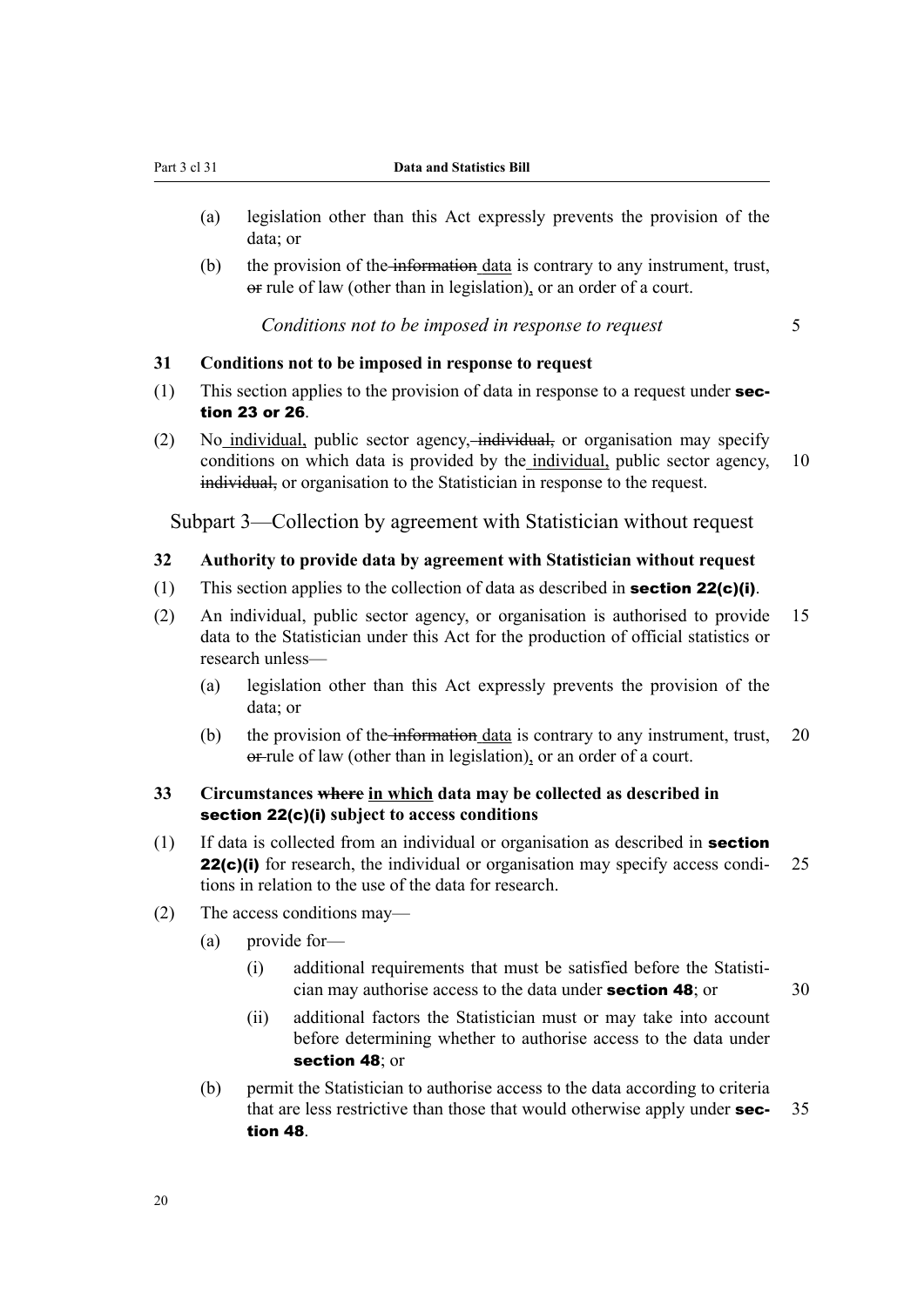(a) legislation other than this Act expressly prevents the provision of the data; or

(b) the provision of the ~~information~~ data is contrary to any instrument, trust, ~~or~~ rule of law (other than in legislation), or an order of a court.

*Conditions not to be imposed in response to request*

**31 Conditions not to be imposed in response to request**

(1) This section applies to the provision of data in response to a request under **section 23 or 26**.

(2) No individual, public sector agency, ~~individual,~~ or organisation may specify conditions on which data is provided by the individual, public sector agency, ~~individual,~~ or organisation to the Statistician in response to the request.

## Subpart 3—Collection by agreement with Statistician without request

**32 Authority to provide data by agreement with Statistician without request**

(1) This section applies to the collection of data as described in **section 22(c)(i)**.

(2) An individual, public sector agency, or organisation is authorised to provide data to the Statistician under this Act for the production of official statistics or research unless—

(a) legislation other than this Act expressly prevents the provision of the data; or

(b) the provision of the ~~information~~ data is contrary to any instrument, trust, ~~or~~ rule of law (other than in legislation), or an order of a court.

**33 Circumstances ~~where~~ in which data may be collected as described in section 22(c)(i) subject to access conditions**

(1) If data is collected from an individual or organisation as described in **section 22(c)(i)** for research, the individual or organisation may specify access conditions in relation to the use of the data for research.

(2) The access conditions may—

(a) provide for—

(i) additional requirements that must be satisfied before the Statistician may authorise access to the data under **section 48**; or

(ii) additional factors the Statistician must or may take into account before determining whether to authorise access to the data under **section 48**; or

(b) permit the Statistician to authorise access to the data according to criteria that are less restrictive than those that would otherwise apply under **section 48**.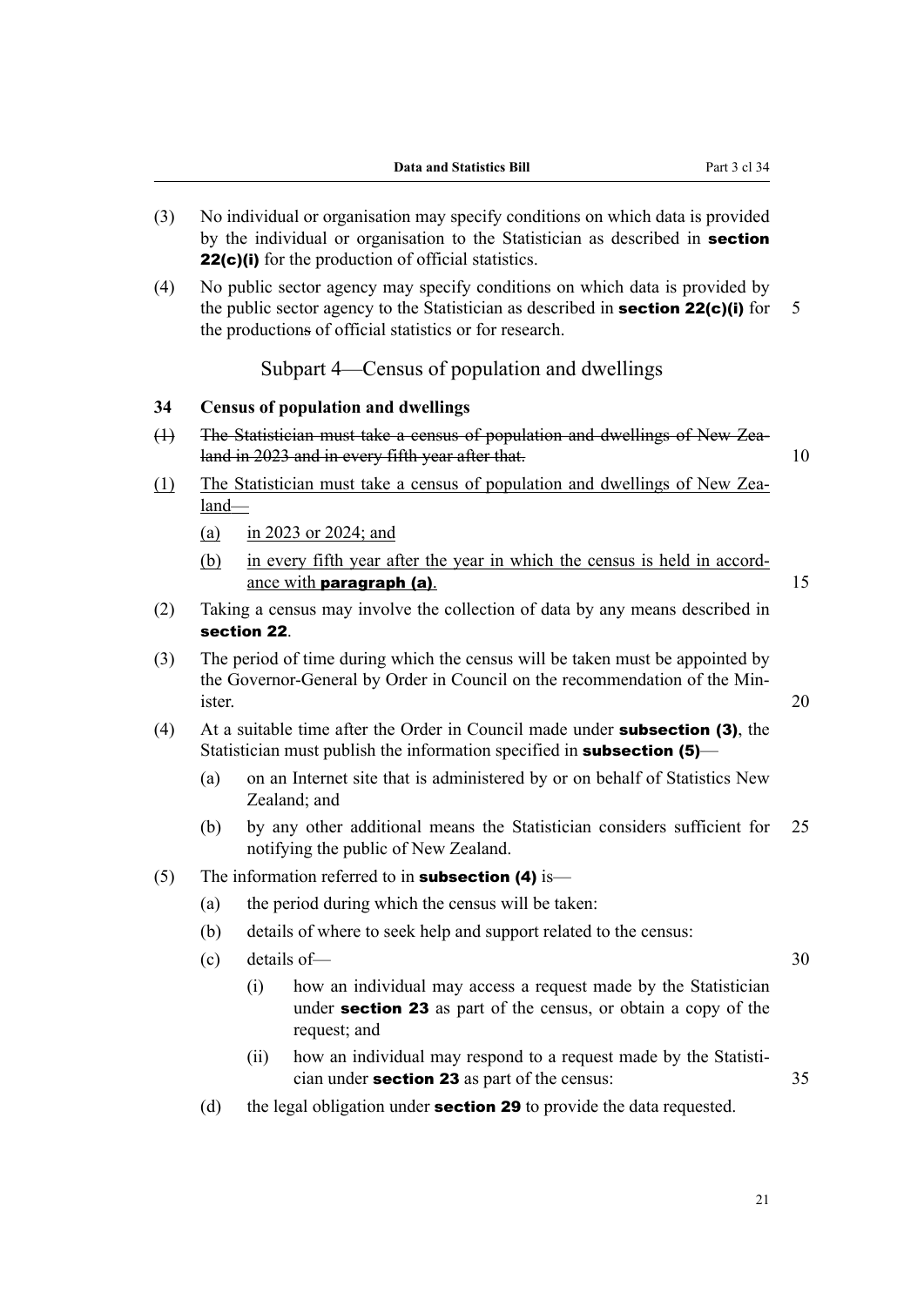(3) No individual or organisation may specify conditions on which data is provided by the individual or organisation to the Statistician as described in **section 22(c)(i)** for the production of official statistics.

(4) No public sector agency may specify conditions on which data is provided by the public sector agency to the Statistician as described in **section 22(c)(i)** for the production~~s~~ of official statistics or for research.

## Subpart 4—Census of population and dwellings

### 34 Census of population and dwellings

~~(1) The Statistician must take a census of population and dwellings of New Zealand in 2023 and in every fifth year after that.~~

<u>(1) The Statistician must take a census of population and dwellings of New Zealand—</u>

<u>(a) in 2023 or 2024; and</u>

<u>(b) in every fifth year after the year in which the census is held in accordance with **paragraph (a)**.</u>

(2) Taking a census may involve the collection of data by any means described in **section 22**.

(3) The period of time during which the census will be taken must be appointed by the Governor-General by Order in Council on the recommendation of the Minister.

(4) At a suitable time after the Order in Council made under **subsection (3)**, the Statistician must publish the information specified in **subsection (5)**—

(a) on an Internet site that is administered by or on behalf of Statistics New Zealand; and

(b) by any other additional means the Statistician considers sufficient for notifying the public of New Zealand.

(5) The information referred to in **subsection (4)** is—

(a) the period during which the census will be taken:

(b) details of where to seek help and support related to the census:

(c) details of—

(i) how an individual may access a request made by the Statistician under **section 23** as part of the census, or obtain a copy of the request; and

(ii) how an individual may respond to a request made by the Statistician under **section 23** as part of the census:

(d) the legal obligation under **section 29** to provide the data requested.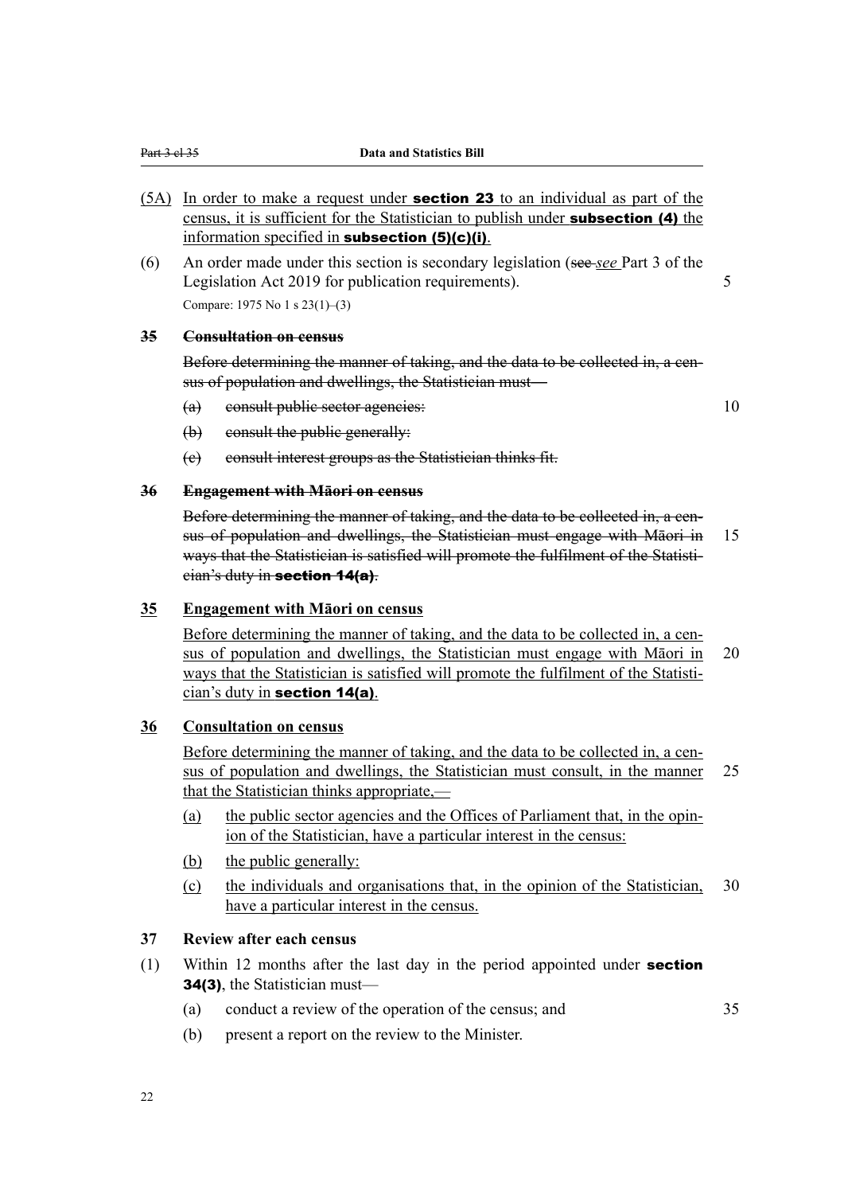(5A) In order to make a request under **section 23** to an individual as part of the census, it is sufficient for the Statistician to publish under **subsection (4)** the information specified in **subsection (5)(c)(i)**.

(6) An order made under this section is secondary legislation (~~see~~ *see* Part 3 of the Legislation Act 2019 for publication requirements).

Compare: 1975 No 1 s 23(1)–(3)

### ~~35 Consultation on census~~

~~Before determining the manner of taking, and the data to be collected in, a census of population and dwellings, the Statistician must—~~

- ~~(a) consult public sector agencies:~~
- ~~(b) consult the public generally:~~
- ~~(c) consult interest groups as the Statistician thinks fit.~~

### ~~36 Engagement with Māori on census~~

~~Before determining the manner of taking, and the data to be collected in, a census of population and dwellings, the Statistician must engage with Māori in ways that the Statistician is satisfied will promote the fulfilment of the Statistician's duty in **section 14(a)**.~~

### 35 Engagement with Māori on census

Before determining the manner of taking, and the data to be collected in, a census of population and dwellings, the Statistician must engage with Māori in ways that the Statistician is satisfied will promote the fulfilment of the Statistician's duty in **section 14(a)**.

### 36 Consultation on census

Before determining the manner of taking, and the data to be collected in, a census of population and dwellings, the Statistician must consult, in the manner that the Statistician thinks appropriate,—

- (a) the public sector agencies and the Offices of Parliament that, in the opinion of the Statistician, have a particular interest in the census:
- (b) the public generally:
- (c) the individuals and organisations that, in the opinion of the Statistician, have a particular interest in the census.

### 37 Review after each census

(1) Within 12 months after the last day in the period appointed under **section 34(3)**, the Statistician must—

- (a) conduct a review of the operation of the census; and
- (b) present a report on the review to the Minister.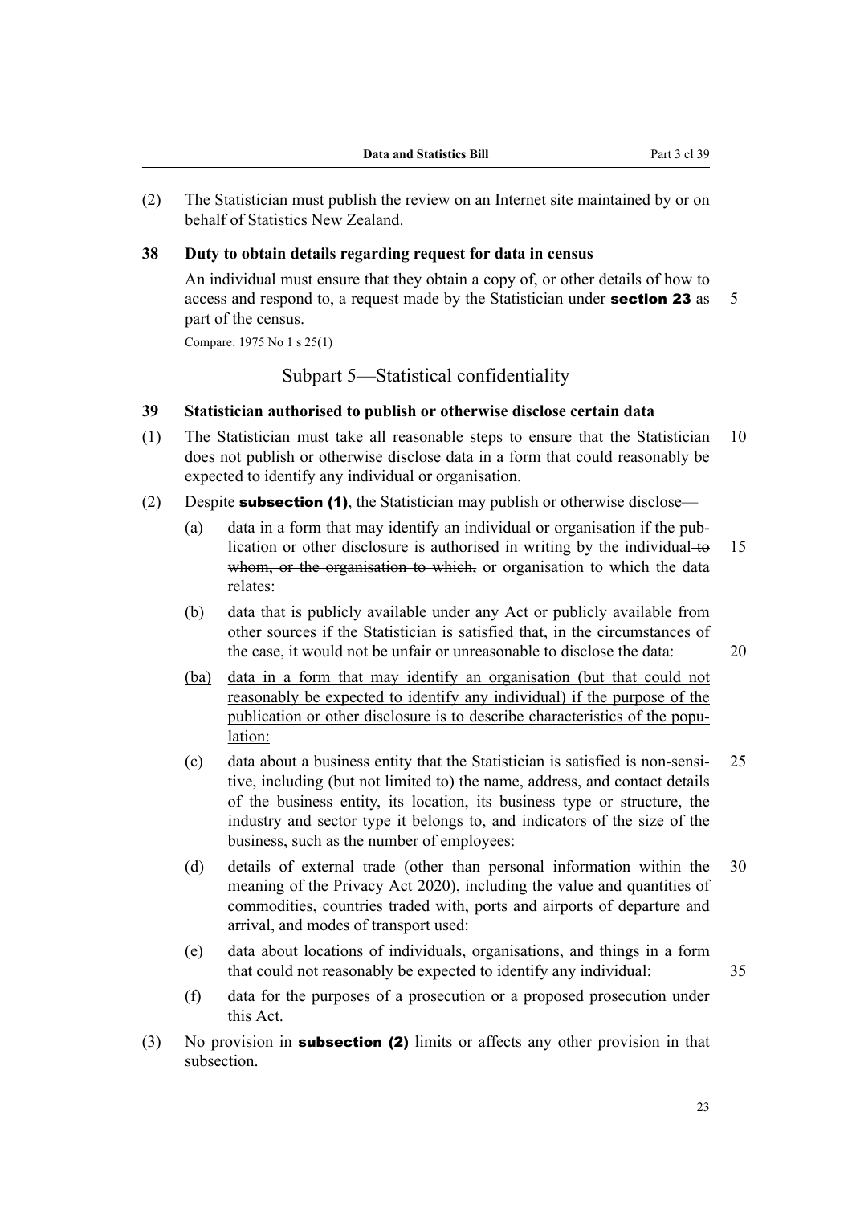(2) The Statistician must publish the review on an Internet site maintained by or on behalf of Statistics New Zealand.

**38 Duty to obtain details regarding request for data in census**

An individual must ensure that they obtain a copy of, or other details of how to access and respond to, a request made by the Statistician under **section 23** as part of the census.

Compare: 1975 No 1 s 25(1)

## Subpart 5—Statistical confidentiality

**39 Statistician authorised to publish or otherwise disclose certain data**

(1) The Statistician must take all reasonable steps to ensure that the Statistician does not publish or otherwise disclose data in a form that could reasonably be expected to identify any individual or organisation.

(2) Despite **subsection (1)**, the Statistician may publish or otherwise disclose—

(a) data in a form that may identify an individual or organisation if the publication or other disclosure is authorised in writing by the individual ~~to whom, or the organisation to which,~~ or organisation to which the data relates:

(b) data that is publicly available under any Act or publicly available from other sources if the Statistician is satisfied that, in the circumstances of the case, it would not be unfair or unreasonable to disclose the data:

(ba) data in a form that may identify an organisation (but that could not reasonably be expected to identify any individual) if the purpose of the publication or other disclosure is to describe characteristics of the population:

(c) data about a business entity that the Statistician is satisfied is non-sensitive, including (but not limited to) the name, address, and contact details of the business entity, its location, its business type or structure, the industry and sector type it belongs to, and indicators of the size of the business, such as the number of employees:

(d) details of external trade (other than personal information within the meaning of the Privacy Act 2020), including the value and quantities of commodities, countries traded with, ports and airports of departure and arrival, and modes of transport used:

(e) data about locations of individuals, organisations, and things in a form that could not reasonably be expected to identify any individual:

(f) data for the purposes of a prosecution or a proposed prosecution under this Act.

(3) No provision in **subsection (2)** limits or affects any other provision in that subsection.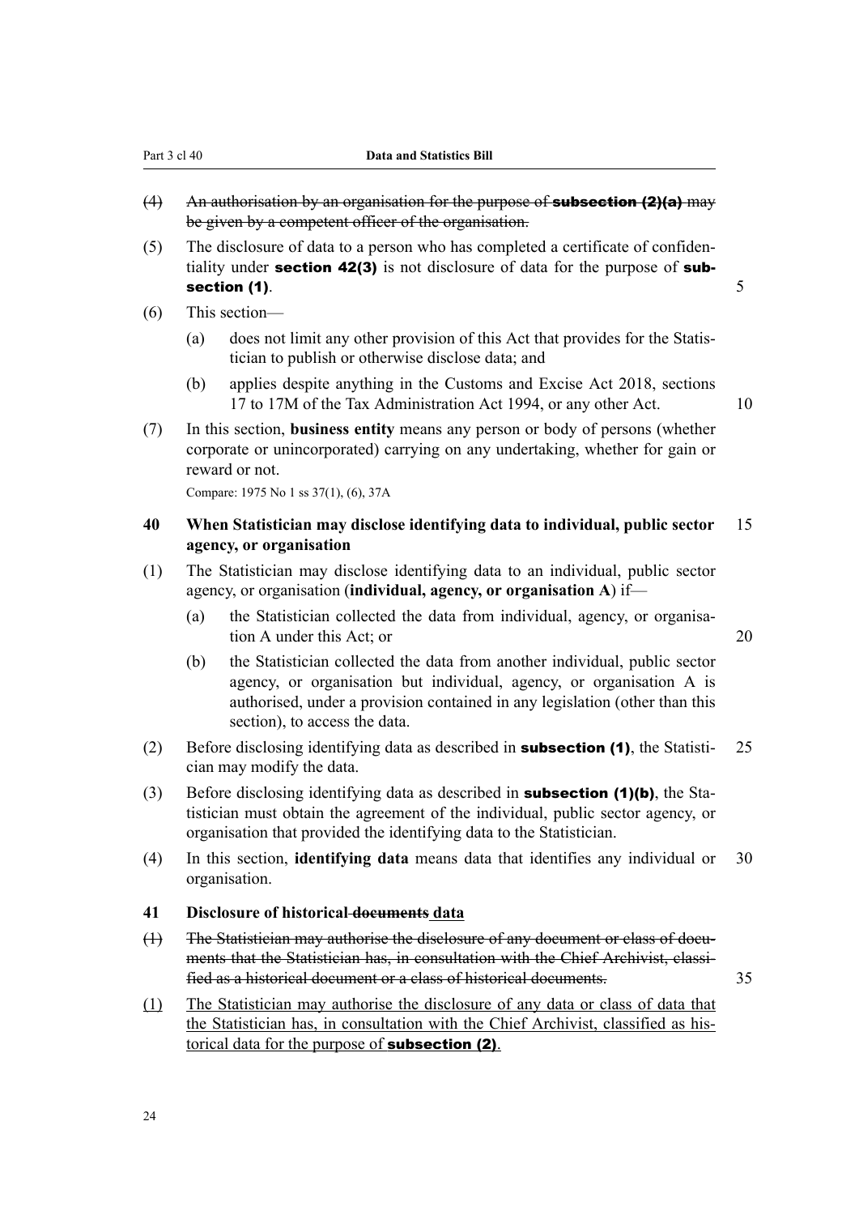~~(4) An authorisation by an organisation for the purpose of **subsection (2)(a)** may be given by a competent officer of the organisation.~~

(5) The disclosure of data to a person who has completed a certificate of confidentiality under **section 42(3)** is not disclosure of data for the purpose of **subsection (1)**.

(6) This section—

(a) does not limit any other provision of this Act that provides for the Statistician to publish or otherwise disclose data; and

(b) applies despite anything in the Customs and Excise Act 2018, sections 17 to 17M of the Tax Administration Act 1994, or any other Act.

(7) In this section, **business entity** means any person or body of persons (whether corporate or unincorporated) carrying on any undertaking, whether for gain or reward or not.

Compare: 1975 No 1 ss 37(1), (6), 37A

### 40 When Statistician may disclose identifying data to individual, public sector agency, or organisation

(1) The Statistician may disclose identifying data to an individual, public sector agency, or organisation (**individual, agency, or organisation A**) if—

(a) the Statistician collected the data from individual, agency, or organisation A under this Act; or

(b) the Statistician collected the data from another individual, public sector agency, or organisation but individual, agency, or organisation A is authorised, under a provision contained in any legislation (other than this section), to access the data.

(2) Before disclosing identifying data as described in **subsection (1)**, the Statistician may modify the data.

(3) Before disclosing identifying data as described in **subsection (1)(b)**, the Statistician must obtain the agreement of the individual, public sector agency, or organisation that provided the identifying data to the Statistician.

(4) In this section, **identifying data** means data that identifies any individual or organisation.

### 41 Disclosure of historical ~~documents~~ <u>data</u>

~~(1) The Statistician may authorise the disclosure of any document or class of documents that the Statistician has, in consultation with the Chief Archivist, classified as a historical document or a class of historical documents.~~

<u>(1) The Statistician may authorise the disclosure of any data or class of data that the Statistician has, in consultation with the Chief Archivist, classified as historical data for the purpose of **subsection (2)**.</u>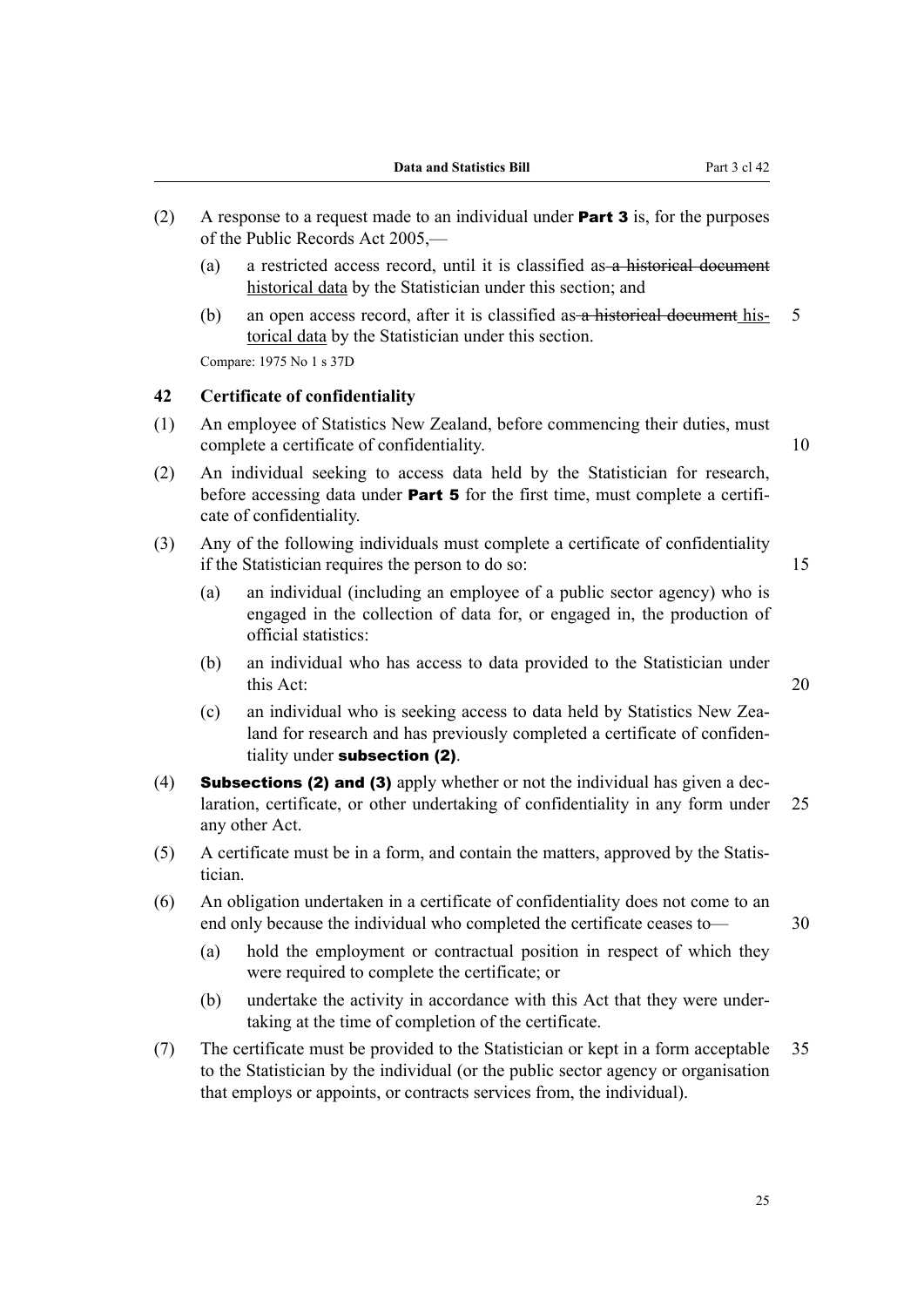(2) A response to a request made to an individual under **Part 3** is, for the purposes of the Public Records Act 2005,—

(a) a restricted access record, until it is classified as ~~a historical document~~ historical data by the Statistician under this section; and

(b) an open access record, after it is classified as ~~a historical document~~ historical data by the Statistician under this section.

Compare: 1975 No 1 s 37D

### 42 Certificate of confidentiality

(1) An employee of Statistics New Zealand, before commencing their duties, must complete a certificate of confidentiality.

(2) An individual seeking to access data held by the Statistician for research, before accessing data under **Part 5** for the first time, must complete a certificate of confidentiality.

(3) Any of the following individuals must complete a certificate of confidentiality if the Statistician requires the person to do so:

(a) an individual (including an employee of a public sector agency) who is engaged in the collection of data for, or engaged in, the production of official statistics:

(b) an individual who has access to data provided to the Statistician under this Act:

(c) an individual who is seeking access to data held by Statistics New Zealand for research and has previously completed a certificate of confidentiality under **subsection (2)**.

(4) **Subsections (2) and (3)** apply whether or not the individual has given a declaration, certificate, or other undertaking of confidentiality in any form under any other Act.

(5) A certificate must be in a form, and contain the matters, approved by the Statistician.

(6) An obligation undertaken in a certificate of confidentiality does not come to an end only because the individual who completed the certificate ceases to—

(a) hold the employment or contractual position in respect of which they were required to complete the certificate; or

(b) undertake the activity in accordance with this Act that they were undertaking at the time of completion of the certificate.

(7) The certificate must be provided to the Statistician or kept in a form acceptable to the Statistician by the individual (or the public sector agency or organisation that employs or appoints, or contracts services from, the individual).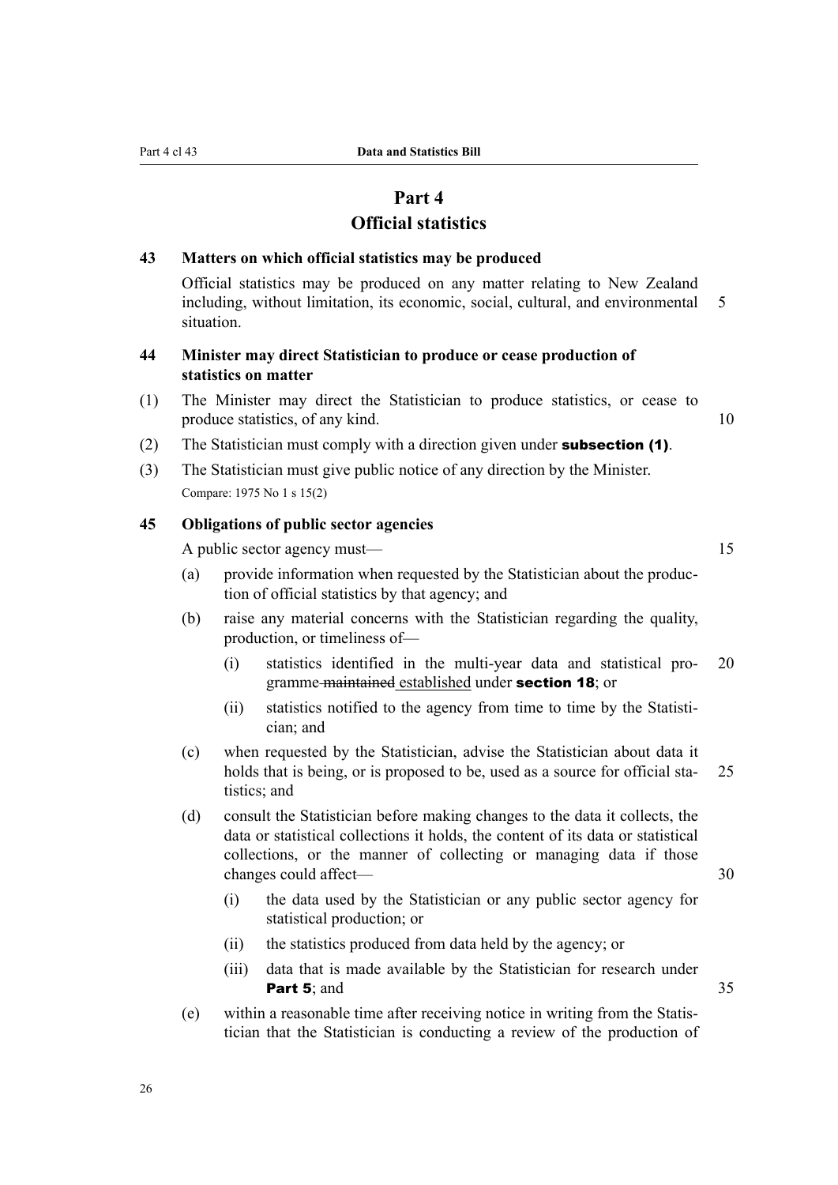# Part 4
# Official statistics

### 43 Matters on which official statistics may be produced

Official statistics may be produced on any matter relating to New Zealand including, without limitation, its economic, social, cultural, and environmental situation.

### 44 Minister may direct Statistician to produce or cease production of statistics on matter

(1) The Minister may direct the Statistician to produce statistics, or cease to produce statistics, of any kind.

(2) The Statistician must comply with a direction given under **subsection (1)**.

(3) The Statistician must give public notice of any direction by the Minister.

Compare: 1975 No 1 s 15(2)

### 45 Obligations of public sector agencies

A public sector agency must—

(a) provide information when requested by the Statistician about the production of official statistics by that agency; and

(b) raise any material concerns with the Statistician regarding the quality, production, or timeliness of—

(i) statistics identified in the multi-year data and statistical programme ~~maintained~~ established under **section 18**; or

(ii) statistics notified to the agency from time to time by the Statistician; and

(c) when requested by the Statistician, advise the Statistician about data it holds that is being, or is proposed to be, used as a source for official statistics; and

(d) consult the Statistician before making changes to the data it collects, the data or statistical collections it holds, the content of its data or statistical collections, or the manner of collecting or managing data if those changes could affect—

(i) the data used by the Statistician or any public sector agency for statistical production; or

(ii) the statistics produced from data held by the agency; or

(iii) data that is made available by the Statistician for research under **Part 5**; and

(e) within a reasonable time after receiving notice in writing from the Statistician that the Statistician is conducting a review of the production of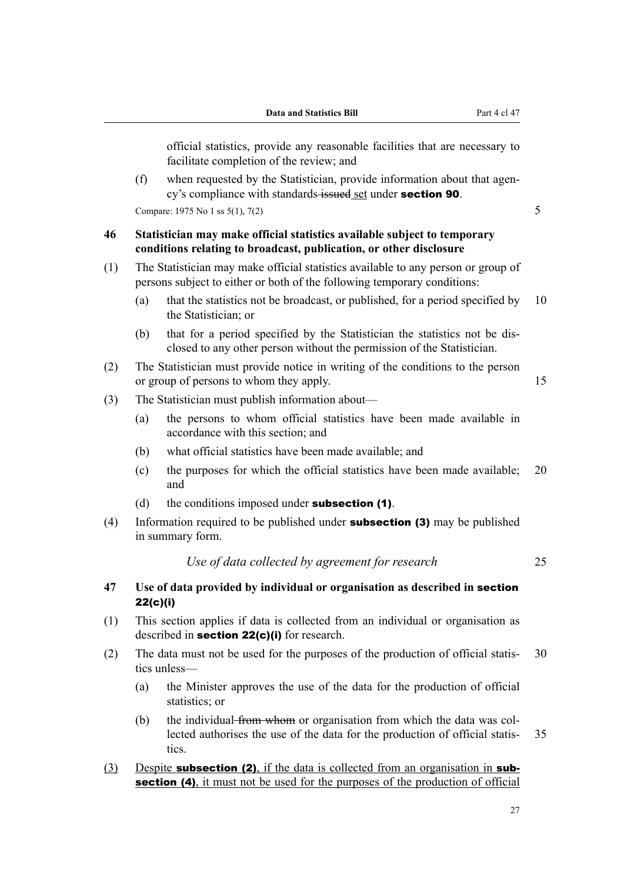official statistics, provide any reasonable facilities that are necessary to facilitate completion of the review; and

(f) when requested by the Statistician, provide information about that agency's compliance with standards ~~issued~~ <u>set</u> under **section 90**.

Compare: 1975 No 1 ss 5(1), 7(2)

### 46 Statistician may make official statistics available subject to temporary conditions relating to broadcast, publication, or other disclosure

(1) The Statistician may make official statistics available to any person or group of persons subject to either or both of the following temporary conditions:

(a) that the statistics not be broadcast, or published, for a period specified by the Statistician; or

(b) that for a period specified by the Statistician the statistics not be disclosed to any other person without the permission of the Statistician.

(2) The Statistician must provide notice in writing of the conditions to the person or group of persons to whom they apply.

(3) The Statistician must publish information about—

(a) the persons to whom official statistics have been made available in accordance with this section; and

(b) what official statistics have been made available; and

(c) the purposes for which the official statistics have been made available; and

(d) the conditions imposed under **subsection (1)**.

(4) Information required to be published under **subsection (3)** may be published in summary form.

*Use of data collected by agreement for research*

### 47 Use of data provided by individual or organisation as described in section 22(c)(i)

(1) This section applies if data is collected from an individual or organisation as described in **section 22(c)(i)** for research.

(2) The data must not be used for the purposes of the production of official statistics unless—

(a) the Minister approves the use of the data for the production of official statistics; or

(b) the individual ~~from whom~~ or organisation from which the data was collected authorises the use of the data for the production of official statistics.

<u>(3) Despite **subsection (2)**, if the data is collected from an organisation in **subsection (4)**, it must not be used for the purposes of the production of official</u>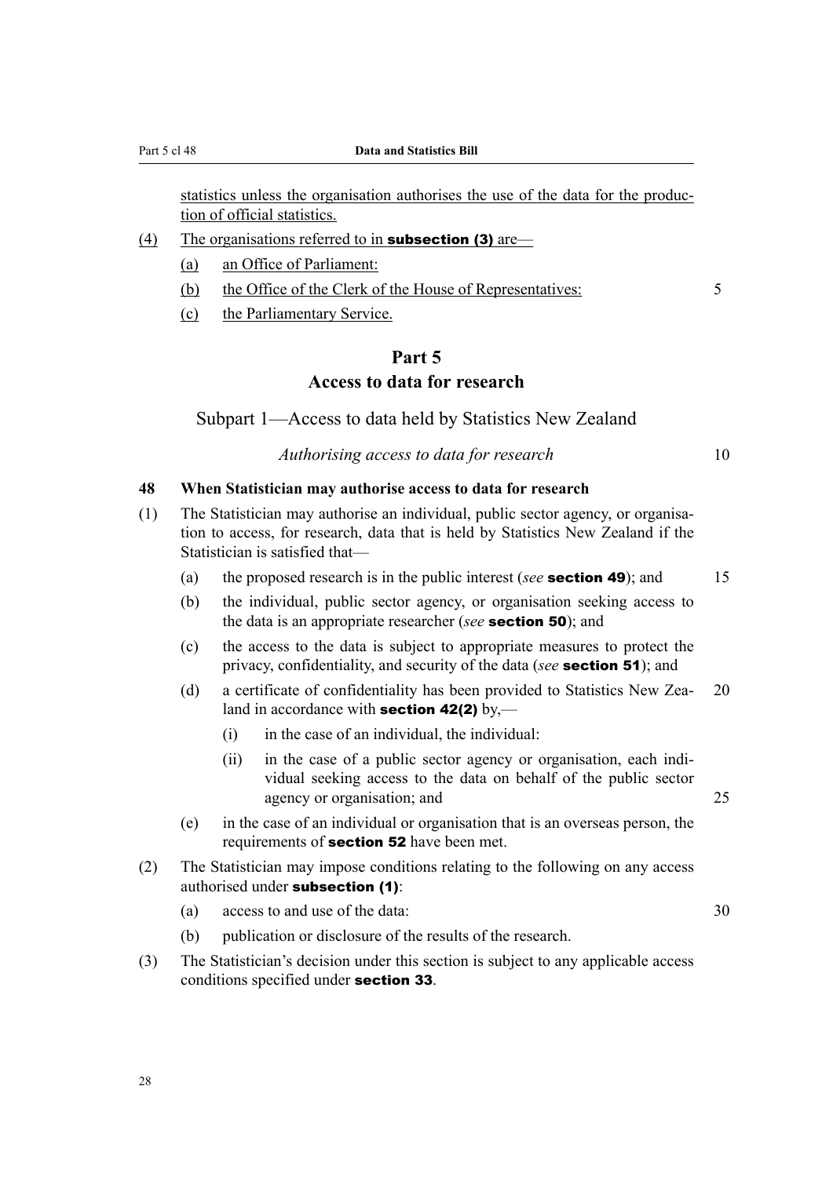statistics unless the organisation authorises the use of the data for the production of official statistics.

(4) The organisations referred to in **subsection (3)** are—

(a) an Office of Parliament:

(b) the Office of the Clerk of the House of Representatives:

(c) the Parliamentary Service.

# Part 5
# Access to data for research

## Subpart 1—Access to data held by Statistics New Zealand

### *Authorising access to data for research*

**48 When Statistician may authorise access to data for research**

(1) The Statistician may authorise an individual, public sector agency, or organisation to access, for research, data that is held by Statistics New Zealand if the Statistician is satisfied that—

(a) the proposed research is in the public interest (*see* **section 49**); and

(b) the individual, public sector agency, or organisation seeking access to the data is an appropriate researcher (*see* **section 50**); and

(c) the access to the data is subject to appropriate measures to protect the privacy, confidentiality, and security of the data (*see* **section 51**); and

(d) a certificate of confidentiality has been provided to Statistics New Zealand in accordance with **section 42(2)** by,—

(i) in the case of an individual, the individual:

(ii) in the case of a public sector agency or organisation, each individual seeking access to the data on behalf of the public sector agency or organisation; and

(e) in the case of an individual or organisation that is an overseas person, the requirements of **section 52** have been met.

(2) The Statistician may impose conditions relating to the following on any access authorised under **subsection (1)**:

(a) access to and use of the data:

(b) publication or disclosure of the results of the research.

(3) The Statistician's decision under this section is subject to any applicable access conditions specified under **section 33**.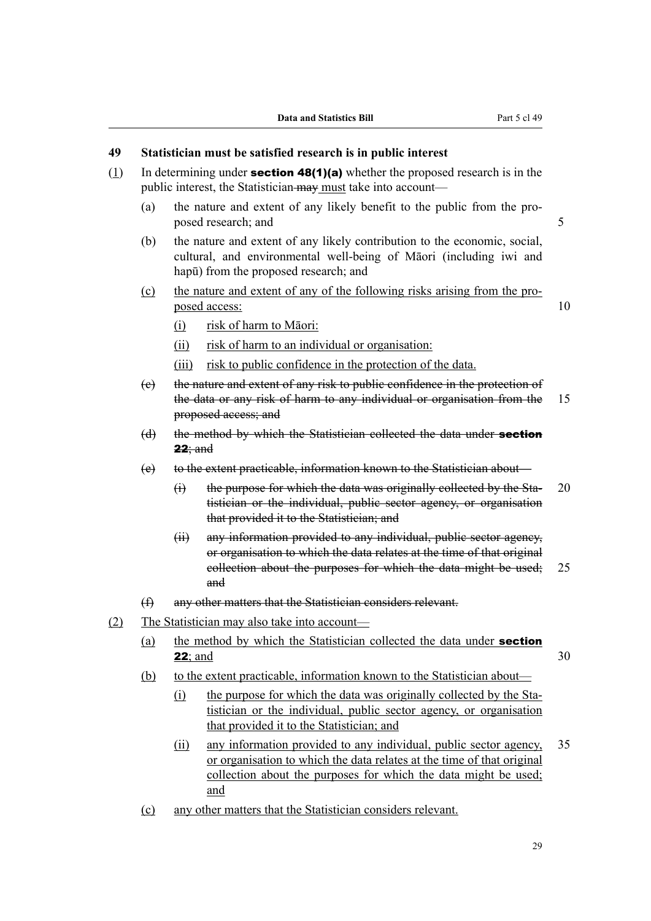## 49 Statistician must be satisfied research is in public interest

(1) In determining under **section 48(1)(a)** whether the proposed research is in the public interest, the Statistician ~~may~~ <u>must</u> take into account—

(a) the nature and extent of any likely benefit to the public from the proposed research; and

(b) the nature and extent of any likely contribution to the economic, social, cultural, and environmental well-being of Māori (including iwi and hapū) from the proposed research; and

<u>(c) the nature and extent of any of the following risks arising from the proposed access:</u>

<u>(i) risk of harm to Māori:</u>

<u>(ii) risk of harm to an individual or organisation:</u>

<u>(iii) risk to public confidence in the protection of the data.</u>

~~(c) the nature and extent of any risk to public confidence in the protection of the data or any risk of harm to any individual or organisation from the proposed access; and~~

~~(d) the method by which the Statistician collected the data under **section 22**; and~~

~~(e) to the extent practicable, information known to the Statistician about—~~

~~(i) the purpose for which the data was originally collected by the Statistician or the individual, public sector agency, or organisation that provided it to the Statistician; and~~

~~(ii) any information provided to any individual, public sector agency, or organisation to which the data relates at the time of that original collection about the purposes for which the data might be used; and~~

~~(f) any other matters that the Statistician considers relevant.~~

<u>(2) The Statistician may also take into account—</u>

<u>(a) the method by which the Statistician collected the data under **section 22**; and</u>

<u>(b) to the extent practicable, information known to the Statistician about—</u>

<u>(i) the purpose for which the data was originally collected by the Statistician or the individual, public sector agency, or organisation that provided it to the Statistician; and</u>

<u>(ii) any information provided to any individual, public sector agency, or organisation to which the data relates at the time of that original collection about the purposes for which the data might be used; and</u>

<u>(c) any other matters that the Statistician considers relevant.</u>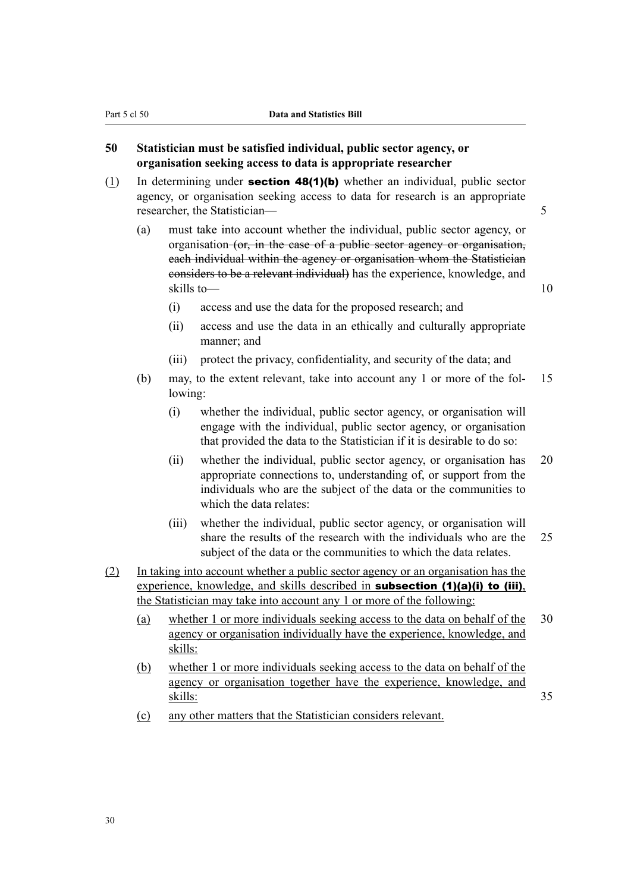### 50 Statistician must be satisfied individual, public sector agency, or organisation seeking access to data is appropriate researcher

(1) In determining under **section 48(1)(b)** whether an individual, public sector agency, or organisation seeking access to data for research is an appropriate researcher, the Statistician—

(a) must take into account whether the individual, public sector agency, or organisation ~~(or, in the case of a public sector agency or organisation, each individual within the agency or organisation whom the Statistician considers to be a relevant individual)~~ has the experience, knowledge, and skills to—

(i) access and use the data for the proposed research; and

(ii) access and use the data in an ethically and culturally appropriate manner; and

(iii) protect the privacy, confidentiality, and security of the data; and

(b) may, to the extent relevant, take into account any 1 or more of the following:

(i) whether the individual, public sector agency, or organisation will engage with the individual, public sector agency, or organisation that provided the data to the Statistician if it is desirable to do so:

(ii) whether the individual, public sector agency, or organisation has appropriate connections to, understanding of, or support from the individuals who are the subject of the data or the communities to which the data relates:

(iii) whether the individual, public sector agency, or organisation will share the results of the research with the individuals who are the subject of the data or the communities to which the data relates.

(2) In taking into account whether a public sector agency or an organisation has the experience, knowledge, and skills described in **subsection (1)(a)(i) to (iii)**, the Statistician may take into account any 1 or more of the following:

(a) whether 1 or more individuals seeking access to the data on behalf of the agency or organisation individually have the experience, knowledge, and skills:

(b) whether 1 or more individuals seeking access to the data on behalf of the agency or organisation together have the experience, knowledge, and skills:

(c) any other matters that the Statistician considers relevant.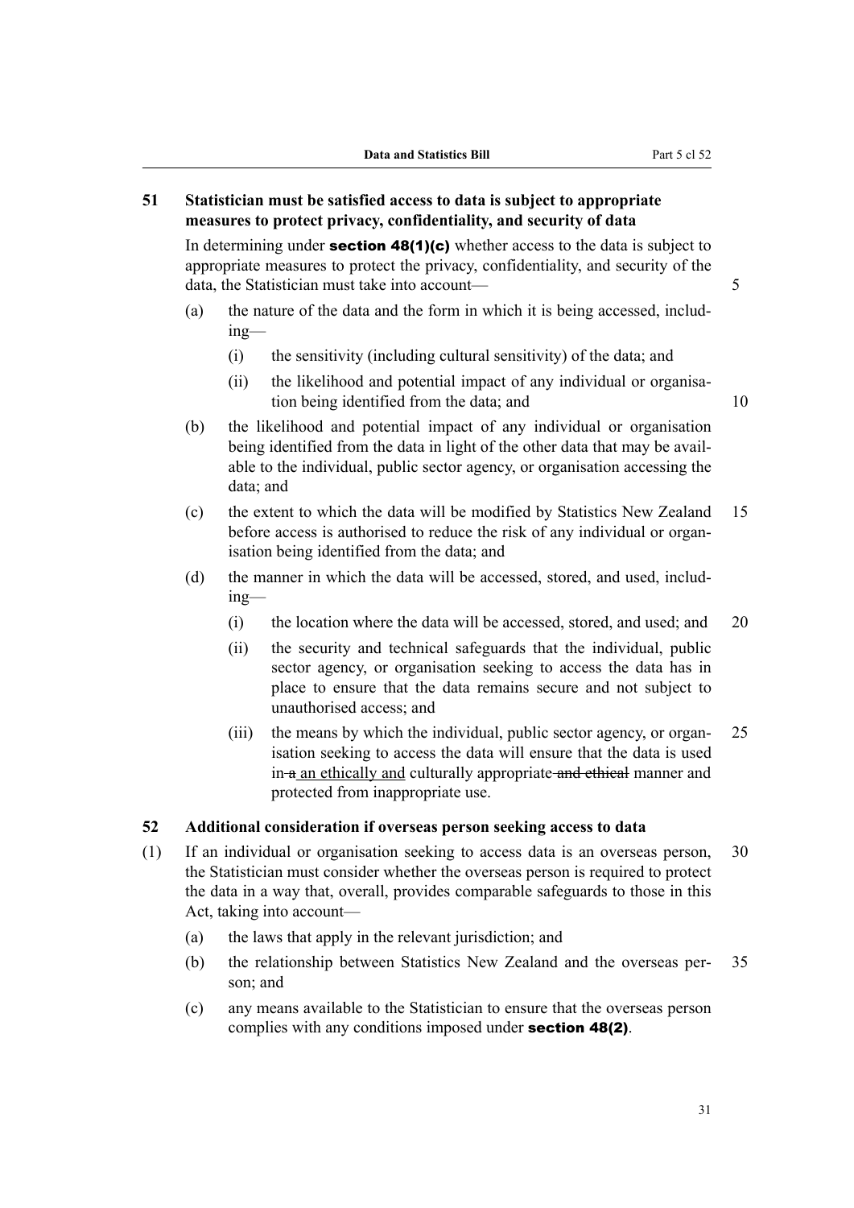## 51 Statistician must be satisfied access to data is subject to appropriate measures to protect privacy, confidentiality, and security of data

In determining under **section 48(1)(c)** whether access to the data is subject to appropriate measures to protect the privacy, confidentiality, and security of the data, the Statistician must take into account—

(a) the nature of the data and the form in which it is being accessed, including—

  (i) the sensitivity (including cultural sensitivity) of the data; and

  (ii) the likelihood and potential impact of any individual or organisation being identified from the data; and

(b) the likelihood and potential impact of any individual or organisation being identified from the data in light of the other data that may be available to the individual, public sector agency, or organisation accessing the data; and

(c) the extent to which the data will be modified by Statistics New Zealand before access is authorised to reduce the risk of any individual or organisation being identified from the data; and

(d) the manner in which the data will be accessed, stored, and used, including—

  (i) the location where the data will be accessed, stored, and used; and

  (ii) the security and technical safeguards that the individual, public sector agency, or organisation seeking to access the data has in place to ensure that the data remains secure and not subject to unauthorised access; and

  (iii) the means by which the individual, public sector agency, or organisation seeking to access the data will ensure that the data is used in ~~a~~ an ethically and culturally appropriate ~~and ethical~~ manner and protected from inappropriate use.

## 52 Additional consideration if overseas person seeking access to data

(1) If an individual or organisation seeking to access data is an overseas person, the Statistician must consider whether the overseas person is required to protect the data in a way that, overall, provides comparable safeguards to those in this Act, taking into account—

  (a) the laws that apply in the relevant jurisdiction; and

  (b) the relationship between Statistics New Zealand and the overseas person; and

  (c) any means available to the Statistician to ensure that the overseas person complies with any conditions imposed under **section 48(2)**.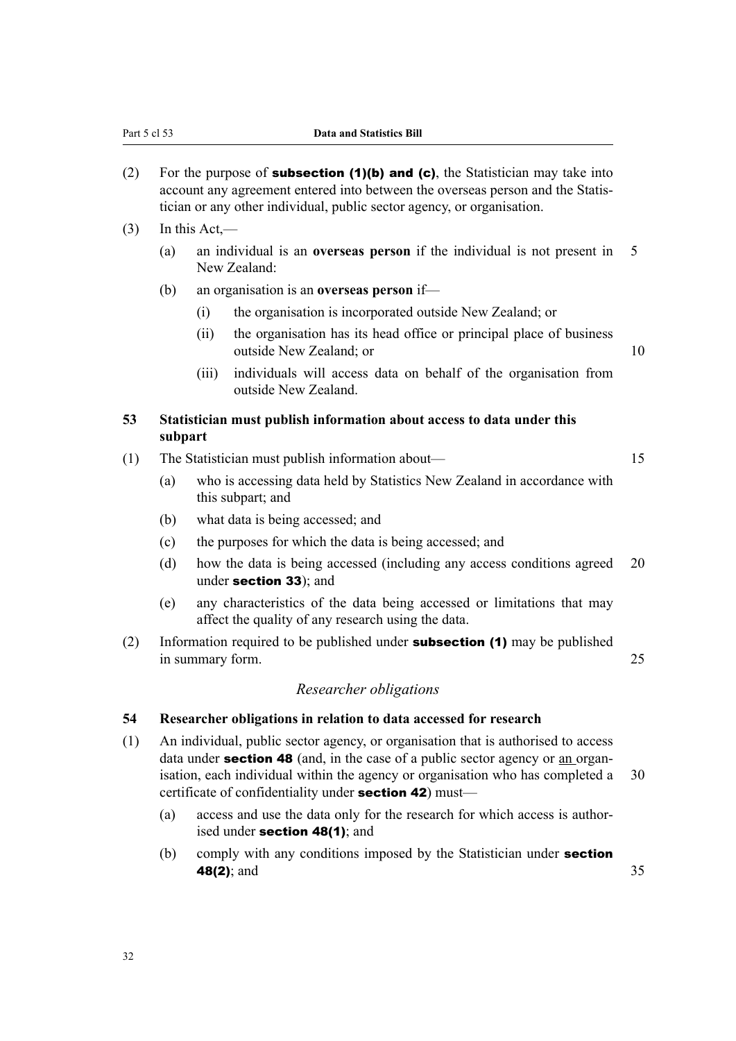(2) For the purpose of **subsection (1)(b) and (c)**, the Statistician may take into account any agreement entered into between the overseas person and the Statistician or any other individual, public sector agency, or organisation.

(3) In this Act,—

(a) an individual is an **overseas person** if the individual is not present in New Zealand:

(b) an organisation is an **overseas person** if—

(i) the organisation is incorporated outside New Zealand; or

(ii) the organisation has its head office or principal place of business outside New Zealand; or

(iii) individuals will access data on behalf of the organisation from outside New Zealand.

### 53 Statistician must publish information about access to data under this subpart

(1) The Statistician must publish information about—

(a) who is accessing data held by Statistics New Zealand in accordance with this subpart; and

(b) what data is being accessed; and

(c) the purposes for which the data is being accessed; and

(d) how the data is being accessed (including any access conditions agreed under **section 33**); and

(e) any characteristics of the data being accessed or limitations that may affect the quality of any research using the data.

(2) Information required to be published under **subsection (1)** may be published in summary form.

*Researcher obligations*

### 54 Researcher obligations in relation to data accessed for research

(1) An individual, public sector agency, or organisation that is authorised to access data under **section 48** (and, in the case of a public sector agency or an organisation, each individual within the agency or organisation who has completed a certificate of confidentiality under **section 42**) must—

(a) access and use the data only for the research for which access is authorised under **section 48(1)**; and

(b) comply with any conditions imposed by the Statistician under **section 48(2)**; and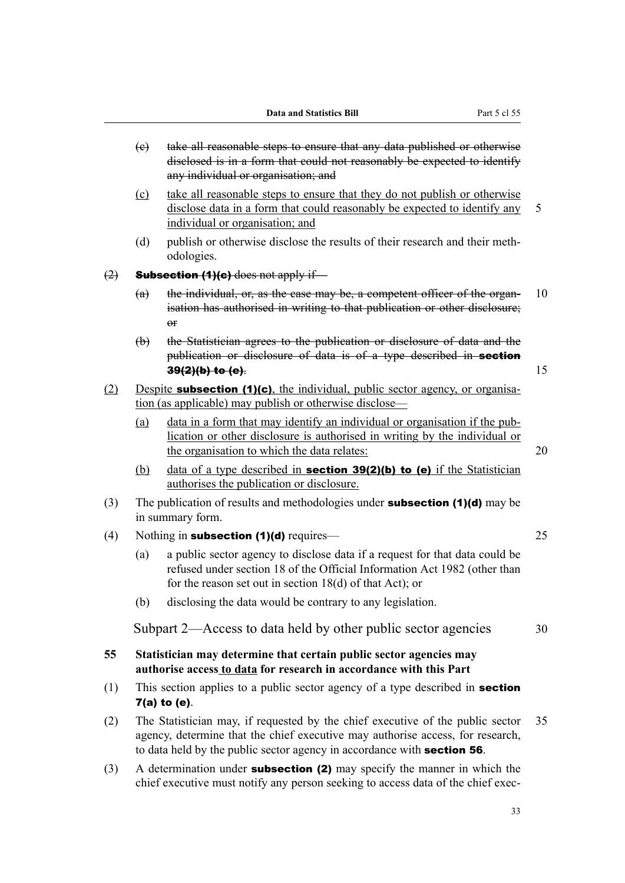- ~~(c) take all reasonable steps to ensure that any data published or otherwise disclosed is in a form that could not reasonably be expected to identify any individual or organisation; and~~

- <u>(c) take all reasonable steps to ensure that they do not publish or otherwise disclose data in a form that could reasonably be expected to identify any individual or organisation; and</u>

- (d) publish or otherwise disclose the results of their research and their methodologies.

~~(2) **Subsection (1)(c)** does not apply if—~~

- ~~(a) the individual, or, as the case may be, a competent officer of the organisation has authorised in writing to that publication or other disclosure; or~~

- ~~(b) the Statistician agrees to the publication or disclosure of data and the publication or disclosure of data is of a type described in **section 39(2)(b) to (e)**.~~

<u>(2) Despite **subsection (1)(c)**, the individual, public sector agency, or organisation (as applicable) may publish or otherwise disclose—</u>

- <u>(a) data in a form that may identify an individual or organisation if the publication or other disclosure is authorised in writing by the individual or the organisation to which the data relates:</u>

- <u>(b) data of a type described in **section 39(2)(b) to (e)** if the Statistician authorises the publication or disclosure.</u>

(3) The publication of results and methodologies under **subsection (1)(d)** may be in summary form.

(4) Nothing in **subsection (1)(d)** requires—

- (a) a public sector agency to disclose data if a request for that data could be refused under section 18 of the Official Information Act 1982 (other than for the reason set out in section 18(d) of that Act); or

- (b) disclosing the data would be contrary to any legislation.

## Subpart 2—Access to data held by other public sector agencies

### 55 Statistician may determine that certain public sector agencies may authorise access <u>to data</u> for research in accordance with this Part

(1) This section applies to a public sector agency of a type described in **section 7(a) to (e)**.

(2) The Statistician may, if requested by the chief executive of the public sector agency, determine that the chief executive may authorise access, for research, to data held by the public sector agency in accordance with **section 56**.

(3) A determination under **subsection (2)** may specify the manner in which the chief executive must notify any person seeking to access data of the chief exec-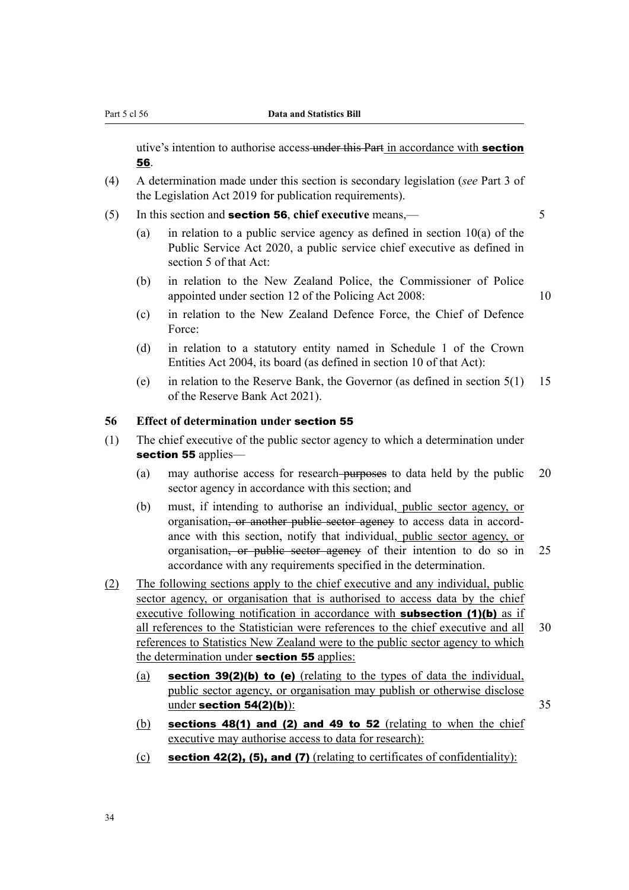utive's intention to authorise access ~~under this Part~~ in accordance with **section 56**.

(4) A determination made under this section is secondary legislation (*see* Part 3 of the Legislation Act 2019 for publication requirements).

(5) In this section and **section 56**, **chief executive** means,—

(a) in relation to a public service agency as defined in section 10(a) of the Public Service Act 2020, a public service chief executive as defined in section 5 of that Act:

(b) in relation to the New Zealand Police, the Commissioner of Police appointed under section 12 of the Policing Act 2008:

(c) in relation to the New Zealand Defence Force, the Chief of Defence Force:

(d) in relation to a statutory entity named in Schedule 1 of the Crown Entities Act 2004, its board (as defined in section 10 of that Act):

(e) in relation to the Reserve Bank, the Governor (as defined in section 5(1) of the Reserve Bank Act 2021).

**56 Effect of determination under section 55**

(1) The chief executive of the public sector agency to which a determination under **section 55** applies—

(a) may authorise access for research ~~purposes~~ to data held by the public sector agency in accordance with this section; and

(b) must, if intending to authorise an individual, public sector agency, or organisation~~, or another public sector agency~~ to access data in accordance with this section, notify that individual, public sector agency, or organisation~~, or public sector agency~~ of their intention to do so in accordance with any requirements specified in the determination.

(2) The following sections apply to the chief executive and any individual, public sector agency, or organisation that is authorised to access data by the chief executive following notification in accordance with **subsection (1)(b)** as if all references to the Statistician were references to the chief executive and all references to Statistics New Zealand were to the public sector agency to which the determination under **section 55** applies:

(a) **section 39(2)(b) to (e)** (relating to the types of data the individual, public sector agency, or organisation may publish or otherwise disclose under **section 54(2)(b)**):

(b) **sections 48(1) and (2) and 49 to 52** (relating to when the chief executive may authorise access to data for research):

(c) **section 42(2), (5), and (7)** (relating to certificates of confidentiality):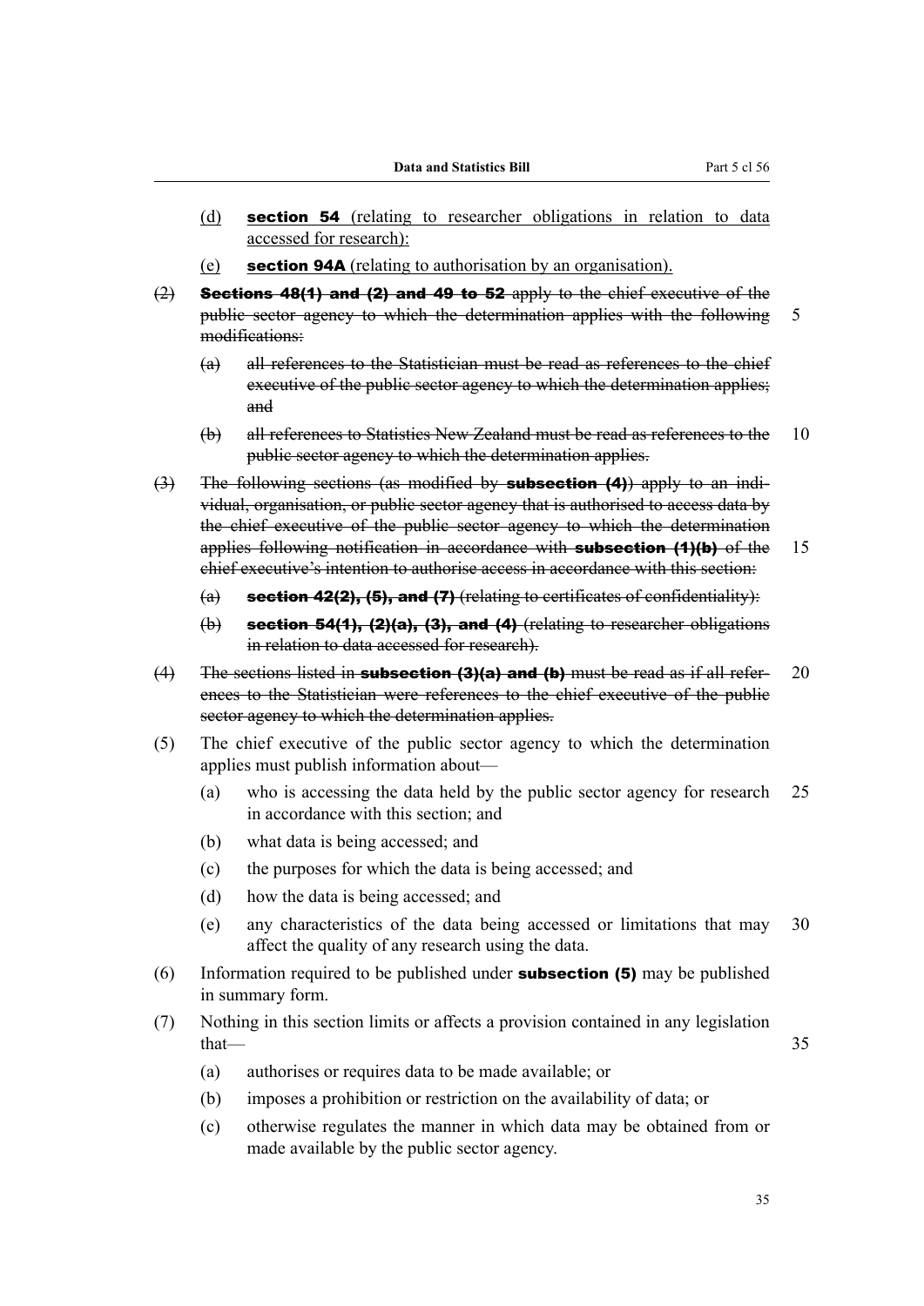(d) **section 54** (relating to researcher obligations in relation to data accessed for research):

(e) **section 94A** (relating to authorisation by an organisation).

~~(2) **Sections 48(1) and (2) and 49 to 52** apply to the chief executive of the public sector agency to which the determination applies with the following modifications:~~

~~(a) all references to the Statistician must be read as references to the chief executive of the public sector agency to which the determination applies; and~~

~~(b) all references to Statistics New Zealand must be read as references to the public sector agency to which the determination applies.~~

~~(3) The following sections (as modified by **subsection (4)**) apply to an individual, organisation, or public sector agency that is authorised to access data by the chief executive of the public sector agency to which the determination applies following notification in accordance with **subsection (1)(b)** of the chief executive's intention to authorise access in accordance with this section:~~

~~(a) **section 42(2), (5), and (7)** (relating to certificates of confidentiality):~~

~~(b) **section 54(1), (2)(a), (3), and (4)** (relating to researcher obligations in relation to data accessed for research).~~

~~(4) The sections listed in **subsection (3)(a) and (b)** must be read as if all references to the Statistician were references to the chief executive of the public sector agency to which the determination applies.~~

(5) The chief executive of the public sector agency to which the determination applies must publish information about—

(a) who is accessing the data held by the public sector agency for research in accordance with this section; and

(b) what data is being accessed; and

(c) the purposes for which the data is being accessed; and

(d) how the data is being accessed; and

(e) any characteristics of the data being accessed or limitations that may affect the quality of any research using the data.

(6) Information required to be published under **subsection (5)** may be published in summary form.

(7) Nothing in this section limits or affects a provision contained in any legislation that—

(a) authorises or requires data to be made available; or

(b) imposes a prohibition or restriction on the availability of data; or

(c) otherwise regulates the manner in which data may be obtained from or made available by the public sector agency.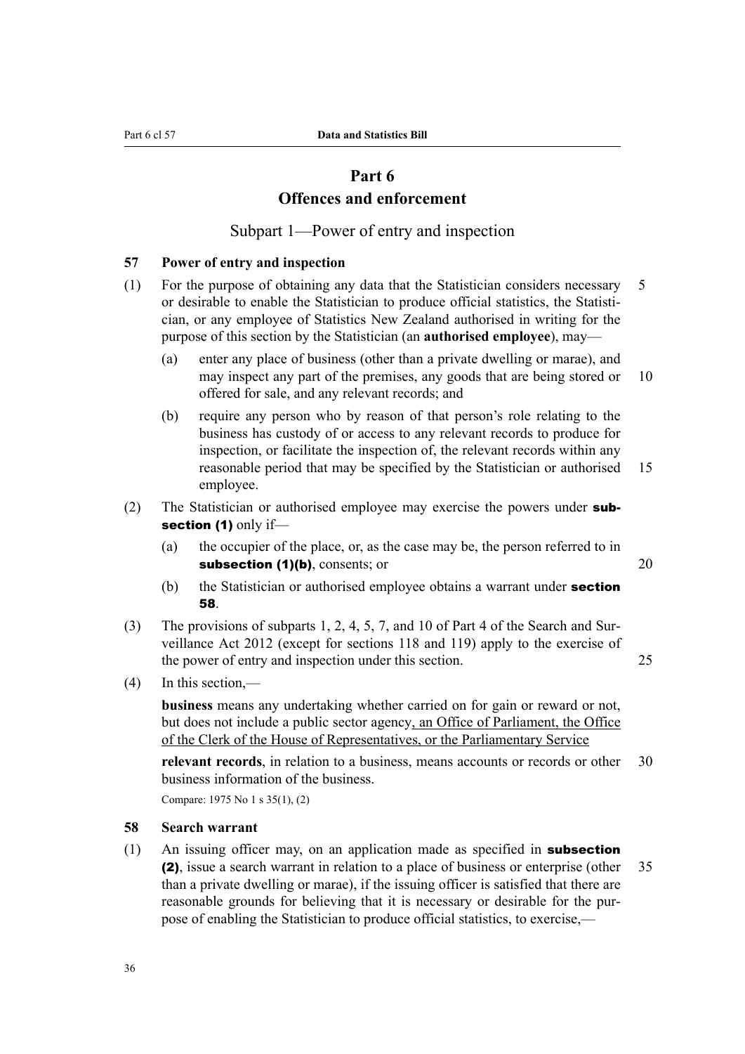# Part 6
# Offences and enforcement

## Subpart 1—Power of entry and inspection

### 57 Power of entry and inspection

(1) For the purpose of obtaining any data that the Statistician considers necessary or desirable to enable the Statistician to produce official statistics, the Statistician, or any employee of Statistics New Zealand authorised in writing for the purpose of this section by the Statistician (an **authorised employee**), may—

(a) enter any place of business (other than a private dwelling or marae), and may inspect any part of the premises, any goods that are being stored or offered for sale, and any relevant records; and

(b) require any person who by reason of that person's role relating to the business has custody of or access to any relevant records to produce for inspection, or facilitate the inspection of, the relevant records within any reasonable period that may be specified by the Statistician or authorised employee.

(2) The Statistician or authorised employee may exercise the powers under **subsection (1)** only if—

(a) the occupier of the place, or, as the case may be, the person referred to in **subsection (1)(b)**, consents; or

(b) the Statistician or authorised employee obtains a warrant under **section 58**.

(3) The provisions of subparts 1, 2, 4, 5, 7, and 10 of Part 4 of the Search and Surveillance Act 2012 (except for sections 118 and 119) apply to the exercise of the power of entry and inspection under this section.

(4) In this section,—

**business** means any undertaking whether carried on for gain or reward or not, but does not include a public sector agency, an Office of Parliament, the Office of the Clerk of the House of Representatives, or the Parliamentary Service

**relevant records**, in relation to a business, means accounts or records or other business information of the business.

Compare: 1975 No 1 s 35(1), (2)

### 58 Search warrant

(1) An issuing officer may, on an application made as specified in **subsection (2)**, issue a search warrant in relation to a place of business or enterprise (other than a private dwelling or marae), if the issuing officer is satisfied that there are reasonable grounds for believing that it is necessary or desirable for the purpose of enabling the Statistician to produce official statistics, to exercise,—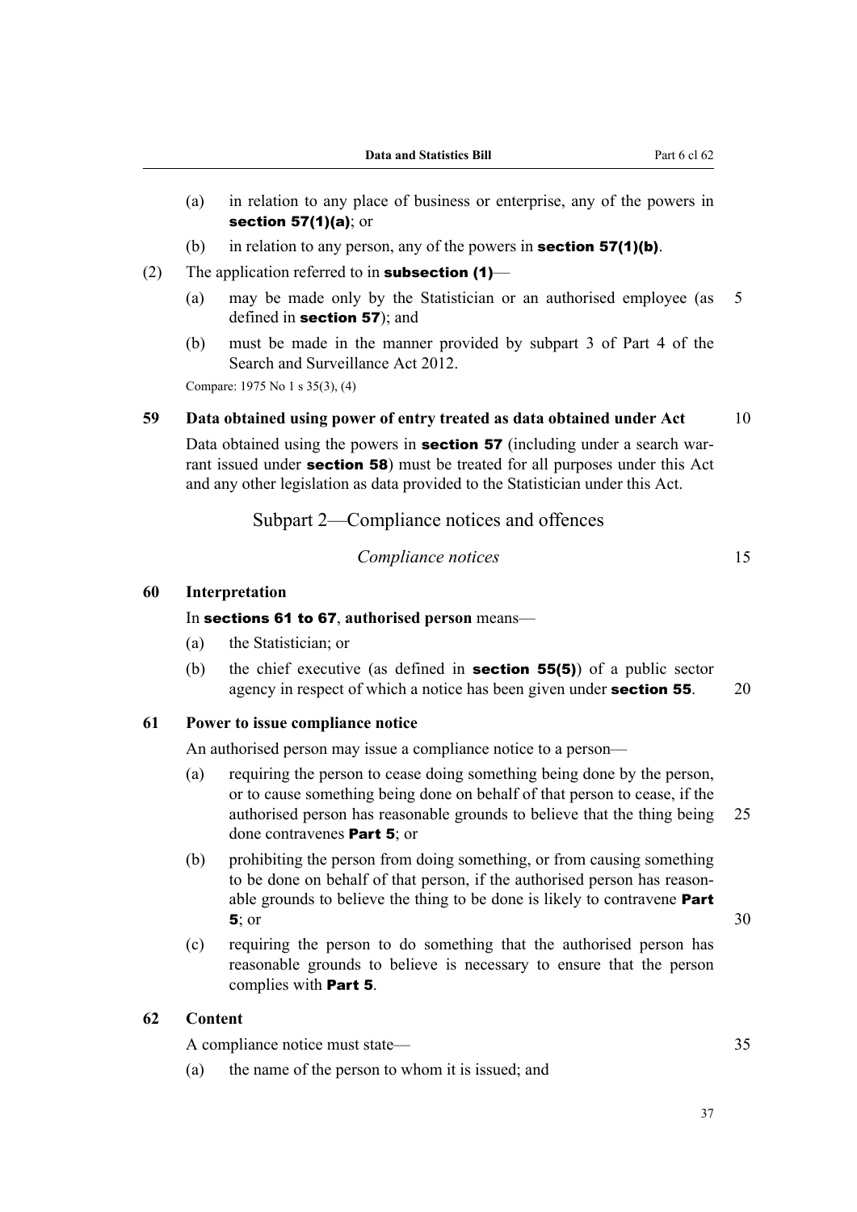(a) in relation to any place of business or enterprise, any of the powers in **section 57(1)(a)**; or

(b) in relation to any person, any of the powers in **section 57(1)(b)**.

(2) The application referred to in **subsection (1)**—

(a) may be made only by the Statistician or an authorised employee (as defined in **section 57**); and

(b) must be made in the manner provided by subpart 3 of Part 4 of the Search and Surveillance Act 2012.

Compare: 1975 No 1 s 35(3), (4)

### 59 Data obtained using power of entry treated as data obtained under Act

Data obtained using the powers in **section 57** (including under a search warrant issued under **section 58**) must be treated for all purposes under this Act and any other legislation as data provided to the Statistician under this Act.

## Subpart 2—Compliance notices and offences

*Compliance notices*

### 60 Interpretation

In **sections 61 to 67**, **authorised person** means—

(a) the Statistician; or

(b) the chief executive (as defined in **section 55(5)**) of a public sector agency in respect of which a notice has been given under **section 55**.

### 61 Power to issue compliance notice

An authorised person may issue a compliance notice to a person—

(a) requiring the person to cease doing something being done by the person, or to cause something being done on behalf of that person to cease, if the authorised person has reasonable grounds to believe that the thing being done contravenes **Part 5**; or

(b) prohibiting the person from doing something, or from causing something to be done on behalf of that person, if the authorised person has reasonable grounds to believe the thing to be done is likely to contravene **Part 5**; or

(c) requiring the person to do something that the authorised person has reasonable grounds to believe is necessary to ensure that the person complies with **Part 5**.

### 62 Content

A compliance notice must state—

(a) the name of the person to whom it is issued; and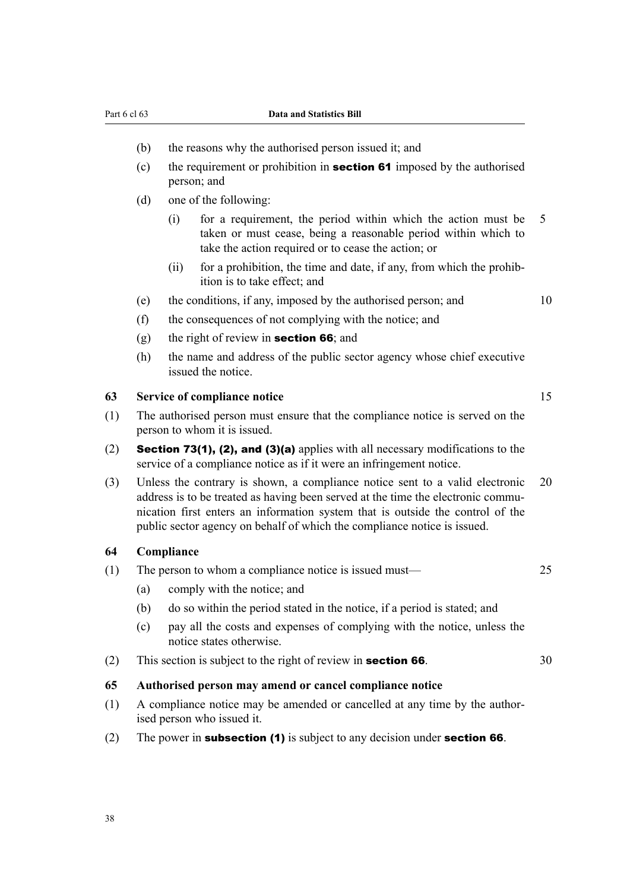(b) the reasons why the authorised person issued it; and

(c) the requirement or prohibition in **section 61** imposed by the authorised person; and

(d) one of the following:

   (i) for a requirement, the period within which the action must be taken or must cease, being a reasonable period within which to take the action required or to cease the action; or

   (ii) for a prohibition, the time and date, if any, from which the prohibition is to take effect; and

(e) the conditions, if any, imposed by the authorised person; and

(f) the consequences of not complying with the notice; and

(g) the right of review in **section 66**; and

(h) the name and address of the public sector agency whose chief executive issued the notice.

### 63 Service of compliance notice

(1) The authorised person must ensure that the compliance notice is served on the person to whom it is issued.

(2) **Section 73(1), (2), and (3)(a)** applies with all necessary modifications to the service of a compliance notice as if it were an infringement notice.

(3) Unless the contrary is shown, a compliance notice sent to a valid electronic address is to be treated as having been served at the time the electronic communication first enters an information system that is outside the control of the public sector agency on behalf of which the compliance notice is issued.

### 64 Compliance

(1) The person to whom a compliance notice is issued must—

(a) comply with the notice; and

(b) do so within the period stated in the notice, if a period is stated; and

(c) pay all the costs and expenses of complying with the notice, unless the notice states otherwise.

(2) This section is subject to the right of review in **section 66**.

### 65 Authorised person may amend or cancel compliance notice

(1) A compliance notice may be amended or cancelled at any time by the authorised person who issued it.

(2) The power in **subsection (1)** is subject to any decision under **section 66**.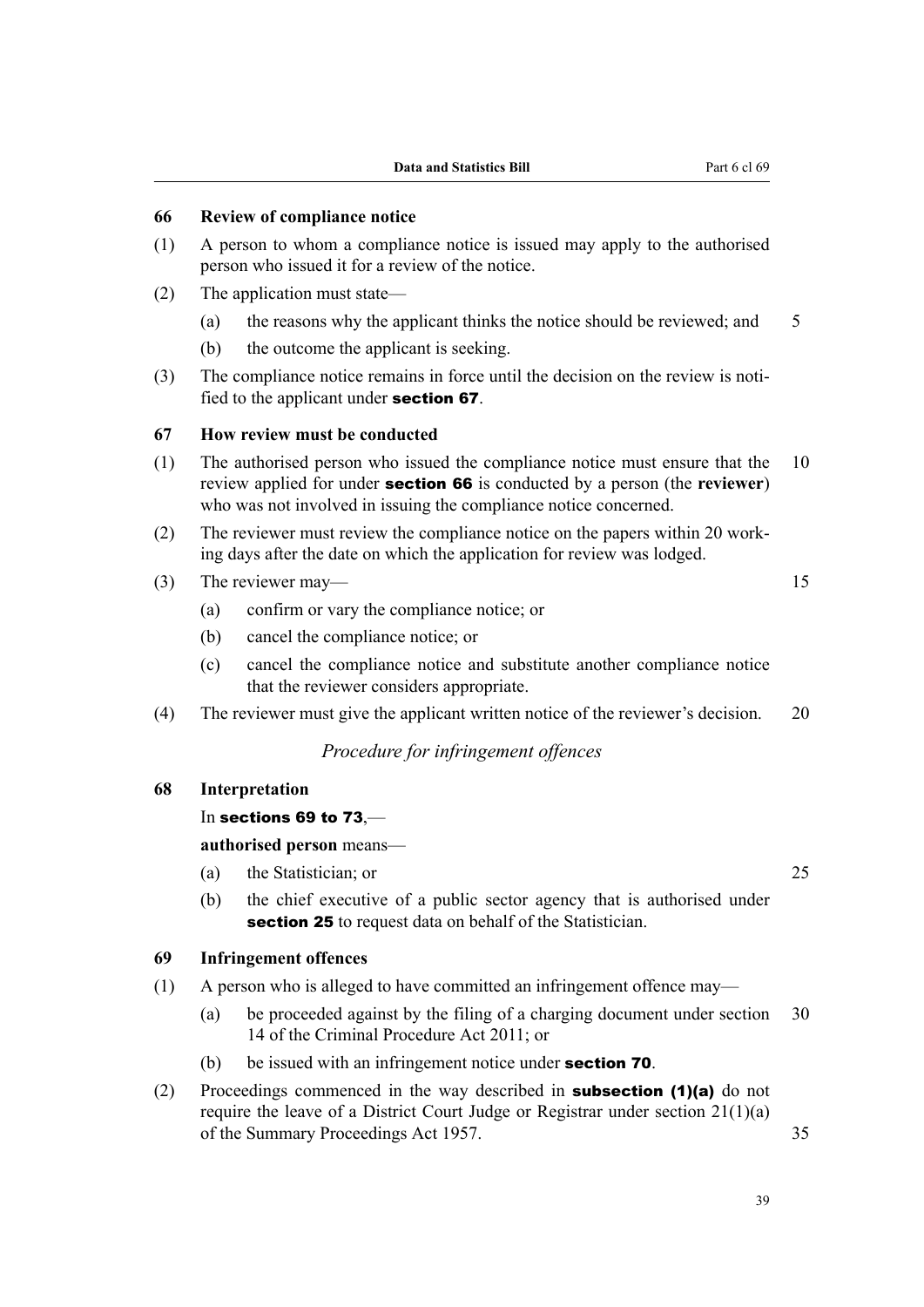### 66 Review of compliance notice

(1) A person to whom a compliance notice is issued may apply to the authorised person who issued it for a review of the notice.

(2) The application must state—

(a) the reasons why the applicant thinks the notice should be reviewed; and

(b) the outcome the applicant is seeking.

(3) The compliance notice remains in force until the decision on the review is notified to the applicant under **section 67**.

### 67 How review must be conducted

(1) The authorised person who issued the compliance notice must ensure that the review applied for under **section 66** is conducted by a person (the **reviewer**) who was not involved in issuing the compliance notice concerned.

(2) The reviewer must review the compliance notice on the papers within 20 working days after the date on which the application for review was lodged.

(3) The reviewer may—

(a) confirm or vary the compliance notice; or

(b) cancel the compliance notice; or

(c) cancel the compliance notice and substitute another compliance notice that the reviewer considers appropriate.

(4) The reviewer must give the applicant written notice of the reviewer's decision.

*Procedure for infringement offences*

### 68 Interpretation

In **sections 69 to 73**,—

**authorised person** means—

(a) the Statistician; or

(b) the chief executive of a public sector agency that is authorised under **section 25** to request data on behalf of the Statistician.

### 69 Infringement offences

(1) A person who is alleged to have committed an infringement offence may—

(a) be proceeded against by the filing of a charging document under section 14 of the Criminal Procedure Act 2011; or

(b) be issued with an infringement notice under **section 70**.

(2) Proceedings commenced in the way described in **subsection (1)(a)** do not require the leave of a District Court Judge or Registrar under section 21(1)(a) of the Summary Proceedings Act 1957.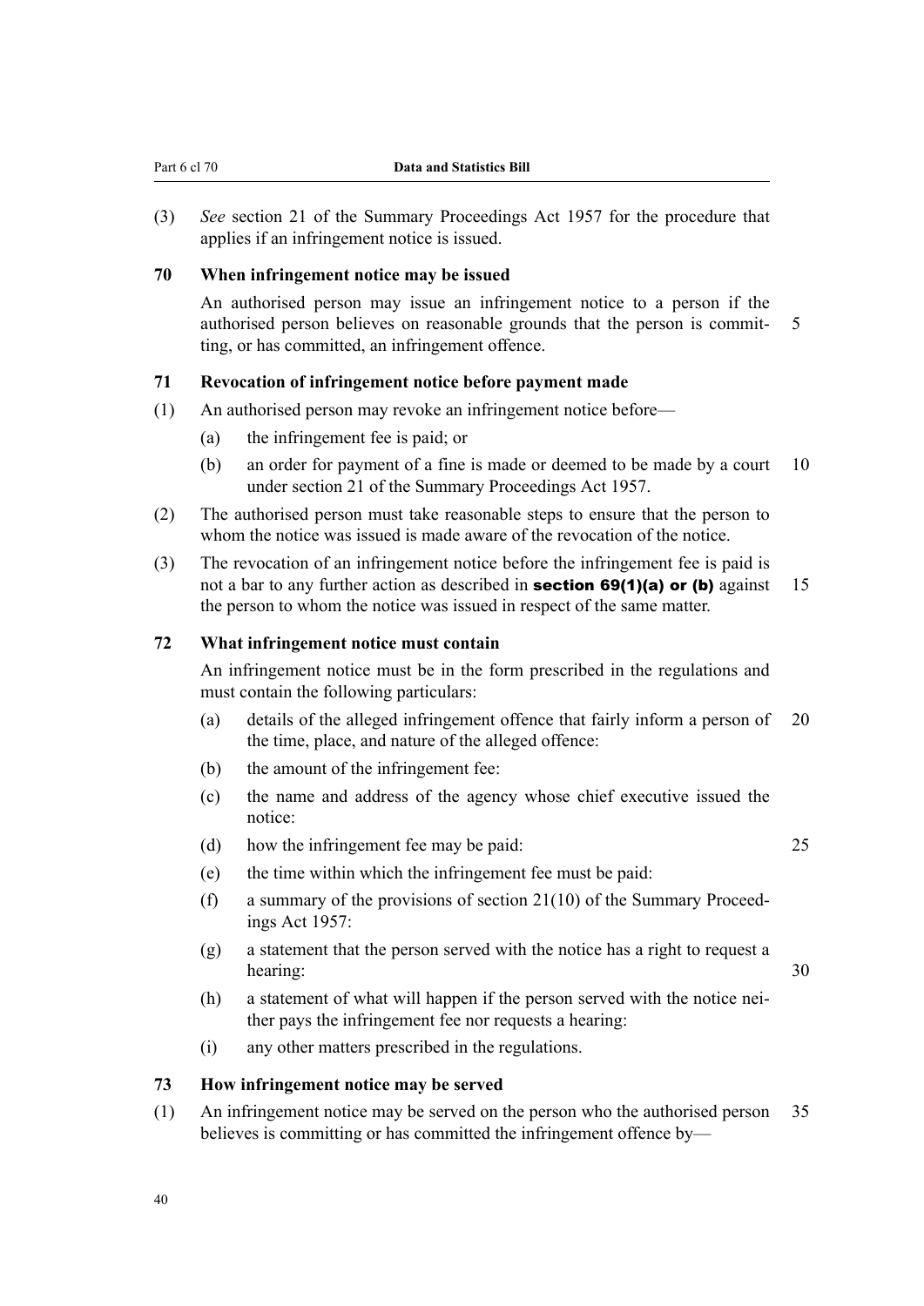(3) *See* section 21 of the Summary Proceedings Act 1957 for the procedure that applies if an infringement notice is issued.

### 70 When infringement notice may be issued

An authorised person may issue an infringement notice to a person if the authorised person believes on reasonable grounds that the person is committing, or has committed, an infringement offence.

### 71 Revocation of infringement notice before payment made

(1) An authorised person may revoke an infringement notice before—

- (a) the infringement fee is paid; or
- (b) an order for payment of a fine is made or deemed to be made by a court under section 21 of the Summary Proceedings Act 1957.

(2) The authorised person must take reasonable steps to ensure that the person to whom the notice was issued is made aware of the revocation of the notice.

(3) The revocation of an infringement notice before the infringement fee is paid is not a bar to any further action as described in **section 69(1)(a) or (b)** against the person to whom the notice was issued in respect of the same matter.

### 72 What infringement notice must contain

An infringement notice must be in the form prescribed in the regulations and must contain the following particulars:

- (a) details of the alleged infringement offence that fairly inform a person of the time, place, and nature of the alleged offence:
- (b) the amount of the infringement fee:
- (c) the name and address of the agency whose chief executive issued the notice:
- (d) how the infringement fee may be paid:
- (e) the time within which the infringement fee must be paid:
- (f) a summary of the provisions of section 21(10) of the Summary Proceedings Act 1957:
- (g) a statement that the person served with the notice has a right to request a hearing:
- (h) a statement of what will happen if the person served with the notice neither pays the infringement fee nor requests a hearing:
- (i) any other matters prescribed in the regulations.

### 73 How infringement notice may be served

(1) An infringement notice may be served on the person who the authorised person believes is committing or has committed the infringement offence by—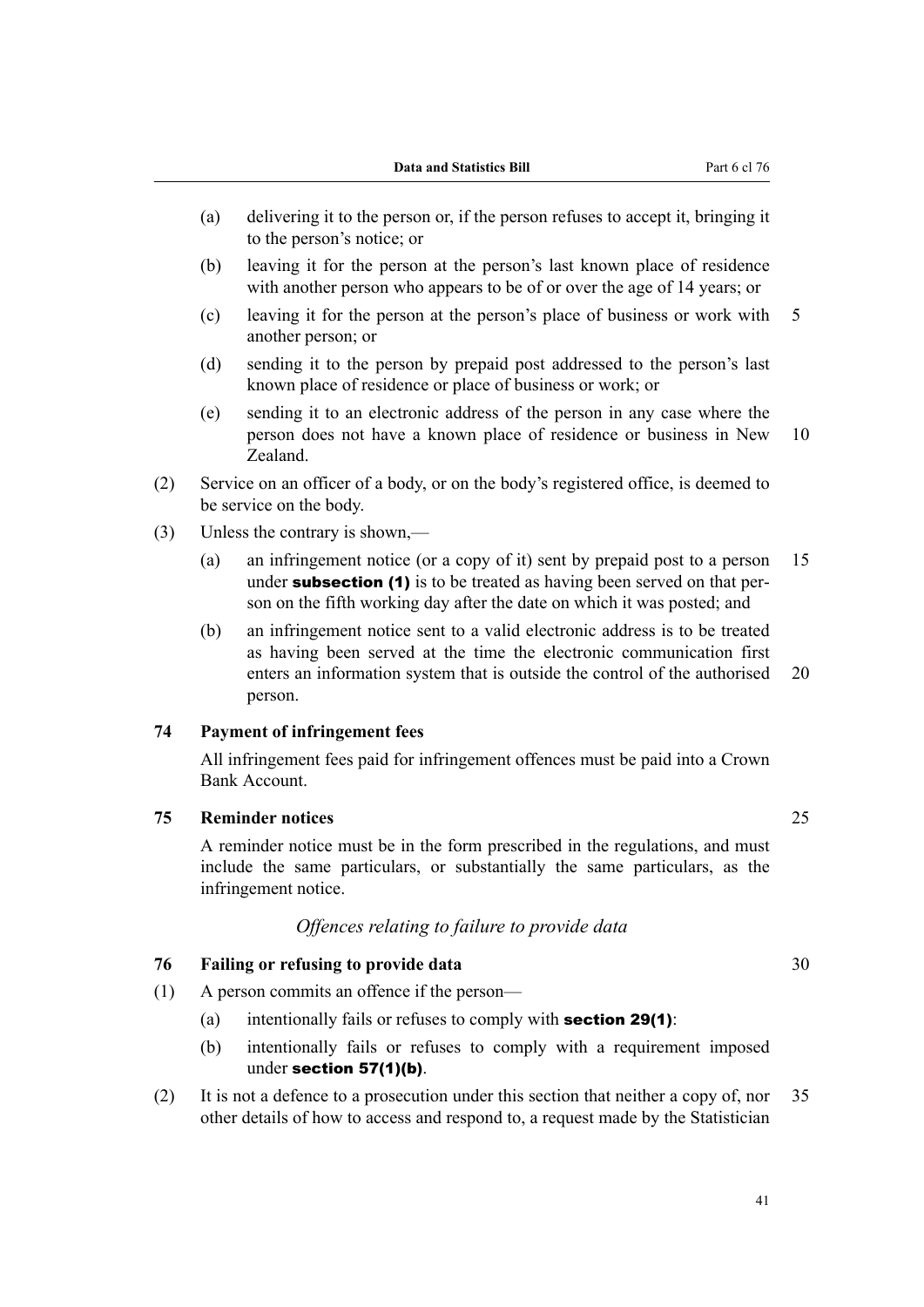(a) delivering it to the person or, if the person refuses to accept it, bringing it to the person's notice; or

(b) leaving it for the person at the person's last known place of residence with another person who appears to be of or over the age of 14 years; or

(c) leaving it for the person at the person's place of business or work with another person; or

(d) sending it to the person by prepaid post addressed to the person's last known place of residence or place of business or work; or

(e) sending it to an electronic address of the person in any case where the person does not have a known place of residence or business in New Zealand.

(2) Service on an officer of a body, or on the body's registered office, is deemed to be service on the body.

(3) Unless the contrary is shown,—

(a) an infringement notice (or a copy of it) sent by prepaid post to a person under **subsection (1)** is to be treated as having been served on that person on the fifth working day after the date on which it was posted; and

(b) an infringement notice sent to a valid electronic address is to be treated as having been served at the time the electronic communication first enters an information system that is outside the control of the authorised person.

**74 Payment of infringement fees**

All infringement fees paid for infringement offences must be paid into a Crown Bank Account.

**75 Reminder notices**

A reminder notice must be in the form prescribed in the regulations, and must include the same particulars, or substantially the same particulars, as the infringement notice.

*Offences relating to failure to provide data*

**76 Failing or refusing to provide data**

(1) A person commits an offence if the person—

(a) intentionally fails or refuses to comply with **section 29(1)**:

(b) intentionally fails or refuses to comply with a requirement imposed under **section 57(1)(b)**.

(2) It is not a defence to a prosecution under this section that neither a copy of, nor other details of how to access and respond to, a request made by the Statistician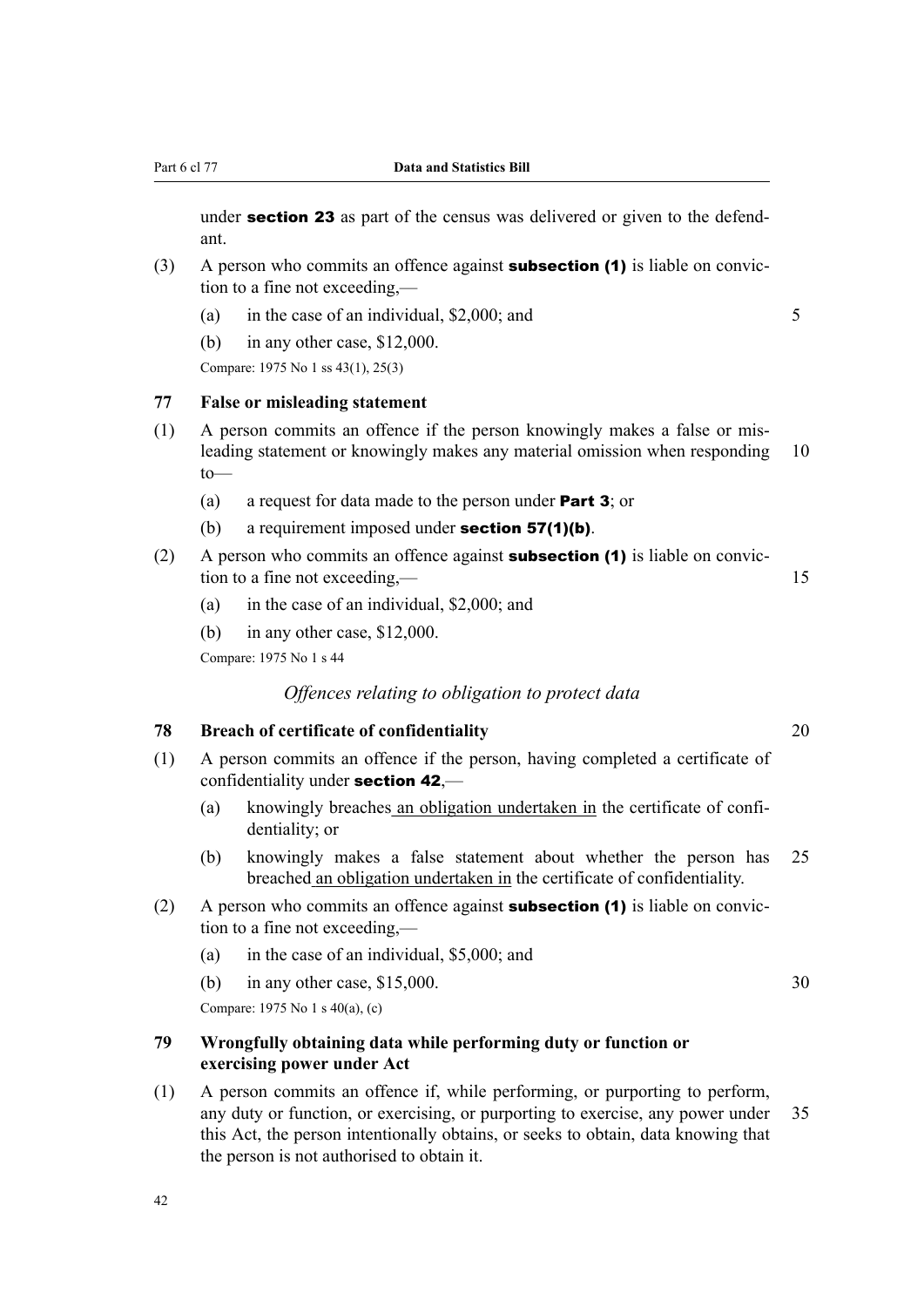under **section 23** as part of the census was delivered or given to the defendant.

(3) A person who commits an offence against **subsection (1)** is liable on conviction to a fine not exceeding,—

(a) in the case of an individual, \$2,000; and

(b) in any other case, \$12,000.

Compare: 1975 No 1 ss 43(1), 25(3)

### 77 False or misleading statement

(1) A person commits an offence if the person knowingly makes a false or misleading statement or knowingly makes any material omission when responding to—

(a) a request for data made to the person under **Part 3**; or

(b) a requirement imposed under **section 57(1)(b)**.

(2) A person who commits an offence against **subsection (1)** is liable on conviction to a fine not exceeding,—

(a) in the case of an individual, \$2,000; and

(b) in any other case, \$12,000.

Compare: 1975 No 1 s 44

*Offences relating to obligation to protect data*

### 78 Breach of certificate of confidentiality

(1) A person commits an offence if the person, having completed a certificate of confidentiality under **section 42**,—

(a) knowingly breaches an obligation undertaken in the certificate of confidentiality; or

(b) knowingly makes a false statement about whether the person has breached an obligation undertaken in the certificate of confidentiality.

(2) A person who commits an offence against **subsection (1)** is liable on conviction to a fine not exceeding,—

(a) in the case of an individual, \$5,000; and

(b) in any other case, \$15,000.

Compare: 1975 No 1 s 40(a), (c)

### 79 Wrongfully obtaining data while performing duty or function or exercising power under Act

(1) A person commits an offence if, while performing, or purporting to perform, any duty or function, or exercising, or purporting to exercise, any power under this Act, the person intentionally obtains, or seeks to obtain, data knowing that the person is not authorised to obtain it.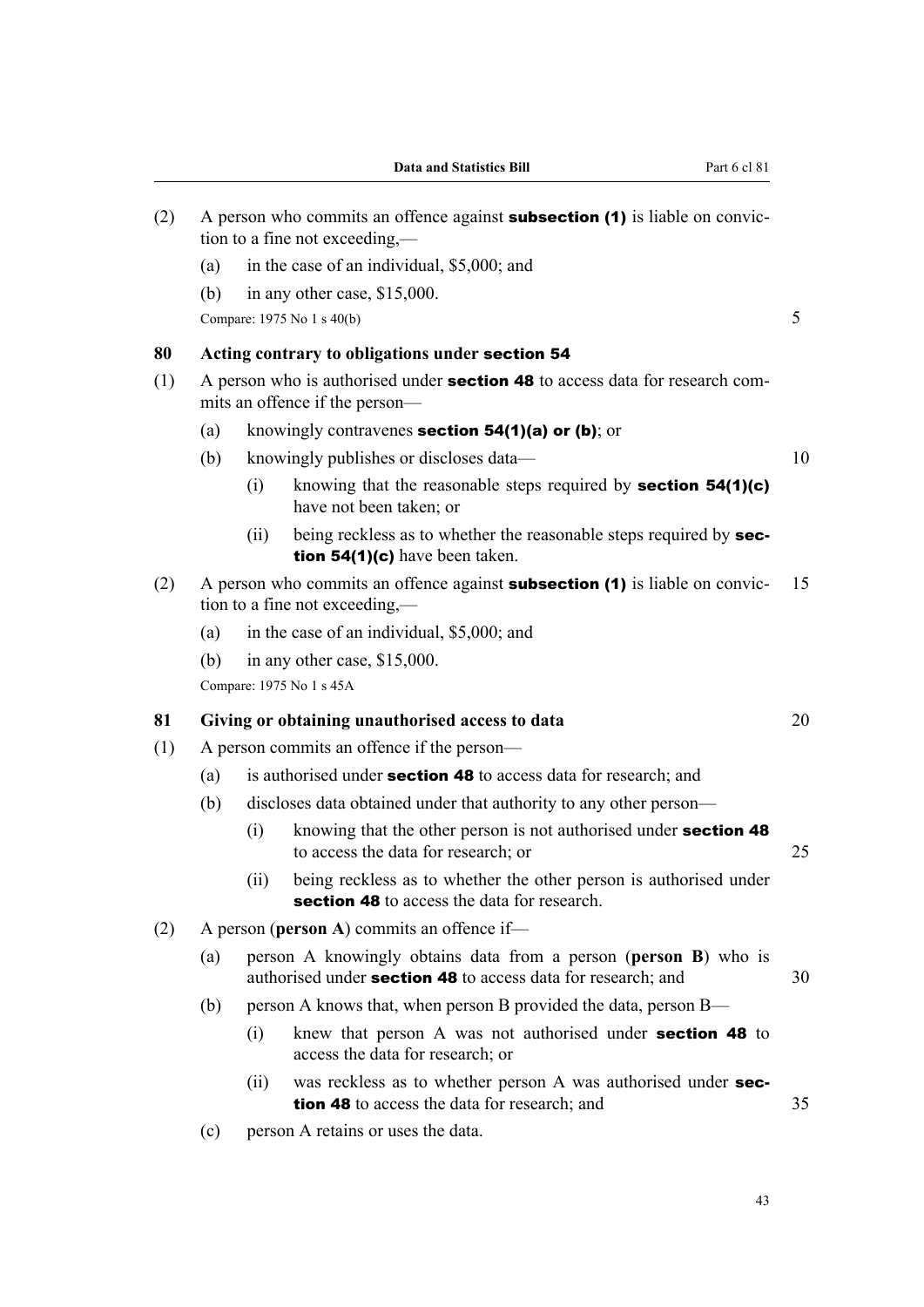(2) A person who commits an offence against **subsection (1)** is liable on conviction to a fine not exceeding,—

(a) in the case of an individual, $5,000; and

(b) in any other case, $15,000.

Compare: 1975 No 1 s 40(b)

### 80 Acting contrary to obligations under section 54

(1) A person who is authorised under **section 48** to access data for research commits an offence if the person—

(a) knowingly contravenes **section 54(1)(a) or (b)**; or

(b) knowingly publishes or discloses data—

(i) knowing that the reasonable steps required by **section 54(1)(c)** have not been taken; or

(ii) being reckless as to whether the reasonable steps required by **section 54(1)(c)** have been taken.

(2) A person who commits an offence against **subsection (1)** is liable on conviction to a fine not exceeding,—

(a) in the case of an individual, $5,000; and

(b) in any other case, $15,000.

Compare: 1975 No 1 s 45A

### 81 Giving or obtaining unauthorised access to data

(1) A person commits an offence if the person—

(a) is authorised under **section 48** to access data for research; and

(b) discloses data obtained under that authority to any other person—

(i) knowing that the other person is not authorised under **section 48** to access the data for research; or

(ii) being reckless as to whether the other person is authorised under **section 48** to access the data for research.

(2) A person (**person A**) commits an offence if—

(a) person A knowingly obtains data from a person (**person B**) who is authorised under **section 48** to access data for research; and

(b) person A knows that, when person B provided the data, person B—

(i) knew that person A was not authorised under **section 48** to access the data for research; or

(ii) was reckless as to whether person A was authorised under **section 48** to access the data for research; and

(c) person A retains or uses the data.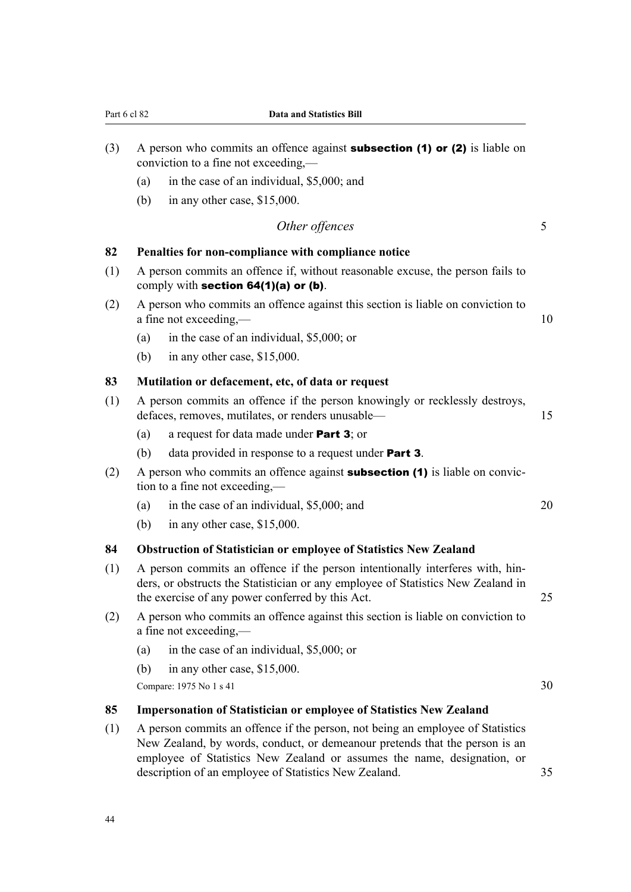(3) A person who commits an offence against **subsection (1) or (2)** is liable on conviction to a fine not exceeding,—

(a) in the case of an individual, $5,000; and

(b) in any other case, $15,000.

*Other offences*

### 82 Penalties for non-compliance with compliance notice

(1) A person commits an offence if, without reasonable excuse, the person fails to comply with **section 64(1)(a) or (b)**.

(2) A person who commits an offence against this section is liable on conviction to a fine not exceeding,—

(a) in the case of an individual, $5,000; or

(b) in any other case, $15,000.

### 83 Mutilation or defacement, etc, of data or request

(1) A person commits an offence if the person knowingly or recklessly destroys, defaces, removes, mutilates, or renders unusable—

(a) a request for data made under **Part 3**; or

(b) data provided in response to a request under **Part 3**.

(2) A person who commits an offence against **subsection (1)** is liable on conviction to a fine not exceeding,—

(a) in the case of an individual, $5,000; and

(b) in any other case, $15,000.

### 84 Obstruction of Statistician or employee of Statistics New Zealand

(1) A person commits an offence if the person intentionally interferes with, hinders, or obstructs the Statistician or any employee of Statistics New Zealand in the exercise of any power conferred by this Act.

(2) A person who commits an offence against this section is liable on conviction to a fine not exceeding,—

(a) in the case of an individual, $5,000; or

(b) in any other case, $15,000.

Compare: 1975 No 1 s 41

### 85 Impersonation of Statistician or employee of Statistics New Zealand

(1) A person commits an offence if the person, not being an employee of Statistics New Zealand, by words, conduct, or demeanour pretends that the person is an employee of Statistics New Zealand or assumes the name, designation, or description of an employee of Statistics New Zealand.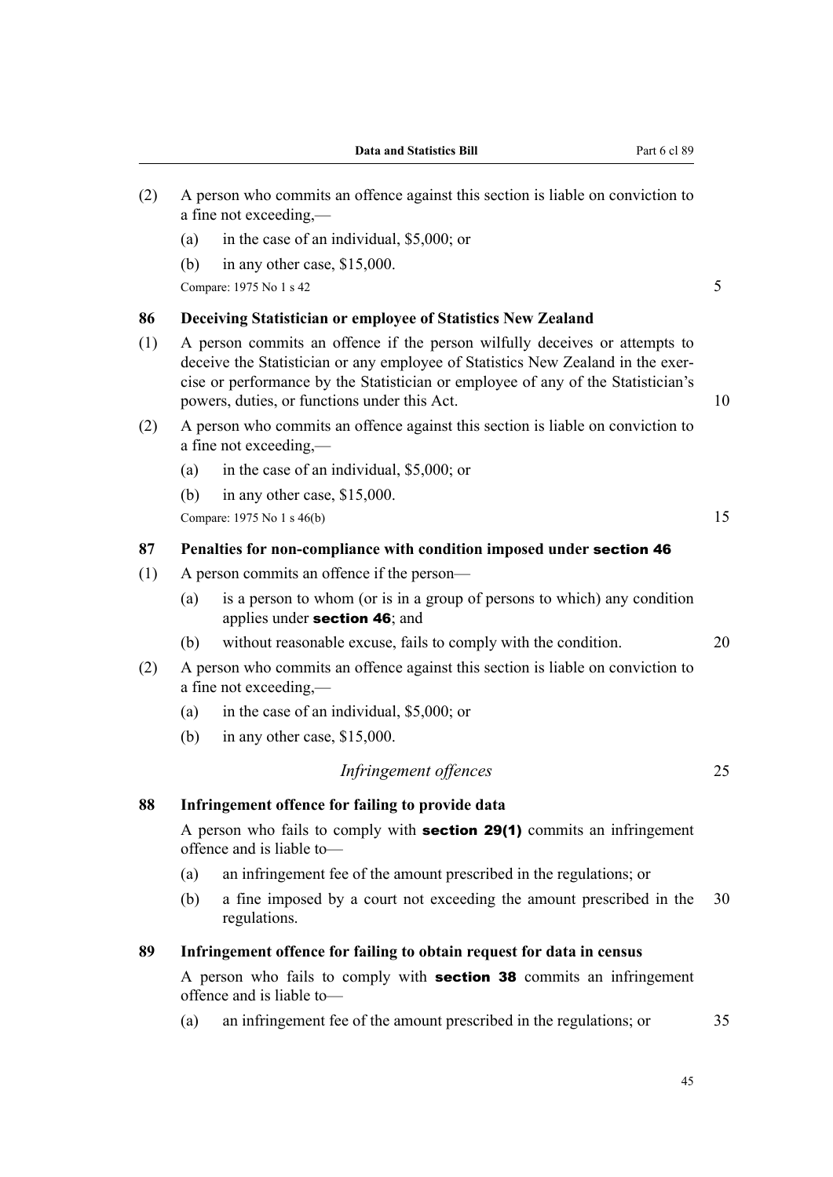(2) A person who commits an offence against this section is liable on conviction to a fine not exceeding,—

(a) in the case of an individual, \$5,000; or

(b) in any other case, \$15,000.

Compare: 1975 No 1 s 42

### 86 Deceiving Statistician or employee of Statistics New Zealand

(1) A person commits an offence if the person wilfully deceives or attempts to deceive the Statistician or any employee of Statistics New Zealand in the exercise or performance by the Statistician or employee of any of the Statistician's powers, duties, or functions under this Act.

(2) A person who commits an offence against this section is liable on conviction to a fine not exceeding,—

(a) in the case of an individual, \$5,000; or

(b) in any other case, \$15,000.

Compare: 1975 No 1 s 46(b)

### 87 Penalties for non-compliance with condition imposed under **section 46**

(1) A person commits an offence if the person—

(a) is a person to whom (or is in a group of persons to which) any condition applies under **section 46**; and

(b) without reasonable excuse, fails to comply with the condition.

(2) A person who commits an offence against this section is liable on conviction to a fine not exceeding,—

(a) in the case of an individual, \$5,000; or

(b) in any other case, \$15,000.

*Infringement offences*

### 88 Infringement offence for failing to provide data

A person who fails to comply with **section 29(1)** commits an infringement offence and is liable to—

(a) an infringement fee of the amount prescribed in the regulations; or

(b) a fine imposed by a court not exceeding the amount prescribed in the regulations.

### 89 Infringement offence for failing to obtain request for data in census

A person who fails to comply with **section 38** commits an infringement offence and is liable to—

(a) an infringement fee of the amount prescribed in the regulations; or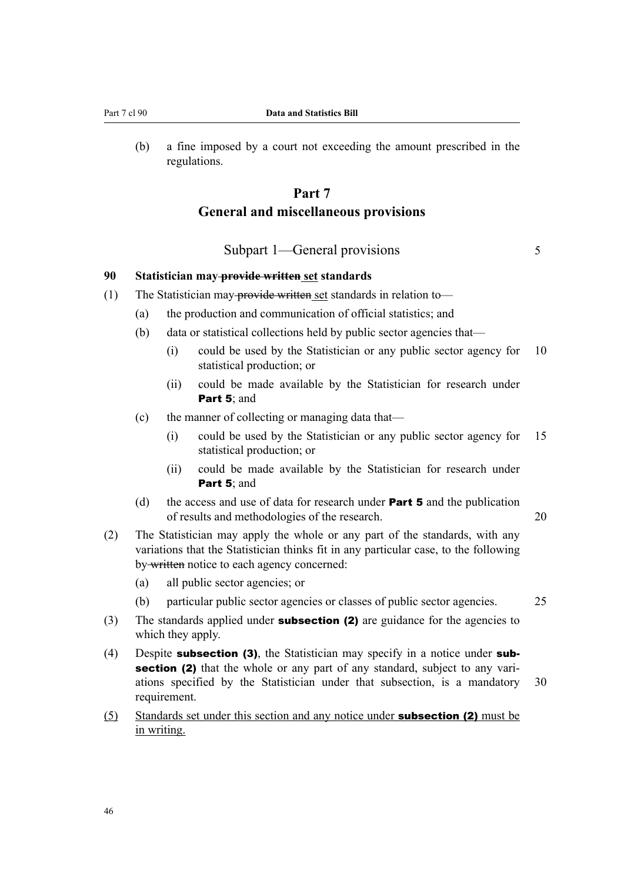(b) a fine imposed by a court not exceeding the amount prescribed in the regulations.

# Part 7
# General and miscellaneous provisions

## Subpart 1—General provisions

**90 Statistician may ~~provide written~~ set standards**

(1) The Statistician may ~~provide written~~ set standards in relation to—

(a) the production and communication of official statistics; and

(b) data or statistical collections held by public sector agencies that—

(i) could be used by the Statistician or any public sector agency for statistical production; or

(ii) could be made available by the Statistician for research under **Part 5**; and

(c) the manner of collecting or managing data that—

(i) could be used by the Statistician or any public sector agency for statistical production; or

(ii) could be made available by the Statistician for research under **Part 5**; and

(d) the access and use of data for research under **Part 5** and the publication of results and methodologies of the research.

(2) The Statistician may apply the whole or any part of the standards, with any variations that the Statistician thinks fit in any particular case, to the following by ~~written~~ notice to each agency concerned:

(a) all public sector agencies; or

(b) particular public sector agencies or classes of public sector agencies.

(3) The standards applied under **subsection (2)** are guidance for the agencies to which they apply.

(4) Despite **subsection (3)**, the Statistician may specify in a notice under **subsection (2)** that the whole or any part of any standard, subject to any variations specified by the Statistician under that subsection, is a mandatory requirement.

(5) <u>Standards set under this section and any notice under **subsection (2)** must be in writing.</u>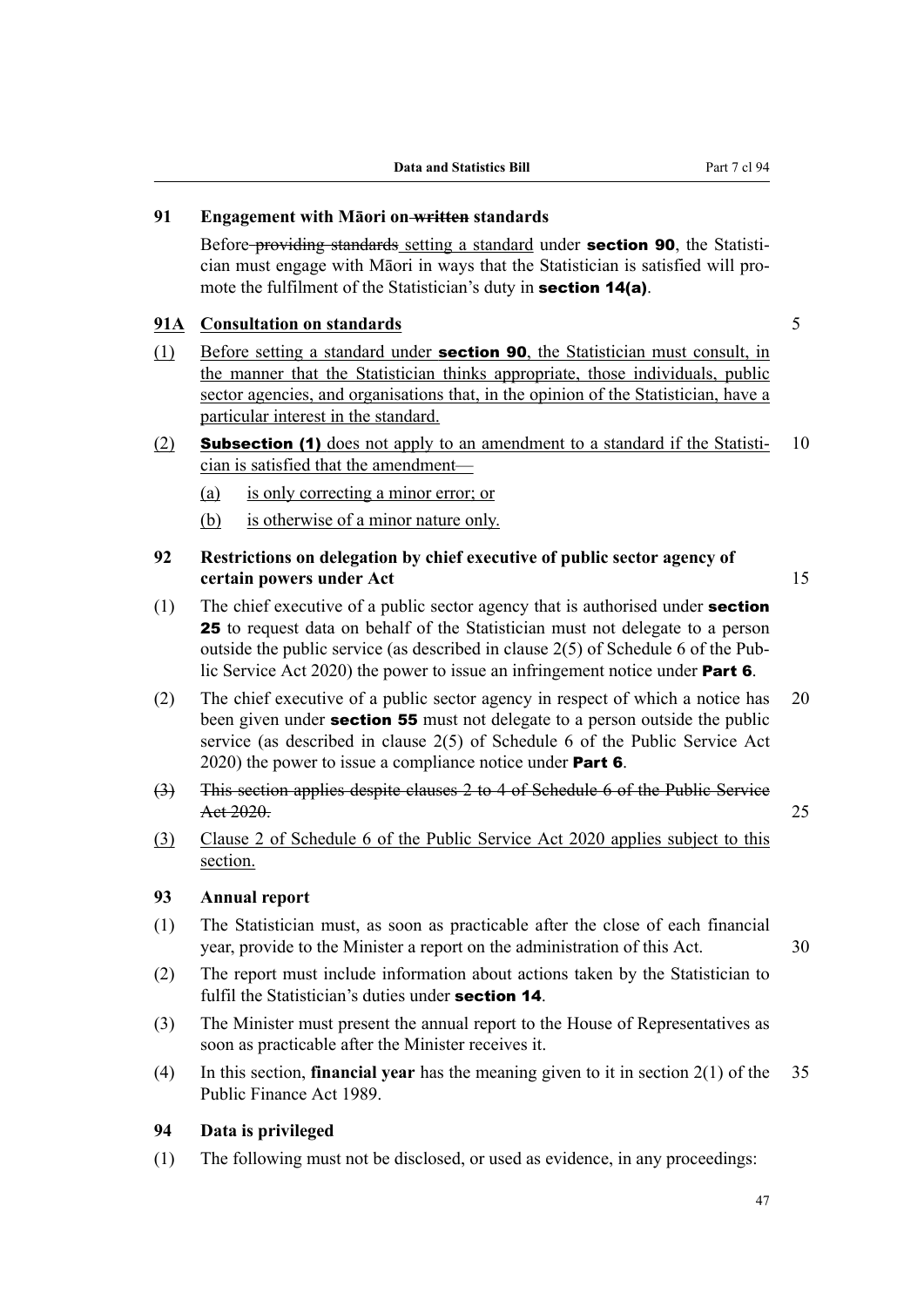### 91 Engagement with Māori on ~~written~~ standards

Before ~~providing standards~~ setting a standard under **section 90**, the Statistician must engage with Māori in ways that the Statistician is satisfied will promote the fulfilment of the Statistician's duty in **section 14(a)**.

### 91A Consultation on standards

(1) Before setting a standard under **section 90**, the Statistician must consult, in the manner that the Statistician thinks appropriate, those individuals, public sector agencies, and organisations that, in the opinion of the Statistician, have a particular interest in the standard.

(2) **Subsection (1)** does not apply to an amendment to a standard if the Statistician is satisfied that the amendment—

- (a) is only correcting a minor error; or
- (b) is otherwise of a minor nature only.

### 92 Restrictions on delegation by chief executive of public sector agency of certain powers under Act

(1) The chief executive of a public sector agency that is authorised under **section 25** to request data on behalf of the Statistician must not delegate to a person outside the public service (as described in clause 2(5) of Schedule 6 of the Public Service Act 2020) the power to issue an infringement notice under **Part 6**.

(2) The chief executive of a public sector agency in respect of which a notice has been given under **section 55** must not delegate to a person outside the public service (as described in clause 2(5) of Schedule 6 of the Public Service Act 2020) the power to issue a compliance notice under **Part 6**.

~~(3) This section applies despite clauses 2 to 4 of Schedule 6 of the Public Service Act 2020.~~

(3) Clause 2 of Schedule 6 of the Public Service Act 2020 applies subject to this section.

### 93 Annual report

(1) The Statistician must, as soon as practicable after the close of each financial year, provide to the Minister a report on the administration of this Act.

(2) The report must include information about actions taken by the Statistician to fulfil the Statistician's duties under **section 14**.

(3) The Minister must present the annual report to the House of Representatives as soon as practicable after the Minister receives it.

(4) In this section, **financial year** has the meaning given to it in section 2(1) of the Public Finance Act 1989.

### 94 Data is privileged

(1) The following must not be disclosed, or used as evidence, in any proceedings: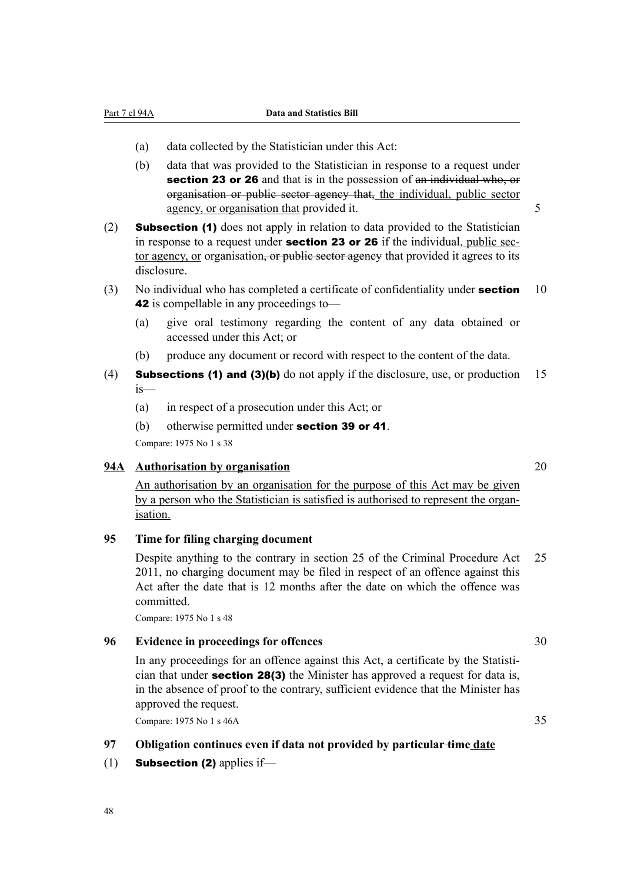(a) data collected by the Statistician under this Act:

(b) data that was provided to the Statistician in response to a request under **section 23 or 26** and that is in the possession of ~~an individual who, or organisation or public sector agency that,~~ the individual, public sector agency, or organisation that provided it.

(2) **Subsection (1)** does not apply in relation to data provided to the Statistician in response to a request under **section 23 or 26** if the individual, public sector agency, or organisation~~, or public sector agency~~ that provided it agrees to its disclosure.

(3) No individual who has completed a certificate of confidentiality under **section 42** is compellable in any proceedings to—

(a) give oral testimony regarding the content of any data obtained or accessed under this Act; or

(b) produce any document or record with respect to the content of the data.

(4) **Subsections (1) and (3)(b)** do not apply if the disclosure, use, or production is—

(a) in respect of a prosecution under this Act; or

(b) otherwise permitted under **section 39 or 41**.

Compare: 1975 No 1 s 38

### 94A Authorisation by organisation

An authorisation by an organisation for the purpose of this Act may be given by a person who the Statistician is satisfied is authorised to represent the organisation.

### 95 Time for filing charging document

Despite anything to the contrary in section 25 of the Criminal Procedure Act 2011, no charging document may be filed in respect of an offence against this Act after the date that is 12 months after the date on which the offence was committed.

Compare: 1975 No 1 s 48

### 96 Evidence in proceedings for offences

In any proceedings for an offence against this Act, a certificate by the Statistician that under **section 28(3)** the Minister has approved a request for data is, in the absence of proof to the contrary, sufficient evidence that the Minister has approved the request.

Compare: 1975 No 1 s 46A

### 97 Obligation continues even if data not provided by particular ~~time~~ date

(1) **Subsection (2)** applies if—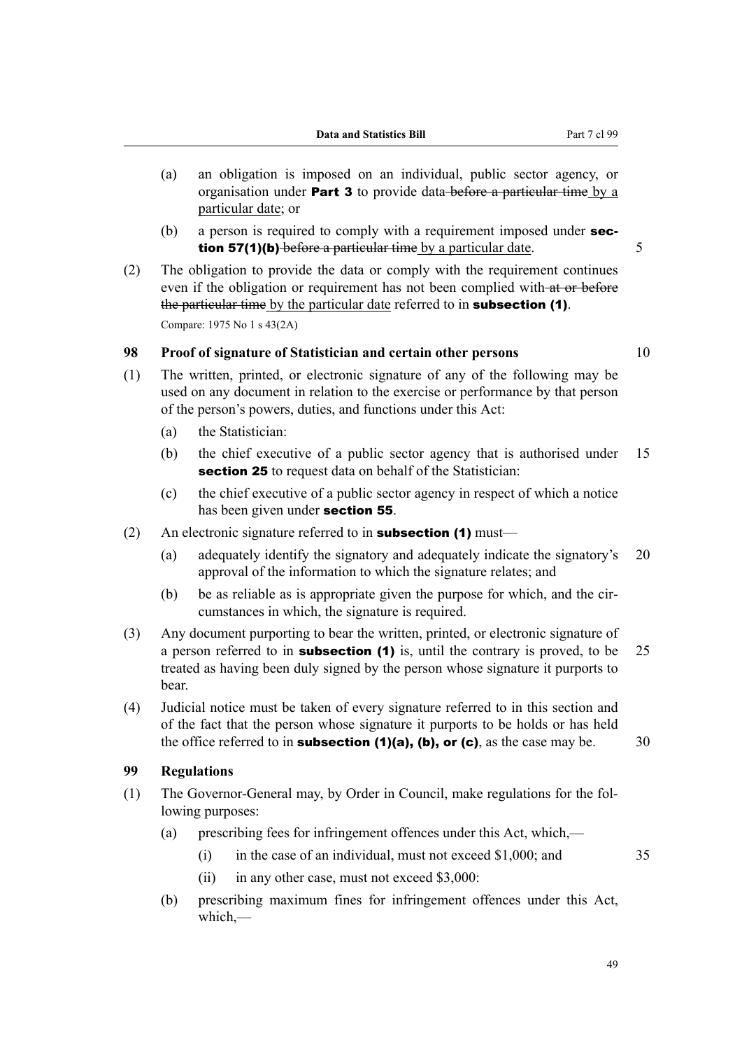(a) an obligation is imposed on an individual, public sector agency, or organisation under **Part 3** to provide data ~~before a particular time~~ by a particular date; or

(b) a person is required to comply with a requirement imposed under **section 57(1)(b)** ~~before a particular time~~ by a particular date.

(2) The obligation to provide the data or comply with the requirement continues even if the obligation or requirement has not been complied with ~~at or before the particular time~~ by the particular date referred to in **subsection (1)**.

Compare: 1975 No 1 s 43(2A)

### 98 Proof of signature of Statistician and certain other persons

(1) The written, printed, or electronic signature of any of the following may be used on any document in relation to the exercise or performance by that person of the person's powers, duties, and functions under this Act:

(a) the Statistician:

(b) the chief executive of a public sector agency that is authorised under **section 25** to request data on behalf of the Statistician:

(c) the chief executive of a public sector agency in respect of which a notice has been given under **section 55**.

(2) An electronic signature referred to in **subsection (1)** must—

(a) adequately identify the signatory and adequately indicate the signatory's approval of the information to which the signature relates; and

(b) be as reliable as is appropriate given the purpose for which, and the circumstances in which, the signature is required.

(3) Any document purporting to bear the written, printed, or electronic signature of a person referred to in **subsection (1)** is, until the contrary is proved, to be treated as having been duly signed by the person whose signature it purports to bear.

(4) Judicial notice must be taken of every signature referred to in this section and of the fact that the person whose signature it purports to be holds or has held the office referred to in **subsection (1)(a), (b), or (c)**, as the case may be.

### 99 Regulations

(1) The Governor-General may, by Order in Council, make regulations for the following purposes:

(a) prescribing fees for infringement offences under this Act, which,—

(i) in the case of an individual, must not exceed $1,000; and

(ii) in any other case, must not exceed $3,000:

(b) prescribing maximum fines for infringement offences under this Act, which,—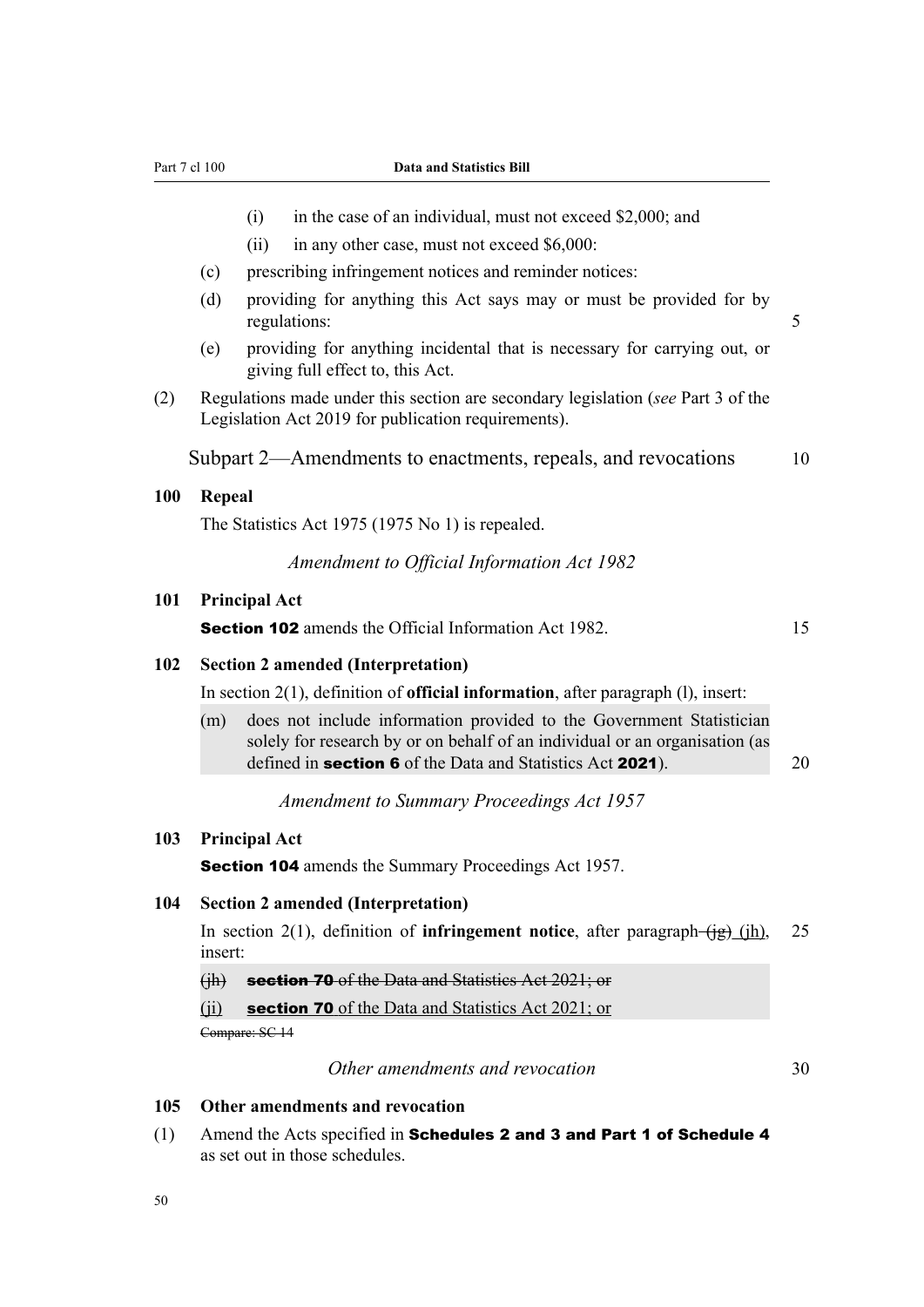(i) in the case of an individual, must not exceed $2,000; and

(ii) in any other case, must not exceed $6,000:

(c) prescribing infringement notices and reminder notices:

(d) providing for anything this Act says may or must be provided for by regulations:

(e) providing for anything incidental that is necessary for carrying out, or giving full effect to, this Act.

(2) Regulations made under this section are secondary legislation (*see* Part 3 of the Legislation Act 2019 for publication requirements).

## Subpart 2—Amendments to enactments, repeals, and revocations

### 100 Repeal

The Statistics Act 1975 (1975 No 1) is repealed.

*Amendment to Official Information Act 1982*

### 101 Principal Act

**Section 102** amends the Official Information Act 1982.

### 102 Section 2 amended (Interpretation)

In section 2(1), definition of **official information**, after paragraph (l), insert:

(m) does not include information provided to the Government Statistician solely for research by or on behalf of an individual or an organisation (as defined in **section 6** of the Data and Statistics Act **2021**).

*Amendment to Summary Proceedings Act 1957*

### 103 Principal Act

**Section 104** amends the Summary Proceedings Act 1957.

### 104 Section 2 amended (Interpretation)

In section 2(1), definition of **infringement notice**, after paragraph ~~(jg)~~ (jh), insert:

~~(jh) **section 70** of the Data and Statistics Act 2021; or~~

(ji) **section 70** of the Data and Statistics Act 2021; or

~~Compare: SC 14~~

*Other amendments and revocation*

### 105 Other amendments and revocation

(1) Amend the Acts specified in **Schedules 2 and 3 and Part 1 of Schedule 4** as set out in those schedules.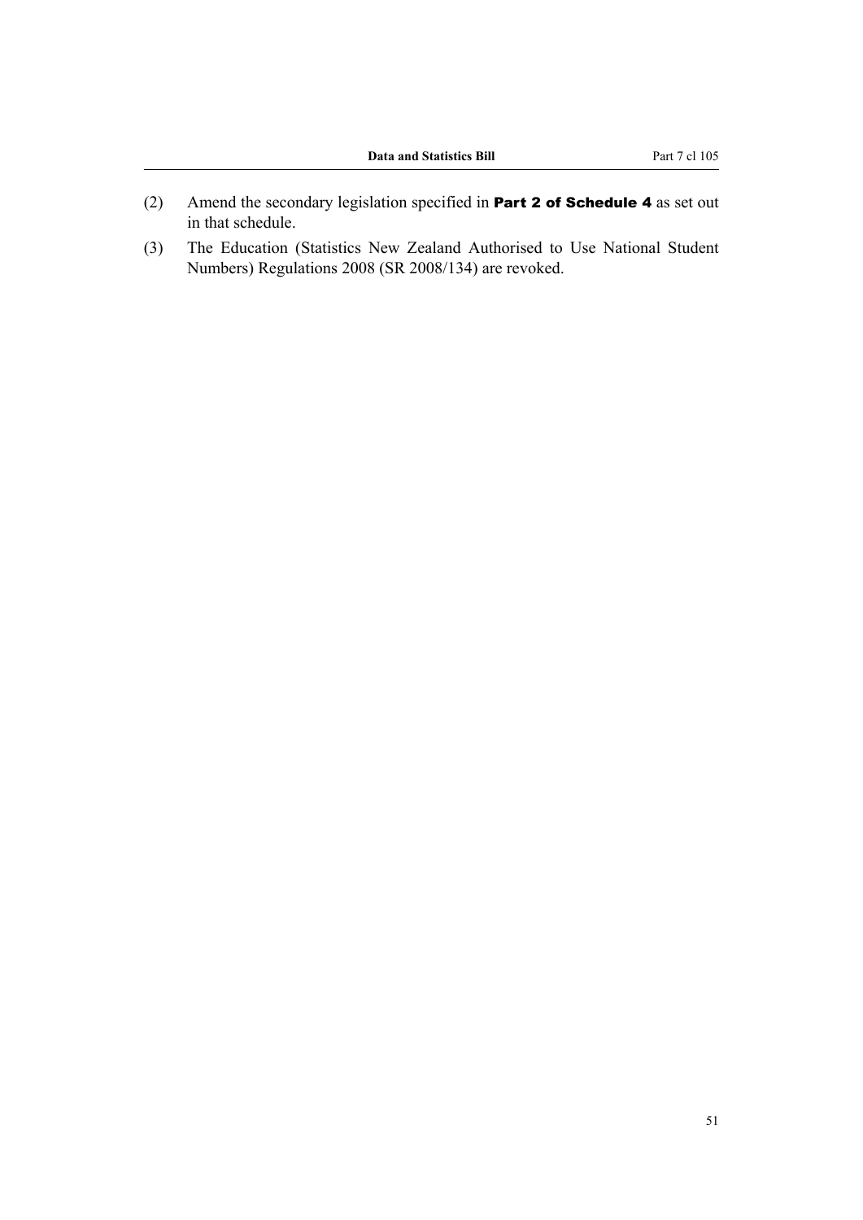(2) Amend the secondary legislation specified in **Part 2 of Schedule 4** as set out in that schedule.

(3) The Education (Statistics New Zealand Authorised to Use National Student Numbers) Regulations 2008 (SR 2008/134) are revoked.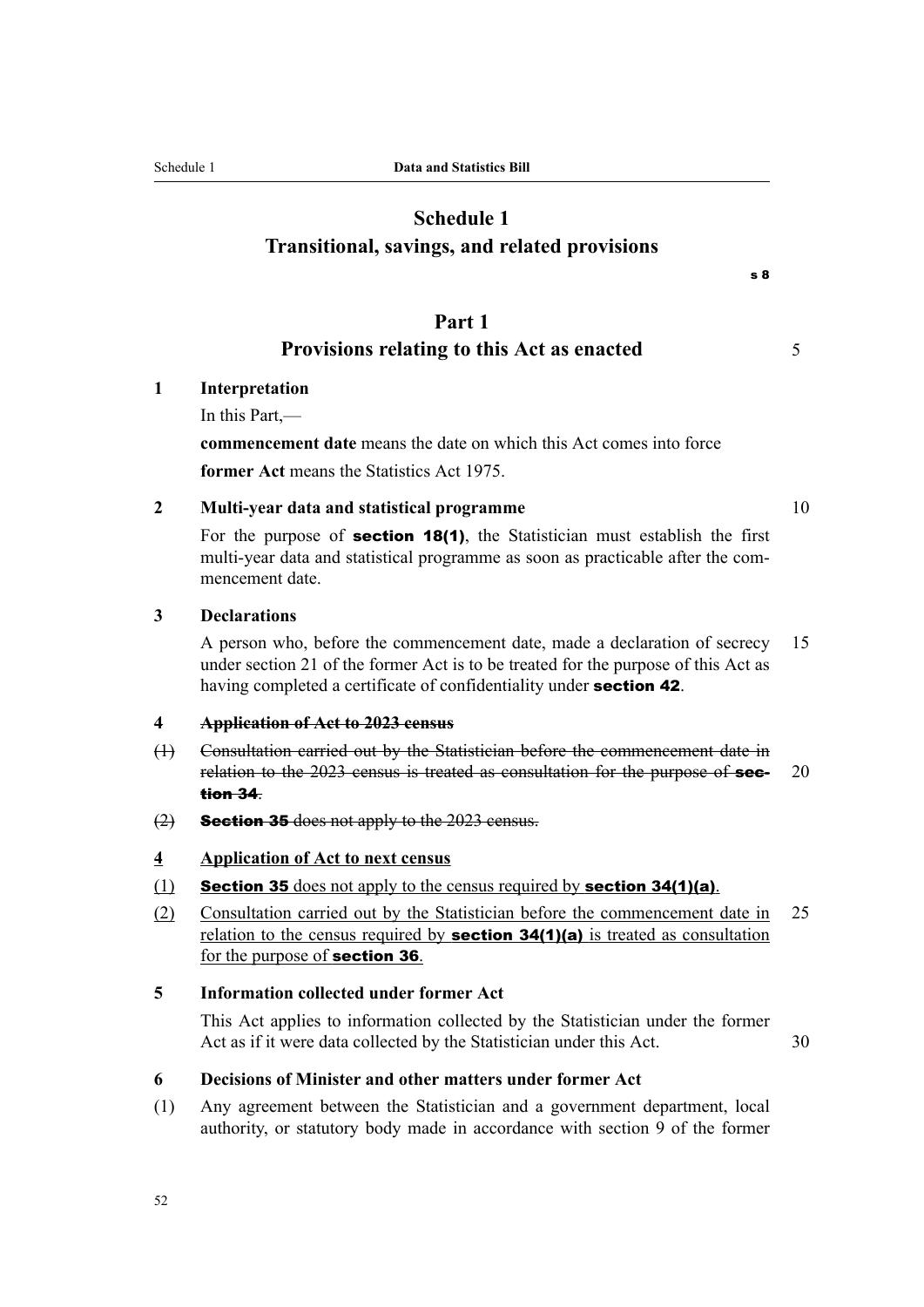# Schedule 1
## Transitional, savings, and related provisions

s 8

## Part 1
### Provisions relating to this Act as enacted

**1 Interpretation**

In this Part,—

**commencement date** means the date on which this Act comes into force

**former Act** means the Statistics Act 1975.

**2 Multi-year data and statistical programme**

For the purpose of **section 18(1)**, the Statistician must establish the first multi-year data and statistical programme as soon as practicable after the commencement date.

**3 Declarations**

A person who, before the commencement date, made a declaration of secrecy under section 21 of the former Act is to be treated for the purpose of this Act as having completed a certificate of confidentiality under **section 42**.

~~**4 Application of Act to 2023 census**~~

~~(1) Consultation carried out by the Statistician before the commencement date in relation to the 2023 census is treated as consultation for the purpose of **section 34**.~~

~~(2) **Section 35** does not apply to the 2023 census.~~

**4 Application of Act to next census**

(1) **Section 35** does not apply to the census required by **section 34(1)(a)**.

(2) Consultation carried out by the Statistician before the commencement date in relation to the census required by **section 34(1)(a)** is treated as consultation for the purpose of **section 36**.

**5 Information collected under former Act**

This Act applies to information collected by the Statistician under the former Act as if it were data collected by the Statistician under this Act.

**6 Decisions of Minister and other matters under former Act**

(1) Any agreement between the Statistician and a government department, local authority, or statutory body made in accordance with section 9 of the former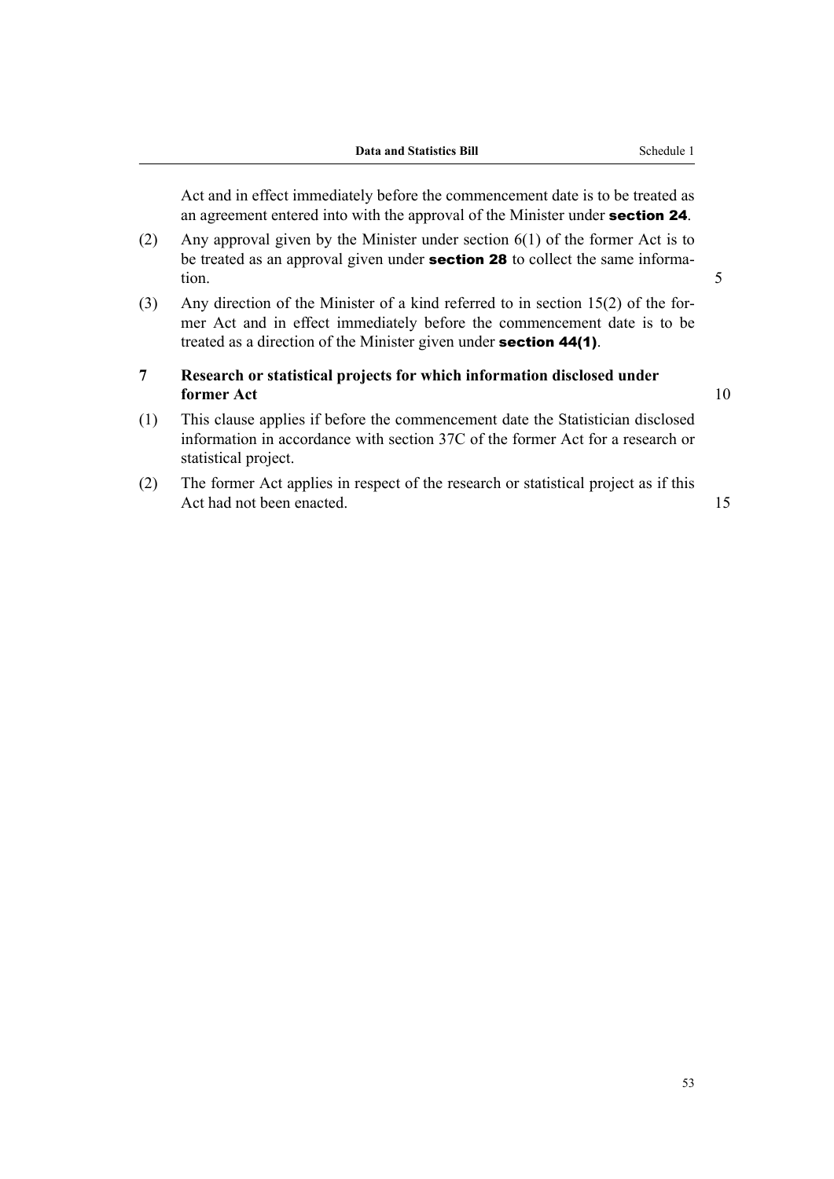Act and in effect immediately before the commencement date is to be treated as an agreement entered into with the approval of the Minister under **section 24**.

(2) Any approval given by the Minister under section 6(1) of the former Act is to be treated as an approval given under **section 28** to collect the same information.

(3) Any direction of the Minister of a kind referred to in section 15(2) of the former Act and in effect immediately before the commencement date is to be treated as a direction of the Minister given under **section 44(1)**.

### 7 Research or statistical projects for which information disclosed under former Act

(1) This clause applies if before the commencement date the Statistician disclosed information in accordance with section 37C of the former Act for a research or statistical project.

(2) The former Act applies in respect of the research or statistical project as if this Act had not been enacted.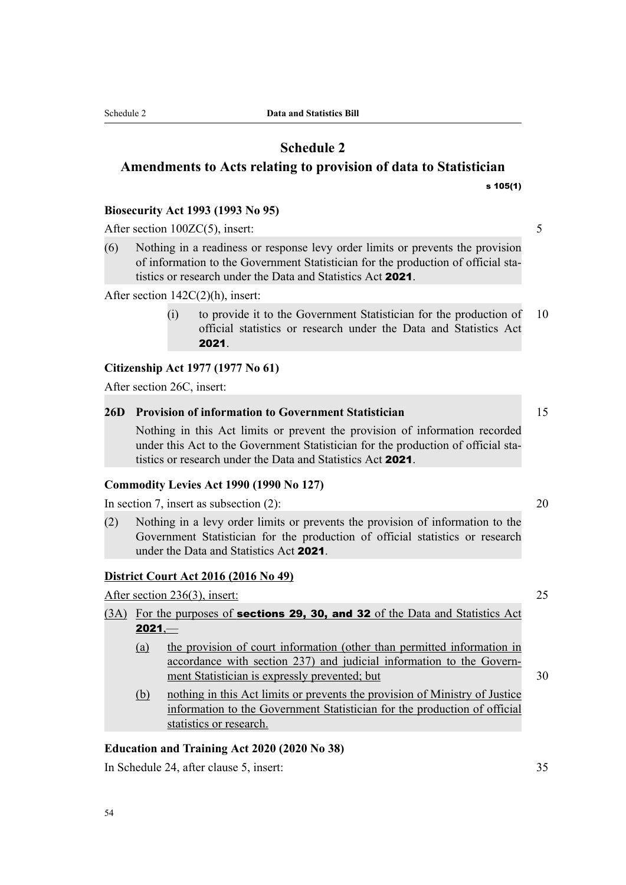# Schedule 2

## Amendments to Acts relating to provision of data to Statistician

s 105(1)

### Biosecurity Act 1993 (1993 No 95)

After section 100ZC(5), insert:

(6) Nothing in a readiness or response levy order limits or prevents the provision of information to the Government Statistician for the production of official statistics or research under the Data and Statistics Act **2021**.

After section 142C(2)(h), insert:

(i) to provide it to the Government Statistician for the production of official statistics or research under the Data and Statistics Act **2021**.

### Citizenship Act 1977 (1977 No 61)

After section 26C, insert:

**26D Provision of information to Government Statistician**

Nothing in this Act limits or prevent the provision of information recorded under this Act to the Government Statistician for the production of official statistics or research under the Data and Statistics Act **2021**.

### Commodity Levies Act 1990 (1990 No 127)

In section 7, insert as subsection (2):

(2) Nothing in a levy order limits or prevents the provision of information to the Government Statistician for the production of official statistics or research under the Data and Statistics Act **2021**.

### District Court Act 2016 (2016 No 49)

After section 236(3), insert:

(3A) For the purposes of **sections 29, 30, and 32** of the Data and Statistics Act **2021**,—

(a) the provision of court information (other than permitted information in accordance with section 237) and judicial information to the Government Statistician is expressly prevented; but

(b) nothing in this Act limits or prevents the provision of Ministry of Justice information to the Government Statistician for the production of official statistics or research.

### Education and Training Act 2020 (2020 No 38)

In Schedule 24, after clause 5, insert: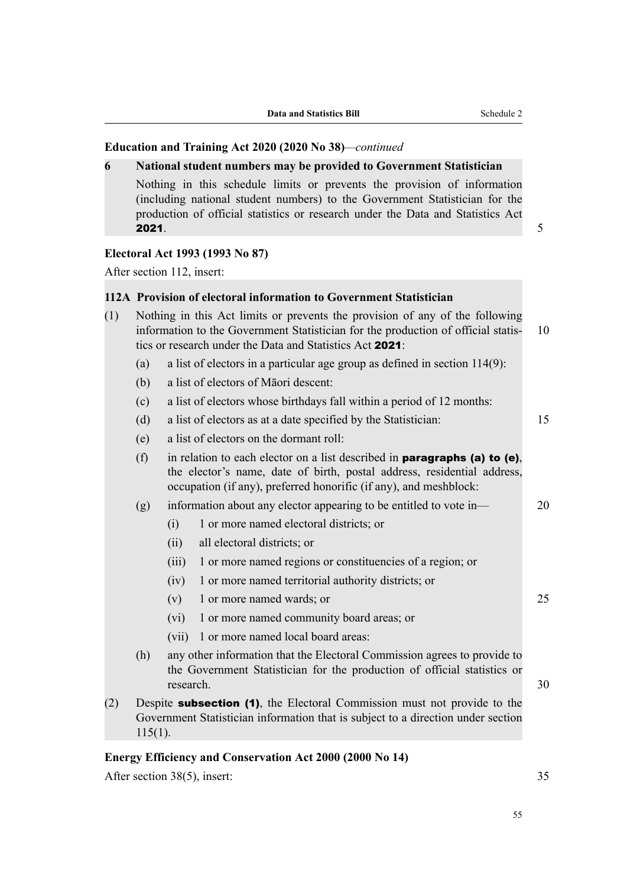**Education and Training Act 2020 (2020 No 38)**—*continued*

**6 National student numbers may be provided to Government Statistician**

Nothing in this schedule limits or prevents the provision of information (including national student numbers) to the Government Statistician for the production of official statistics or research under the Data and Statistics Act **2021**.

**Electoral Act 1993 (1993 No 87)**

After section 112, insert:

**112A Provision of electoral information to Government Statistician**

(1) Nothing in this Act limits or prevents the provision of any of the following information to the Government Statistician for the production of official statistics or research under the Data and Statistics Act **2021**:

- (a) a list of electors in a particular age group as defined in section 114(9):
- (b) a list of electors of Māori descent:
- (c) a list of electors whose birthdays fall within a period of 12 months:
- (d) a list of electors as at a date specified by the Statistician:
- (e) a list of electors on the dormant roll:
- (f) in relation to each elector on a list described in **paragraphs (a) to (e)**, the elector's name, date of birth, postal address, residential address, occupation (if any), preferred honorific (if any), and meshblock:
- (g) information about any elector appearing to be entitled to vote in—
  - (i) 1 or more named electoral districts; or
  - (ii) all electoral districts; or
  - (iii) 1 or more named regions or constituencies of a region; or
  - (iv) 1 or more named territorial authority districts; or
  - (v) 1 or more named wards; or
  - (vi) 1 or more named community board areas; or
  - (vii) 1 or more named local board areas:
- (h) any other information that the Electoral Commission agrees to provide to the Government Statistician for the production of official statistics or research.

(2) Despite **subsection (1)**, the Electoral Commission must not provide to the Government Statistician information that is subject to a direction under section 115(1).

**Energy Efficiency and Conservation Act 2000 (2000 No 14)**

After section 38(5), insert: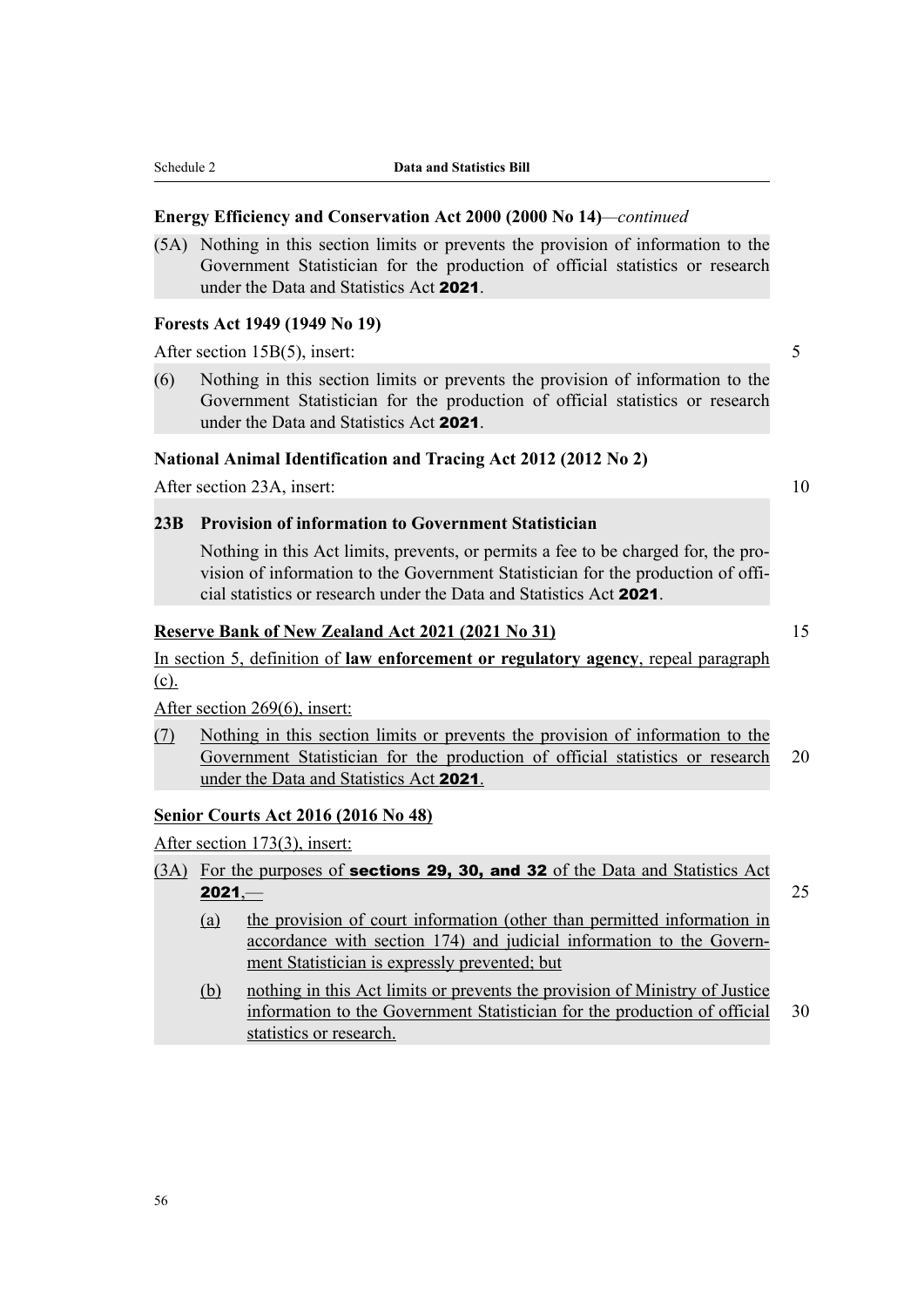**Energy Efficiency and Conservation Act 2000 (2000 No 14)**—*continued*

(5A) Nothing in this section limits or prevents the provision of information to the Government Statistician for the production of official statistics or research under the Data and Statistics Act **2021**.

**Forests Act 1949 (1949 No 19)**

After section 15B(5), insert:

(6) Nothing in this section limits or prevents the provision of information to the Government Statistician for the production of official statistics or research under the Data and Statistics Act **2021**.

**National Animal Identification and Tracing Act 2012 (2012 No 2)**

After section 23A, insert:

**23B Provision of information to Government Statistician**

Nothing in this Act limits, prevents, or permits a fee to be charged for, the provision of information to the Government Statistician for the production of official statistics or research under the Data and Statistics Act **2021**.

**Reserve Bank of New Zealand Act 2021 (2021 No 31)**

In section 5, definition of **law enforcement or regulatory agency**, repeal paragraph (c).

After section 269(6), insert:

(7) Nothing in this section limits or prevents the provision of information to the Government Statistician for the production of official statistics or research under the Data and Statistics Act **2021**.

**Senior Courts Act 2016 (2016 No 48)**

After section 173(3), insert:

(3A) For the purposes of **sections 29, 30, and 32** of the Data and Statistics Act **2021**,—

(a) the provision of court information (other than permitted information in accordance with section 174) and judicial information to the Government Statistician is expressly prevented; but

(b) nothing in this Act limits or prevents the provision of Ministry of Justice information to the Government Statistician for the production of official statistics or research.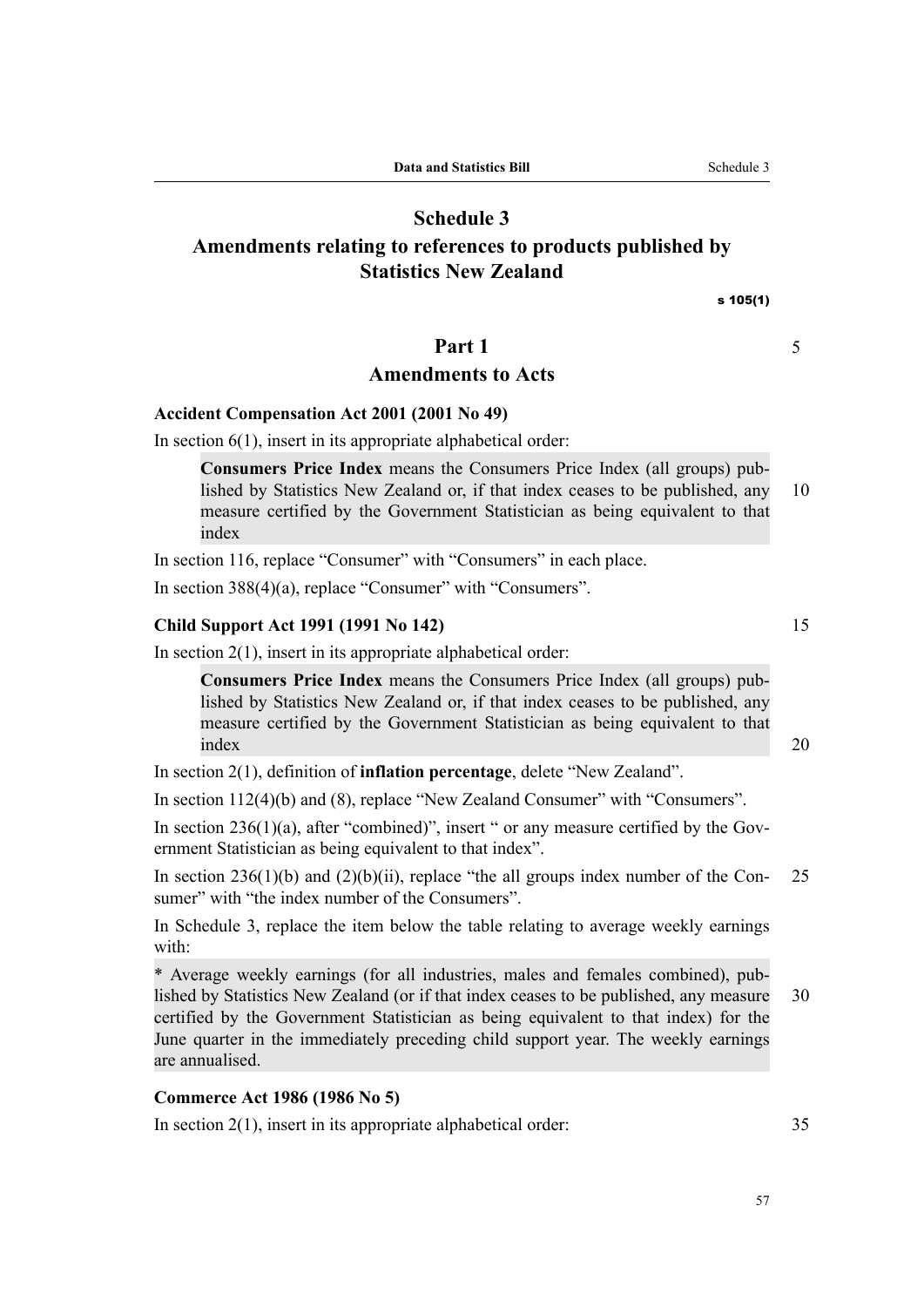# Schedule 3

# Amendments relating to references to products published by Statistics New Zealand

s 105(1)

## Part 1

## Amendments to Acts

### Accident Compensation Act 2001 (2001 No 49)

In section 6(1), insert in its appropriate alphabetical order:

> **Consumers Price Index** means the Consumers Price Index (all groups) published by Statistics New Zealand or, if that index ceases to be published, any measure certified by the Government Statistician as being equivalent to that index

In section 116, replace "Consumer" with "Consumers" in each place.

In section 388(4)(a), replace "Consumer" with "Consumers".

### Child Support Act 1991 (1991 No 142)

In section 2(1), insert in its appropriate alphabetical order:

> **Consumers Price Index** means the Consumers Price Index (all groups) published by Statistics New Zealand or, if that index ceases to be published, any measure certified by the Government Statistician as being equivalent to that index

In section 2(1), definition of **inflation percentage**, delete "New Zealand".

In section 112(4)(b) and (8), replace "New Zealand Consumer" with "Consumers".

In section 236(1)(a), after "combined)", insert " or any measure certified by the Government Statistician as being equivalent to that index".

In section 236(1)(b) and (2)(b)(ii), replace "the all groups index number of the Consumer" with "the index number of the Consumers".

In Schedule 3, replace the item below the table relating to average weekly earnings with:

> * Average weekly earnings (for all industries, males and females combined), published by Statistics New Zealand (or if that index ceases to be published, any measure certified by the Government Statistician as being equivalent to that index) for the June quarter in the immediately preceding child support year. The weekly earnings are annualised.

### Commerce Act 1986 (1986 No 5)

In section 2(1), insert in its appropriate alphabetical order: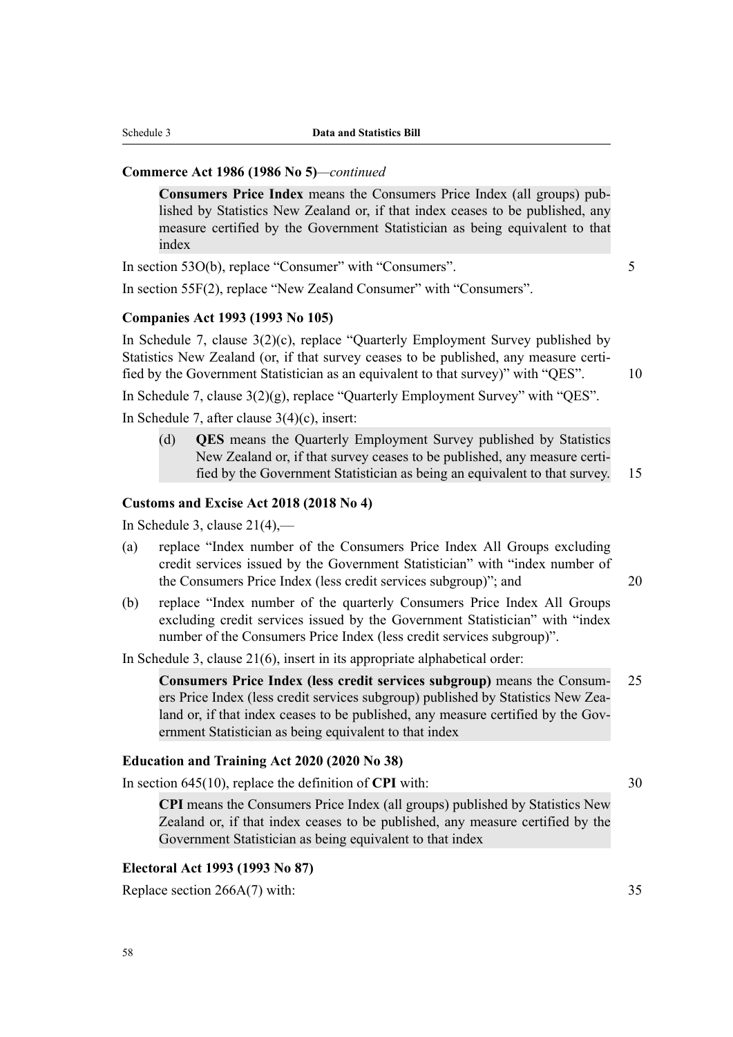**Commerce Act 1986 (1986 No 5)**—*continued*

> **Consumers Price Index** means the Consumers Price Index (all groups) published by Statistics New Zealand or, if that index ceases to be published, any measure certified by the Government Statistician as being equivalent to that index

In section 53O(b), replace "Consumer" with "Consumers".

In section 55F(2), replace "New Zealand Consumer" with "Consumers".

**Companies Act 1993 (1993 No 105)**

In Schedule 7, clause 3(2)(c), replace "Quarterly Employment Survey published by Statistics New Zealand (or, if that survey ceases to be published, any measure certified by the Government Statistician as an equivalent to that survey)" with "QES".

In Schedule 7, clause 3(2)(g), replace "Quarterly Employment Survey" with "QES".

In Schedule 7, after clause 3(4)(c), insert:

> (d) **QES** means the Quarterly Employment Survey published by Statistics New Zealand or, if that survey ceases to be published, any measure certified by the Government Statistician as being an equivalent to that survey.

**Customs and Excise Act 2018 (2018 No 4)**

In Schedule 3, clause 21(4),—

(a) replace "Index number of the Consumers Price Index All Groups excluding credit services issued by the Government Statistician" with "index number of the Consumers Price Index (less credit services subgroup)"; and

(b) replace "Index number of the quarterly Consumers Price Index All Groups excluding credit services issued by the Government Statistician" with "index number of the Consumers Price Index (less credit services subgroup)".

In Schedule 3, clause 21(6), insert in its appropriate alphabetical order:

> **Consumers Price Index (less credit services subgroup)** means the Consumers Price Index (less credit services subgroup) published by Statistics New Zealand or, if that index ceases to be published, any measure certified by the Government Statistician as being equivalent to that index

**Education and Training Act 2020 (2020 No 38)**

In section 645(10), replace the definition of **CPI** with:

> **CPI** means the Consumers Price Index (all groups) published by Statistics New Zealand or, if that index ceases to be published, any measure certified by the Government Statistician as being equivalent to that index

**Electoral Act 1993 (1993 No 87)**

Replace section 266A(7) with: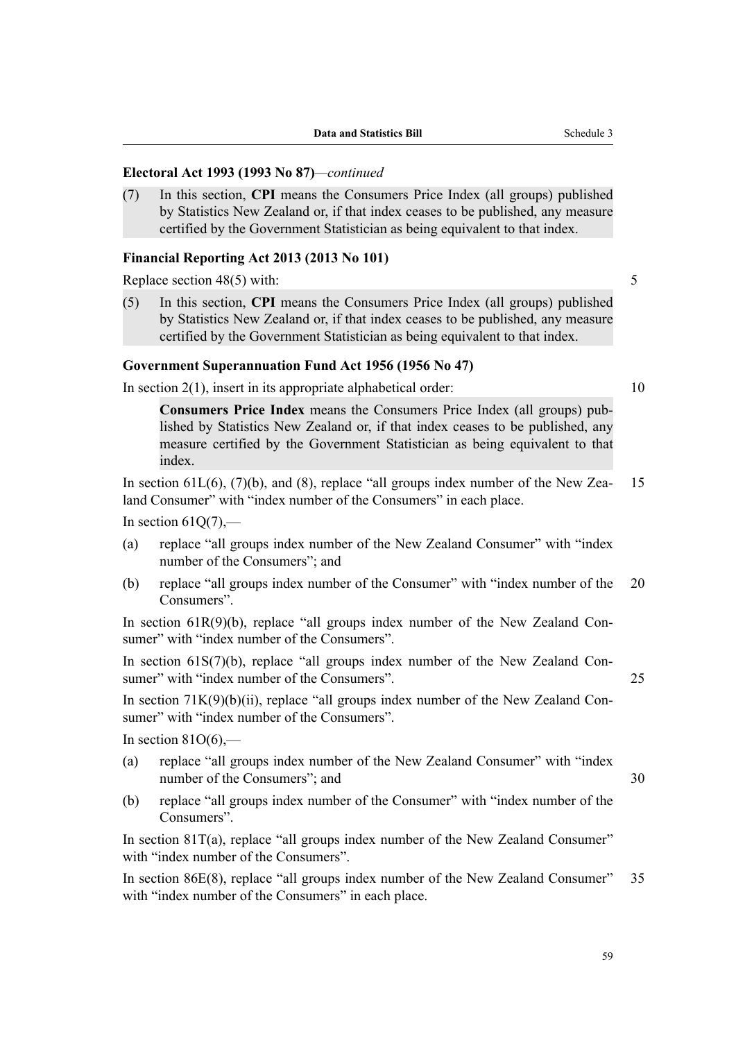**Electoral Act 1993 (1993 No 87)**—*continued*

(7) In this section, **CPI** means the Consumers Price Index (all groups) published by Statistics New Zealand or, if that index ceases to be published, any measure certified by the Government Statistician as being equivalent to that index.

**Financial Reporting Act 2013 (2013 No 101)**

Replace section 48(5) with:

(5) In this section, **CPI** means the Consumers Price Index (all groups) published by Statistics New Zealand or, if that index ceases to be published, any measure certified by the Government Statistician as being equivalent to that index.

**Government Superannuation Fund Act 1956 (1956 No 47)**

In section 2(1), insert in its appropriate alphabetical order:

> **Consumers Price Index** means the Consumers Price Index (all groups) published by Statistics New Zealand or, if that index ceases to be published, any measure certified by the Government Statistician as being equivalent to that index.

In section 61L(6), (7)(b), and (8), replace "all groups index number of the New Zealand Consumer" with "index number of the Consumers" in each place.

In section 61Q(7),—

(a) replace "all groups index number of the New Zealand Consumer" with "index number of the Consumers"; and

(b) replace "all groups index number of the Consumer" with "index number of the Consumers".

In section 61R(9)(b), replace "all groups index number of the New Zealand Consumer" with "index number of the Consumers".

In section 61S(7)(b), replace "all groups index number of the New Zealand Consumer" with "index number of the Consumers".

In section 71K(9)(b)(ii), replace "all groups index number of the New Zealand Consumer" with "index number of the Consumers".

In section 81O(6),—

(a) replace "all groups index number of the New Zealand Consumer" with "index number of the Consumers"; and

(b) replace "all groups index number of the Consumer" with "index number of the Consumers".

In section 81T(a), replace "all groups index number of the New Zealand Consumer" with "index number of the Consumers".

In section 86E(8), replace "all groups index number of the New Zealand Consumer" with "index number of the Consumers" in each place.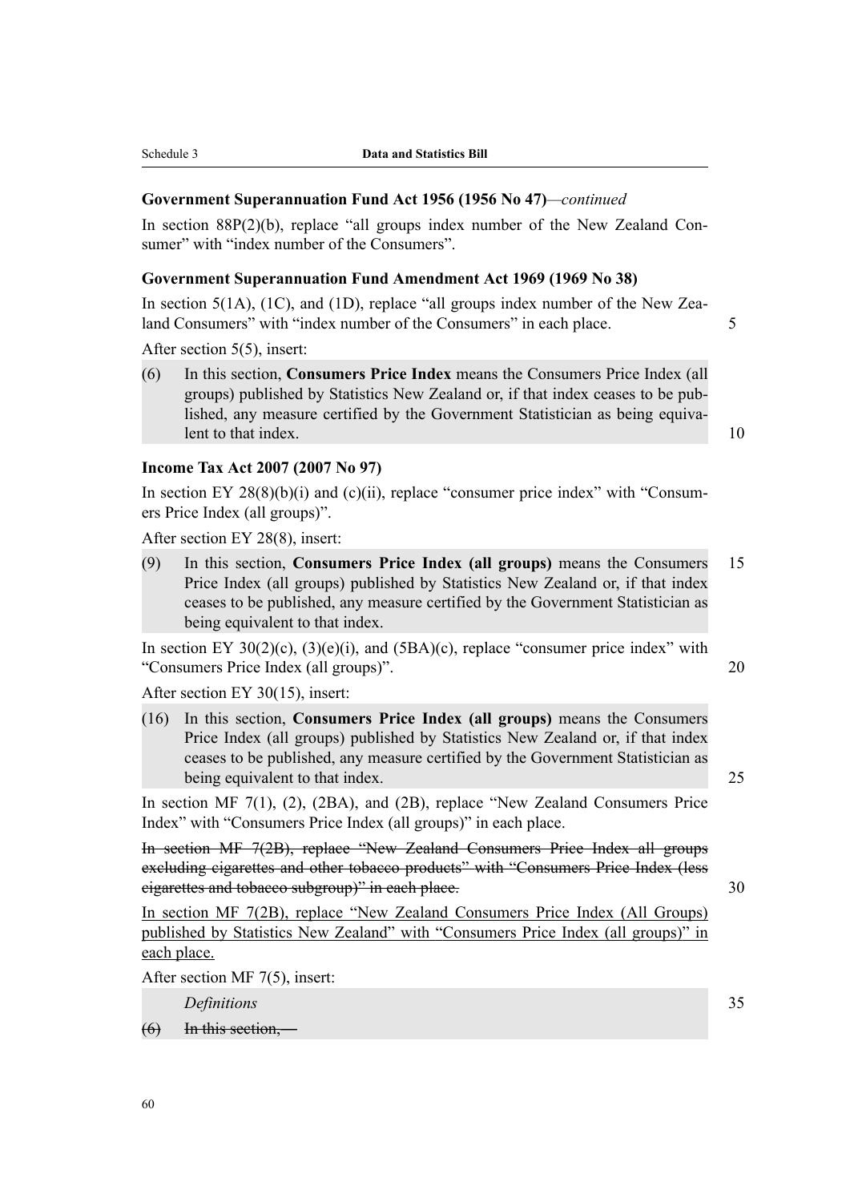**Government Superannuation Fund Act 1956 (1956 No 47)**—*continued*

In section 88P(2)(b), replace "all groups index number of the New Zealand Consumer" with "index number of the Consumers".

**Government Superannuation Fund Amendment Act 1969 (1969 No 38)**

In section 5(1A), (1C), and (1D), replace "all groups index number of the New Zealand Consumers" with "index number of the Consumers" in each place.

After section 5(5), insert:

(6) In this section, **Consumers Price Index** means the Consumers Price Index (all groups) published by Statistics New Zealand or, if that index ceases to be published, any measure certified by the Government Statistician as being equivalent to that index.

**Income Tax Act 2007 (2007 No 97)**

In section EY 28(8)(b)(i) and (c)(ii), replace "consumer price index" with "Consumers Price Index (all groups)".

After section EY 28(8), insert:

(9) In this section, **Consumers Price Index (all groups)** means the Consumers Price Index (all groups) published by Statistics New Zealand or, if that index ceases to be published, any measure certified by the Government Statistician as being equivalent to that index.

In section EY 30(2)(c), (3)(e)(i), and (5BA)(c), replace "consumer price index" with "Consumers Price Index (all groups)".

After section EY 30(15), insert:

(16) In this section, **Consumers Price Index (all groups)** means the Consumers Price Index (all groups) published by Statistics New Zealand or, if that index ceases to be published, any measure certified by the Government Statistician as being equivalent to that index.

In section MF 7(1), (2), (2BA), and (2B), replace "New Zealand Consumers Price Index" with "Consumers Price Index (all groups)" in each place.

~~In section MF 7(2B), replace "New Zealand Consumers Price Index all groups excluding cigarettes and other tobacco products" with "Consumers Price Index (less cigarettes and tobacco subgroup)" in each place.~~

<u>In section MF 7(2B), replace "New Zealand Consumers Price Index (All Groups) published by Statistics New Zealand" with "Consumers Price Index (all groups)" in each place.</u>

After section MF 7(5), insert:

*Definitions*

~~(6) In this section,—~~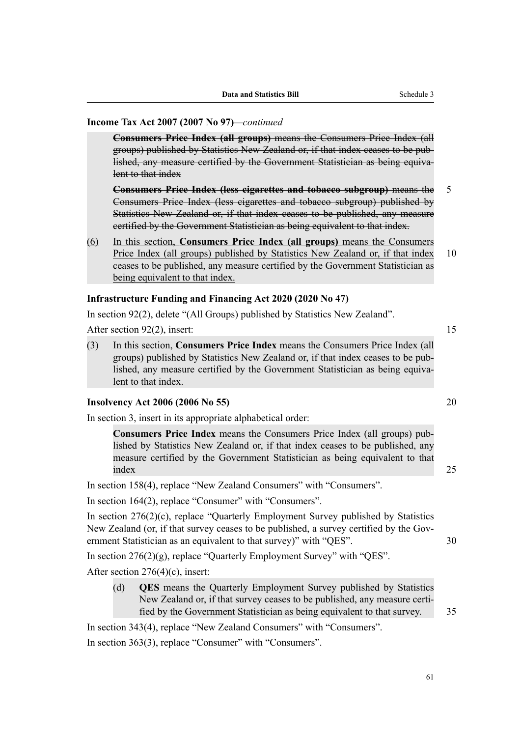**Income Tax Act 2007 (2007 No 97)**—*continued*

~~**Consumers Price Index (all groups)** means the Consumers Price Index (all groups) published by Statistics New Zealand or, if that index ceases to be published, any measure certified by the Government Statistician as being equivalent to that index~~

~~**Consumers Price Index (less cigarettes and tobacco subgroup)** means the Consumers Price Index (less cigarettes and tobacco subgroup) published by Statistics New Zealand or, if that index ceases to be published, any measure certified by the Government Statistician as being equivalent to that index.~~

<u>(6)</u> <u>In this section, **Consumers Price Index (all groups)** means the Consumers Price Index (all groups) published by Statistics New Zealand or, if that index ceases to be published, any measure certified by the Government Statistician as being equivalent to that index.</u>

**Infrastructure Funding and Financing Act 2020 (2020 No 47)**

In section 92(2), delete "(All Groups) published by Statistics New Zealand".

After section 92(2), insert:

(3) In this section, **Consumers Price Index** means the Consumers Price Index (all groups) published by Statistics New Zealand or, if that index ceases to be published, any measure certified by the Government Statistician as being equivalent to that index.

**Insolvency Act 2006 (2006 No 55)**

In section 3, insert in its appropriate alphabetical order:

**Consumers Price Index** means the Consumers Price Index (all groups) published by Statistics New Zealand or, if that index ceases to be published, any measure certified by the Government Statistician as being equivalent to that index

In section 158(4), replace "New Zealand Consumers" with "Consumers".

In section 164(2), replace "Consumer" with "Consumers".

In section 276(2)(c), replace "Quarterly Employment Survey published by Statistics New Zealand (or, if that survey ceases to be published, a survey certified by the Government Statistician as an equivalent to that survey)" with "QES".

In section 276(2)(g), replace "Quarterly Employment Survey" with "QES".

After section 276(4)(c), insert:

(d) **QES** means the Quarterly Employment Survey published by Statistics New Zealand or, if that survey ceases to be published, any measure certified by the Government Statistician as being equivalent to that survey.

In section 343(4), replace "New Zealand Consumers" with "Consumers".

In section 363(3), replace "Consumer" with "Consumers".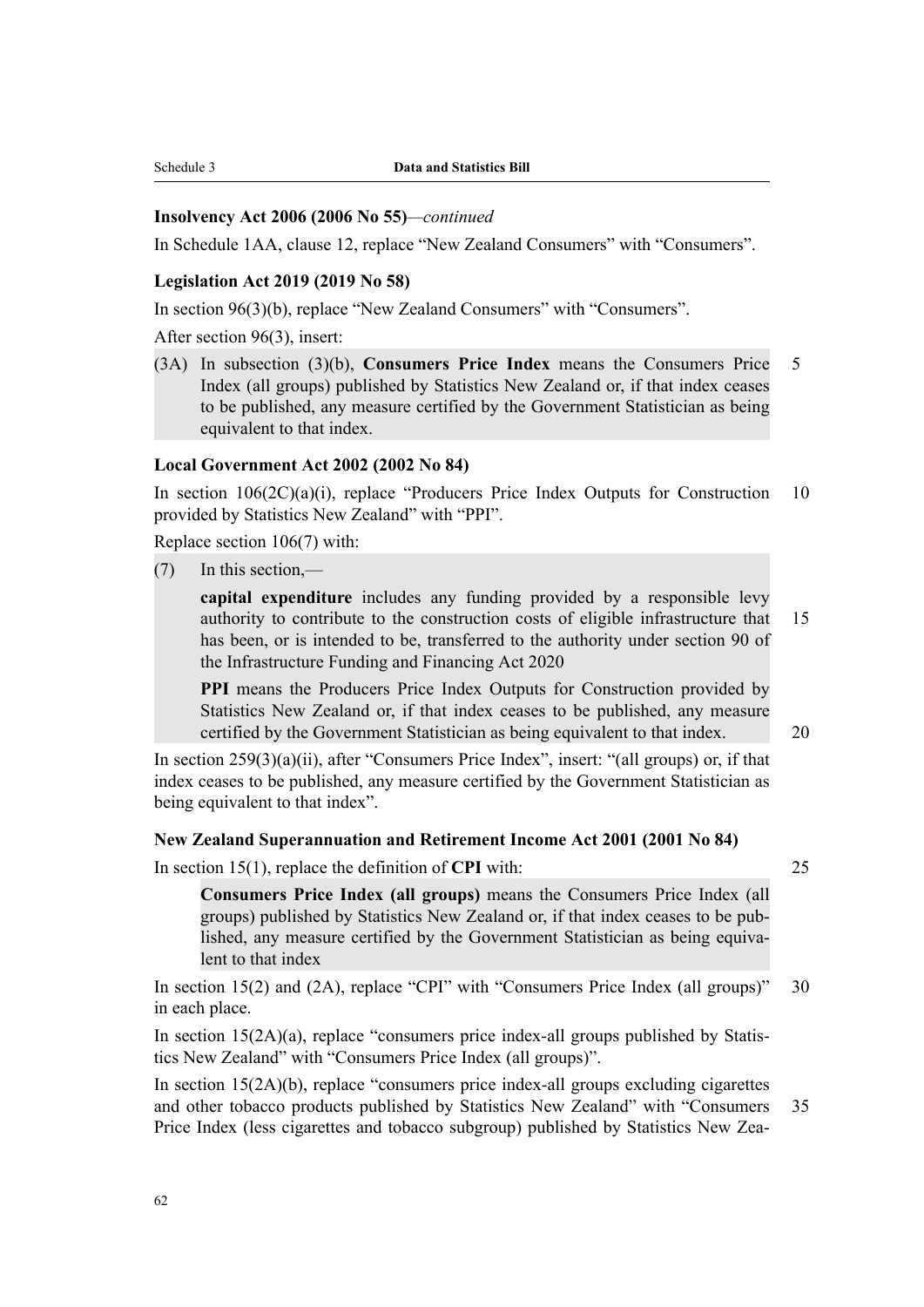**Insolvency Act 2006 (2006 No 55)**—*continued*

In Schedule 1AA, clause 12, replace "New Zealand Consumers" with "Consumers".

**Legislation Act 2019 (2019 No 58)**

In section 96(3)(b), replace "New Zealand Consumers" with "Consumers".

After section 96(3), insert:

(3A) In subsection (3)(b), **Consumers Price Index** means the Consumers Price Index (all groups) published by Statistics New Zealand or, if that index ceases to be published, any measure certified by the Government Statistician as being equivalent to that index.

**Local Government Act 2002 (2002 No 84)**

In section 106(2C)(a)(i), replace "Producers Price Index Outputs for Construction provided by Statistics New Zealand" with "PPI".

Replace section 106(7) with:

(7) In this section,—

**capital expenditure** includes any funding provided by a responsible levy authority to contribute to the construction costs of eligible infrastructure that has been, or is intended to be, transferred to the authority under section 90 of the Infrastructure Funding and Financing Act 2020

**PPI** means the Producers Price Index Outputs for Construction provided by Statistics New Zealand or, if that index ceases to be published, any measure certified by the Government Statistician as being equivalent to that index.

In section 259(3)(a)(ii), after "Consumers Price Index", insert: "(all groups) or, if that index ceases to be published, any measure certified by the Government Statistician as being equivalent to that index".

**New Zealand Superannuation and Retirement Income Act 2001 (2001 No 84)**

In section 15(1), replace the definition of **CPI** with:

**Consumers Price Index (all groups)** means the Consumers Price Index (all groups) published by Statistics New Zealand or, if that index ceases to be published, any measure certified by the Government Statistician as being equivalent to that index

In section 15(2) and (2A), replace "CPI" with "Consumers Price Index (all groups)" in each place.

In section 15(2A)(a), replace "consumers price index-all groups published by Statistics New Zealand" with "Consumers Price Index (all groups)".

In section 15(2A)(b), replace "consumers price index-all groups excluding cigarettes and other tobacco products published by Statistics New Zealand" with "Consumers Price Index (less cigarettes and tobacco subgroup) published by Statistics New Zea-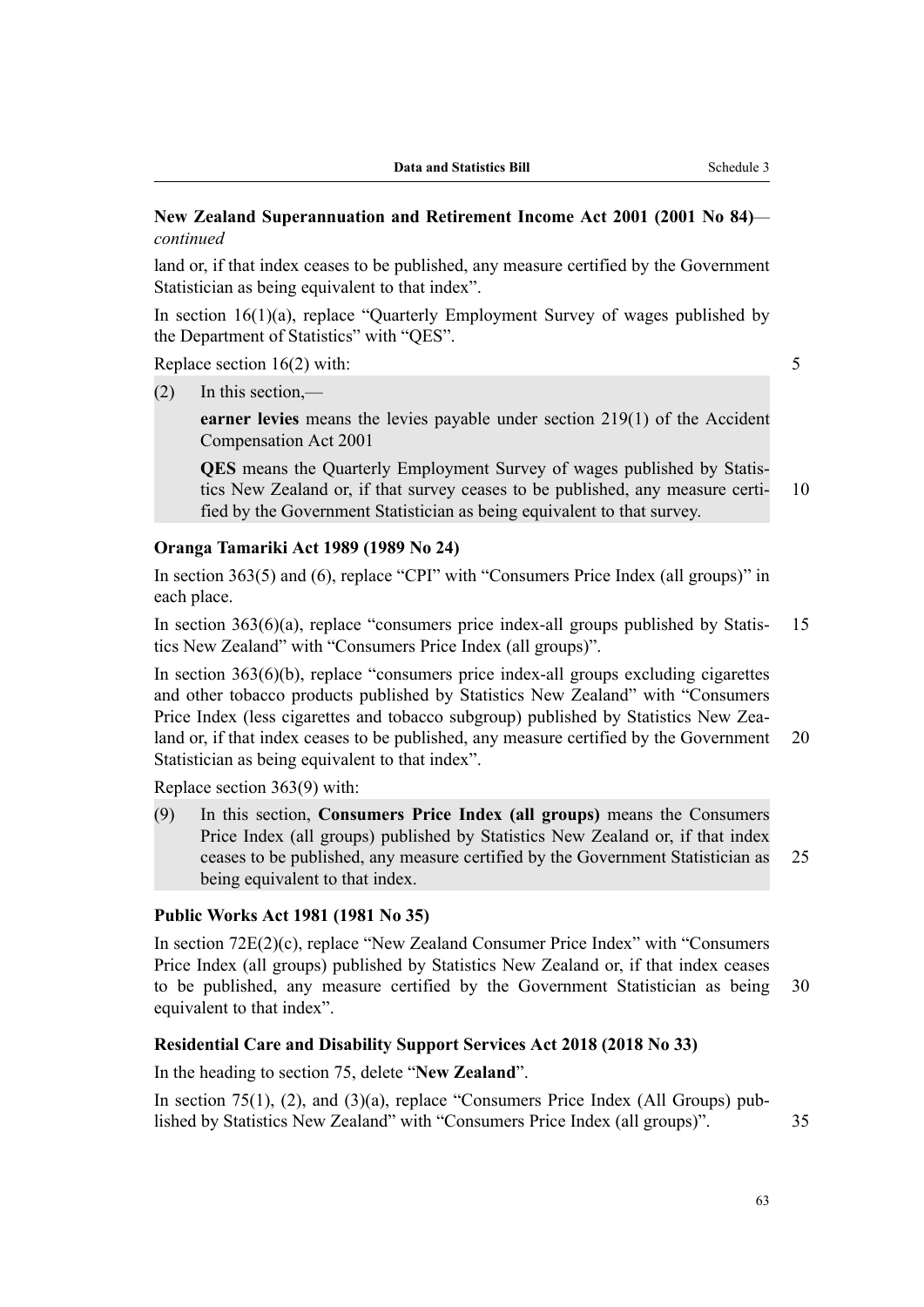**New Zealand Superannuation and Retirement Income Act 2001 (2001 No 84)**—*continued*

land or, if that index ceases to be published, any measure certified by the Government Statistician as being equivalent to that index".

In section 16(1)(a), replace "Quarterly Employment Survey of wages published by the Department of Statistics" with "QES".

Replace section 16(2) with:

(2) In this section,—

**earner levies** means the levies payable under section 219(1) of the Accident Compensation Act 2001

**QES** means the Quarterly Employment Survey of wages published by Statistics New Zealand or, if that survey ceases to be published, any measure certified by the Government Statistician as being equivalent to that survey.

**Oranga Tamariki Act 1989 (1989 No 24)**

In section 363(5) and (6), replace "CPI" with "Consumers Price Index (all groups)" in each place.

In section 363(6)(a), replace "consumers price index-all groups published by Statistics New Zealand" with "Consumers Price Index (all groups)".

In section 363(6)(b), replace "consumers price index-all groups excluding cigarettes and other tobacco products published by Statistics New Zealand" with "Consumers Price Index (less cigarettes and tobacco subgroup) published by Statistics New Zealand or, if that index ceases to be published, any measure certified by the Government Statistician as being equivalent to that index".

Replace section 363(9) with:

(9) In this section, **Consumers Price Index (all groups)** means the Consumers Price Index (all groups) published by Statistics New Zealand or, if that index ceases to be published, any measure certified by the Government Statistician as being equivalent to that index.

**Public Works Act 1981 (1981 No 35)**

In section 72E(2)(c), replace "New Zealand Consumer Price Index" with "Consumers Price Index (all groups) published by Statistics New Zealand or, if that index ceases to be published, any measure certified by the Government Statistician as being equivalent to that index".

**Residential Care and Disability Support Services Act 2018 (2018 No 33)**

In the heading to section 75, delete "**New Zealand**".

In section 75(1), (2), and (3)(a), replace "Consumers Price Index (All Groups) published by Statistics New Zealand" with "Consumers Price Index (all groups)".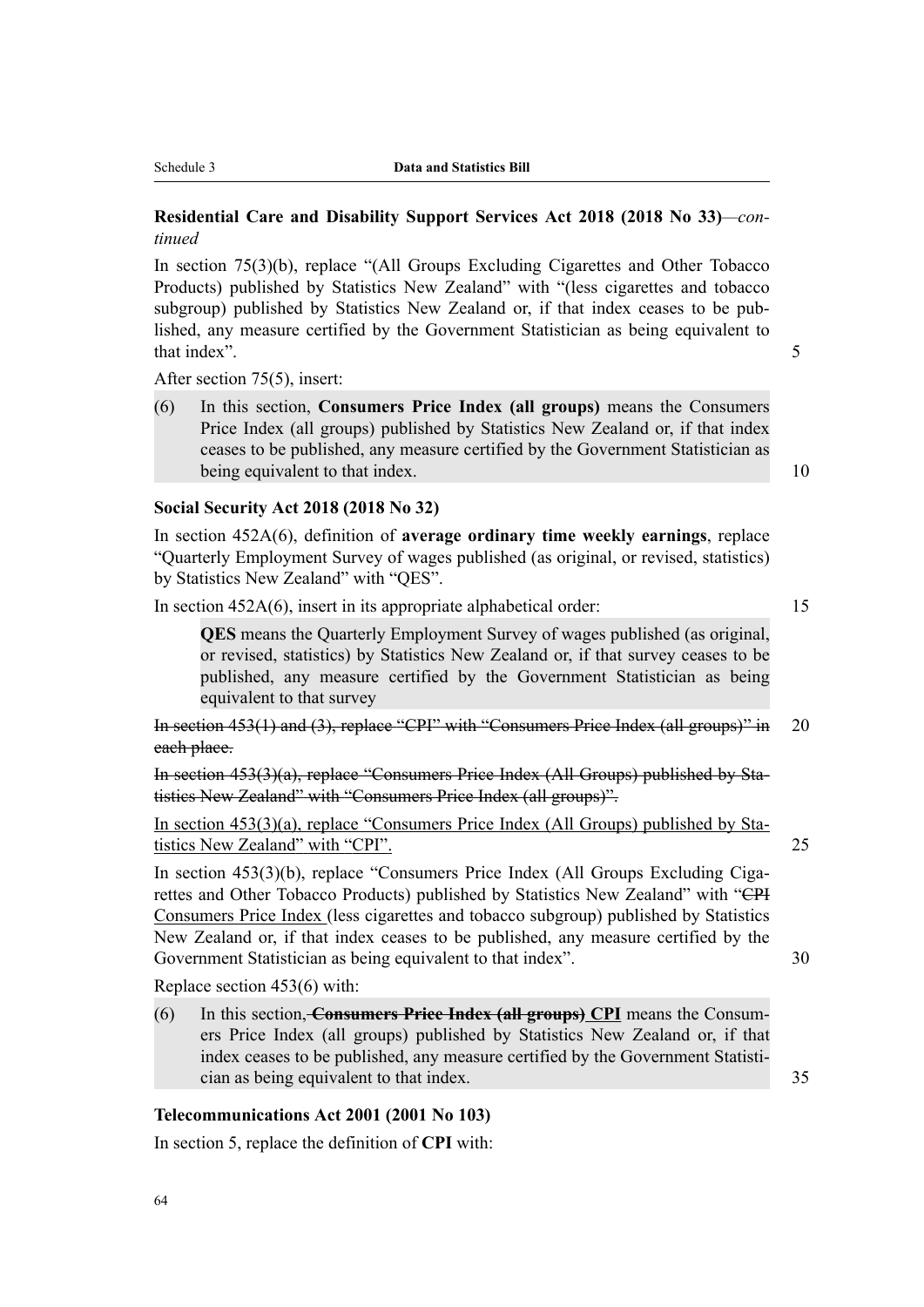**Residential Care and Disability Support Services Act 2018 (2018 No 33)**—*continued*

In section 75(3)(b), replace "(All Groups Excluding Cigarettes and Other Tobacco Products) published by Statistics New Zealand" with "(less cigarettes and tobacco subgroup) published by Statistics New Zealand or, if that index ceases to be published, any measure certified by the Government Statistician as being equivalent to that index".

After section 75(5), insert:

> (6) In this section, **Consumers Price Index (all groups)** means the Consumers Price Index (all groups) published by Statistics New Zealand or, if that index ceases to be published, any measure certified by the Government Statistician as being equivalent to that index.

**Social Security Act 2018 (2018 No 32)**

In section 452A(6), definition of **average ordinary time weekly earnings**, replace "Quarterly Employment Survey of wages published (as original, or revised, statistics) by Statistics New Zealand" with "QES".

In section 452A(6), insert in its appropriate alphabetical order:

> **QES** means the Quarterly Employment Survey of wages published (as original, or revised, statistics) by Statistics New Zealand or, if that survey ceases to be published, any measure certified by the Government Statistician as being equivalent to that survey

~~In section 453(1) and (3), replace "CPI" with "Consumers Price Index (all groups)" in each place.~~

~~In section 453(3)(a), replace "Consumers Price Index (All Groups) published by Statistics New Zealand" with "Consumers Price Index (all groups)".~~

<u>In section 453(3)(a), replace "Consumers Price Index (All Groups) published by Statistics New Zealand" with "CPI".</u>

In section 453(3)(b), replace "Consumers Price Index (All Groups Excluding Cigarettes and Other Tobacco Products) published by Statistics New Zealand" with "~~CPI~~ <u>Consumers Price Index</u> (less cigarettes and tobacco subgroup) published by Statistics New Zealand or, if that index ceases to be published, any measure certified by the Government Statistician as being equivalent to that index".

Replace section 453(6) with:

> (6) In this section, ~~**Consumers Price Index (all groups)**~~ <u>**CPI**</u> means the Consumers Price Index (all groups) published by Statistics New Zealand or, if that index ceases to be published, any measure certified by the Government Statistician as being equivalent to that index.

**Telecommunications Act 2001 (2001 No 103)**

In section 5, replace the definition of **CPI** with: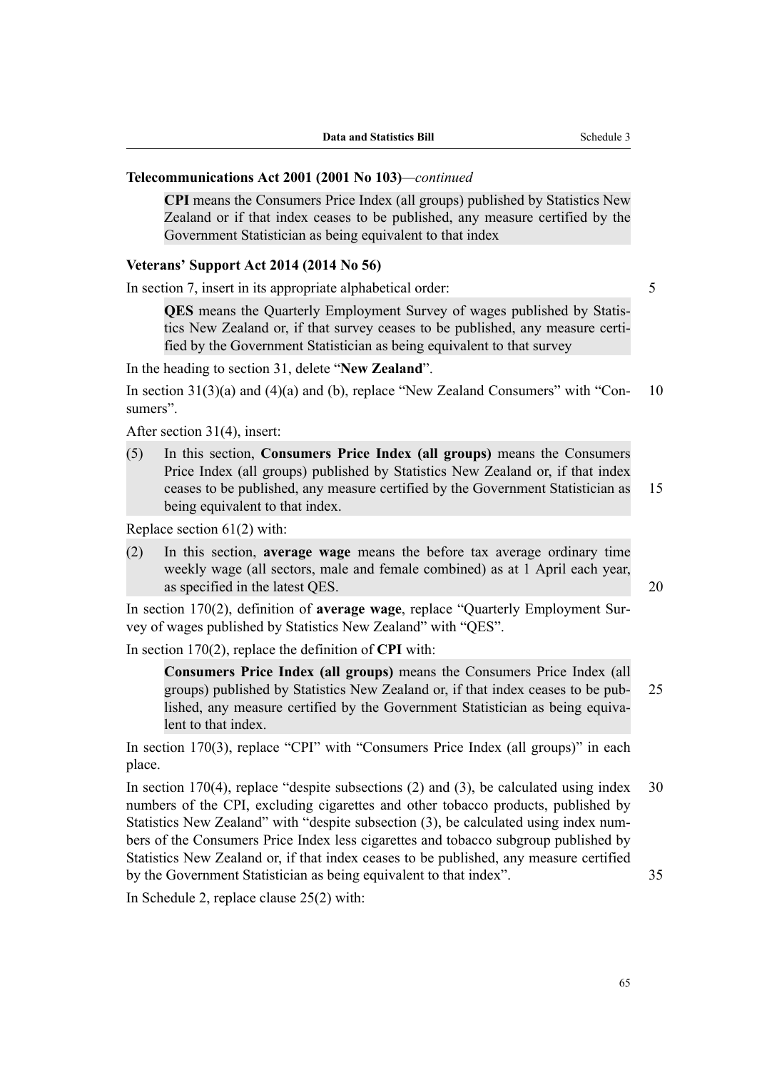**Telecommunications Act 2001 (2001 No 103)**—*continued*

> **CPI** means the Consumers Price Index (all groups) published by Statistics New Zealand or if that index ceases to be published, any measure certified by the Government Statistician as being equivalent to that index

**Veterans' Support Act 2014 (2014 No 56)**

In section 7, insert in its appropriate alphabetical order:

> **QES** means the Quarterly Employment Survey of wages published by Statistics New Zealand or, if that survey ceases to be published, any measure certified by the Government Statistician as being equivalent to that survey

In the heading to section 31, delete "**New Zealand**".

In section 31(3)(a) and (4)(a) and (b), replace "New Zealand Consumers" with "Consumers".

After section 31(4), insert:

> (5) In this section, **Consumers Price Index (all groups)** means the Consumers Price Index (all groups) published by Statistics New Zealand or, if that index ceases to be published, any measure certified by the Government Statistician as being equivalent to that index.

Replace section 61(2) with:

> (2) In this section, **average wage** means the before tax average ordinary time weekly wage (all sectors, male and female combined) as at 1 April each year, as specified in the latest QES.

In section 170(2), definition of **average wage**, replace "Quarterly Employment Survey of wages published by Statistics New Zealand" with "QES".

In section 170(2), replace the definition of **CPI** with:

> **Consumers Price Index (all groups)** means the Consumers Price Index (all groups) published by Statistics New Zealand or, if that index ceases to be published, any measure certified by the Government Statistician as being equivalent to that index.

In section 170(3), replace "CPI" with "Consumers Price Index (all groups)" in each place.

In section 170(4), replace "despite subsections (2) and (3), be calculated using index numbers of the CPI, excluding cigarettes and other tobacco products, published by Statistics New Zealand" with "despite subsection (3), be calculated using index numbers of the Consumers Price Index less cigarettes and tobacco subgroup published by Statistics New Zealand or, if that index ceases to be published, any measure certified by the Government Statistician as being equivalent to that index".

In Schedule 2, replace clause 25(2) with: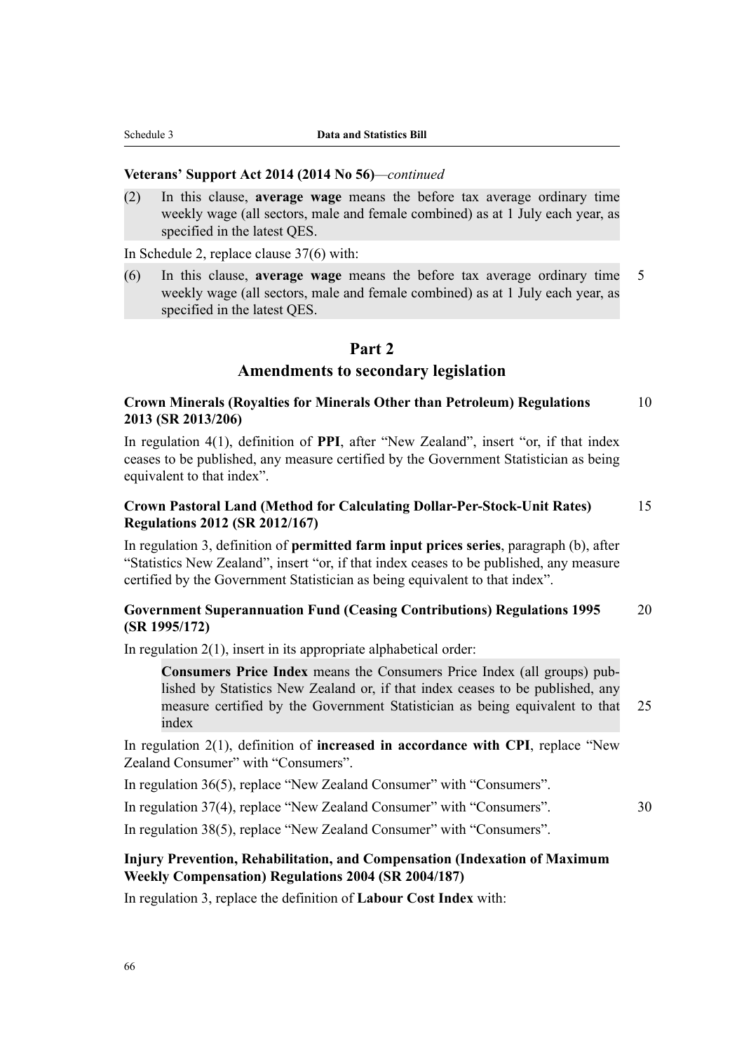**Veterans' Support Act 2014 (2014 No 56)**—*continued*

(2) In this clause, **average wage** means the before tax average ordinary time weekly wage (all sectors, male and female combined) as at 1 July each year, as specified in the latest QES.

In Schedule 2, replace clause 37(6) with:

(6) In this clause, **average wage** means the before tax average ordinary time weekly wage (all sectors, male and female combined) as at 1 July each year, as specified in the latest QES.

## Part 2
## Amendments to secondary legislation

**Crown Minerals (Royalties for Minerals Other than Petroleum) Regulations 2013 (SR 2013/206)**

In regulation 4(1), definition of **PPI**, after "New Zealand", insert "or, if that index ceases to be published, any measure certified by the Government Statistician as being equivalent to that index".

**Crown Pastoral Land (Method for Calculating Dollar-Per-Stock-Unit Rates) Regulations 2012 (SR 2012/167)**

In regulation 3, definition of **permitted farm input prices series**, paragraph (b), after "Statistics New Zealand", insert "or, if that index ceases to be published, any measure certified by the Government Statistician as being equivalent to that index".

**Government Superannuation Fund (Ceasing Contributions) Regulations 1995 (SR 1995/172)**

In regulation 2(1), insert in its appropriate alphabetical order:

> **Consumers Price Index** means the Consumers Price Index (all groups) published by Statistics New Zealand or, if that index ceases to be published, any measure certified by the Government Statistician as being equivalent to that index

In regulation 2(1), definition of **increased in accordance with CPI**, replace "New Zealand Consumer" with "Consumers".

In regulation 36(5), replace "New Zealand Consumer" with "Consumers".

In regulation 37(4), replace "New Zealand Consumer" with "Consumers".

In regulation 38(5), replace "New Zealand Consumer" with "Consumers".

**Injury Prevention, Rehabilitation, and Compensation (Indexation of Maximum Weekly Compensation) Regulations 2004 (SR 2004/187)**

In regulation 3, replace the definition of **Labour Cost Index** with: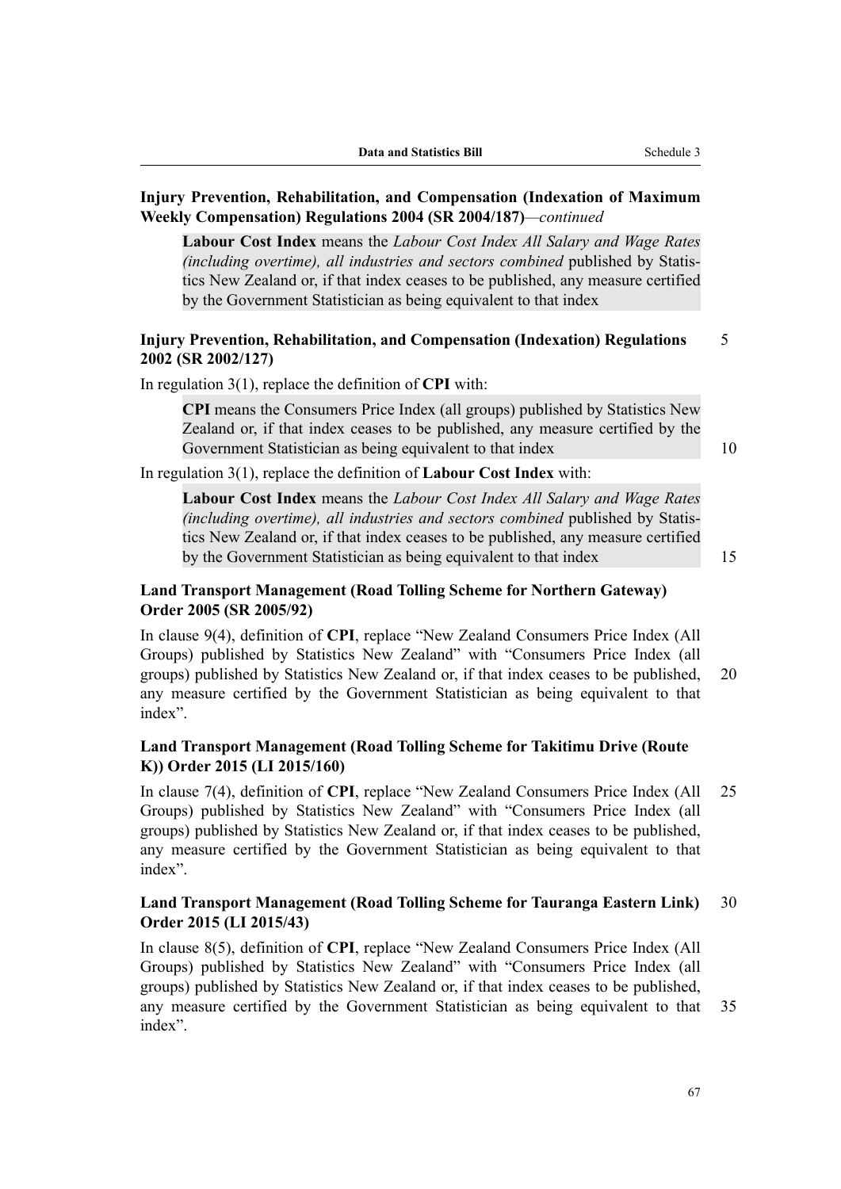**Injury Prevention, Rehabilitation, and Compensation (Indexation of Maximum Weekly Compensation) Regulations 2004 (SR 2004/187)***—continued*

> **Labour Cost Index** means the *Labour Cost Index All Salary and Wage Rates (including overtime), all industries and sectors combined* published by Statistics New Zealand or, if that index ceases to be published, any measure certified by the Government Statistician as being equivalent to that index

**Injury Prevention, Rehabilitation, and Compensation (Indexation) Regulations 2002 (SR 2002/127)**

In regulation 3(1), replace the definition of **CPI** with:

> **CPI** means the Consumers Price Index (all groups) published by Statistics New Zealand or, if that index ceases to be published, any measure certified by the Government Statistician as being equivalent to that index

In regulation 3(1), replace the definition of **Labour Cost Index** with:

> **Labour Cost Index** means the *Labour Cost Index All Salary and Wage Rates (including overtime), all industries and sectors combined* published by Statistics New Zealand or, if that index ceases to be published, any measure certified by the Government Statistician as being equivalent to that index

**Land Transport Management (Road Tolling Scheme for Northern Gateway) Order 2005 (SR 2005/92)**

In clause 9(4), definition of **CPI**, replace "New Zealand Consumers Price Index (All Groups) published by Statistics New Zealand" with "Consumers Price Index (all groups) published by Statistics New Zealand or, if that index ceases to be published, any measure certified by the Government Statistician as being equivalent to that index".

**Land Transport Management (Road Tolling Scheme for Takitimu Drive (Route K)) Order 2015 (LI 2015/160)**

In clause 7(4), definition of **CPI**, replace "New Zealand Consumers Price Index (All Groups) published by Statistics New Zealand" with "Consumers Price Index (all groups) published by Statistics New Zealand or, if that index ceases to be published, any measure certified by the Government Statistician as being equivalent to that index".

**Land Transport Management (Road Tolling Scheme for Tauranga Eastern Link) Order 2015 (LI 2015/43)**

In clause 8(5), definition of **CPI**, replace "New Zealand Consumers Price Index (All Groups) published by Statistics New Zealand" with "Consumers Price Index (all groups) published by Statistics New Zealand or, if that index ceases to be published, any measure certified by the Government Statistician as being equivalent to that index".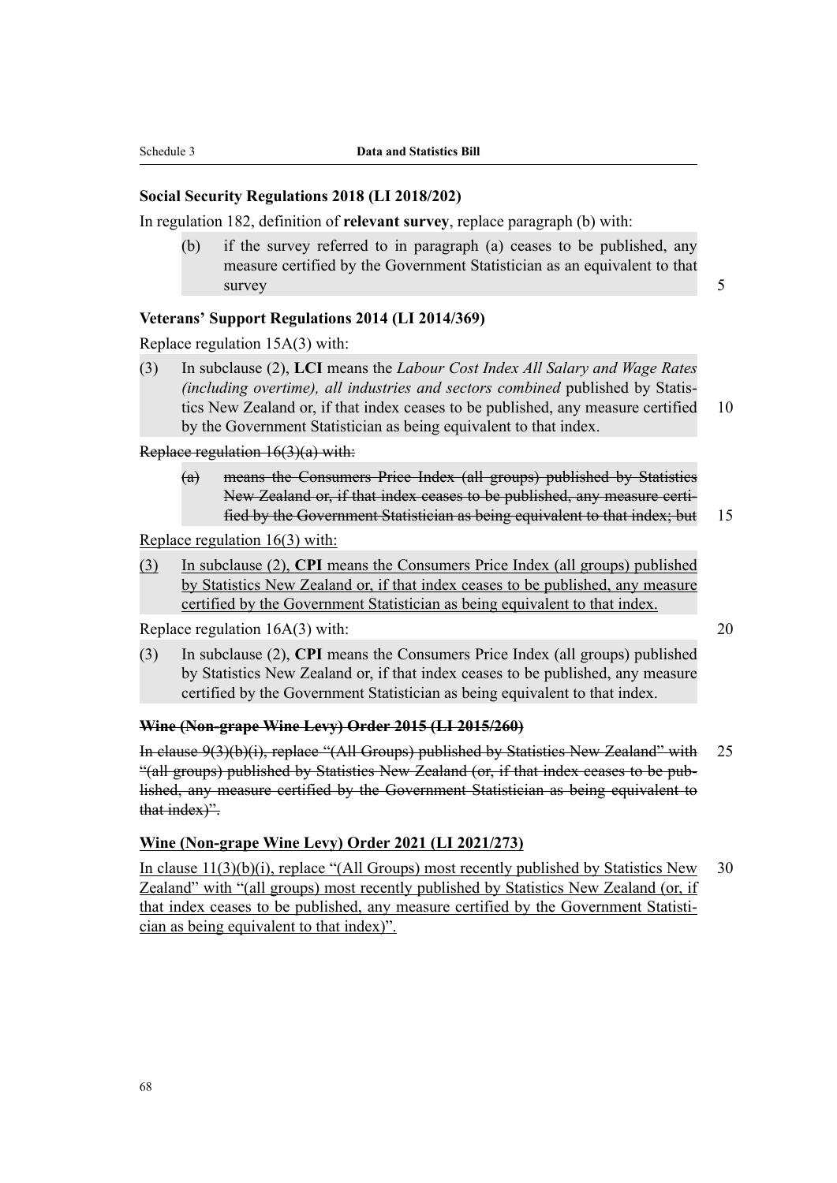### Social Security Regulations 2018 (LI 2018/202)

In regulation 182, definition of **relevant survey**, replace paragraph (b) with:

> (b) if the survey referred to in paragraph (a) ceases to be published, any measure certified by the Government Statistician as an equivalent to that survey

### Veterans' Support Regulations 2014 (LI 2014/369)

Replace regulation 15A(3) with:

> (3) In subclause (2), **LCI** means the *Labour Cost Index All Salary and Wage Rates (including overtime), all industries and sectors combined* published by Statistics New Zealand or, if that index ceases to be published, any measure certified by the Government Statistician as being equivalent to that index.

~~Replace regulation 16(3)(a) with:~~

> ~~(a) means the Consumers Price Index (all groups) published by Statistics New Zealand or, if that index ceases to be published, any measure certified by the Government Statistician as being equivalent to that index; but~~

<u>Replace regulation 16(3) with:</u>

> <u>(3) In subclause (2), **CPI** means the Consumers Price Index (all groups) published by Statistics New Zealand or, if that index ceases to be published, any measure certified by the Government Statistician as being equivalent to that index.</u>

Replace regulation 16A(3) with:

> (3) In subclause (2), **CPI** means the Consumers Price Index (all groups) published by Statistics New Zealand or, if that index ceases to be published, any measure certified by the Government Statistician as being equivalent to that index.

### ~~Wine (Non-grape Wine Levy) Order 2015 (LI 2015/260)~~

~~In clause 9(3)(b)(i), replace "(All Groups) published by Statistics New Zealand" with "(all groups) published by Statistics New Zealand (or, if that index ceases to be published, any measure certified by the Government Statistician as being equivalent to that index)".~~

### <u>Wine (Non-grape Wine Levy) Order 2021 (LI 2021/273)</u>

<u>In clause 11(3)(b)(i), replace "(All Groups) most recently published by Statistics New Zealand" with "(all groups) most recently published by Statistics New Zealand (or, if that index ceases to be published, any measure certified by the Government Statistician as being equivalent to that index)".</u>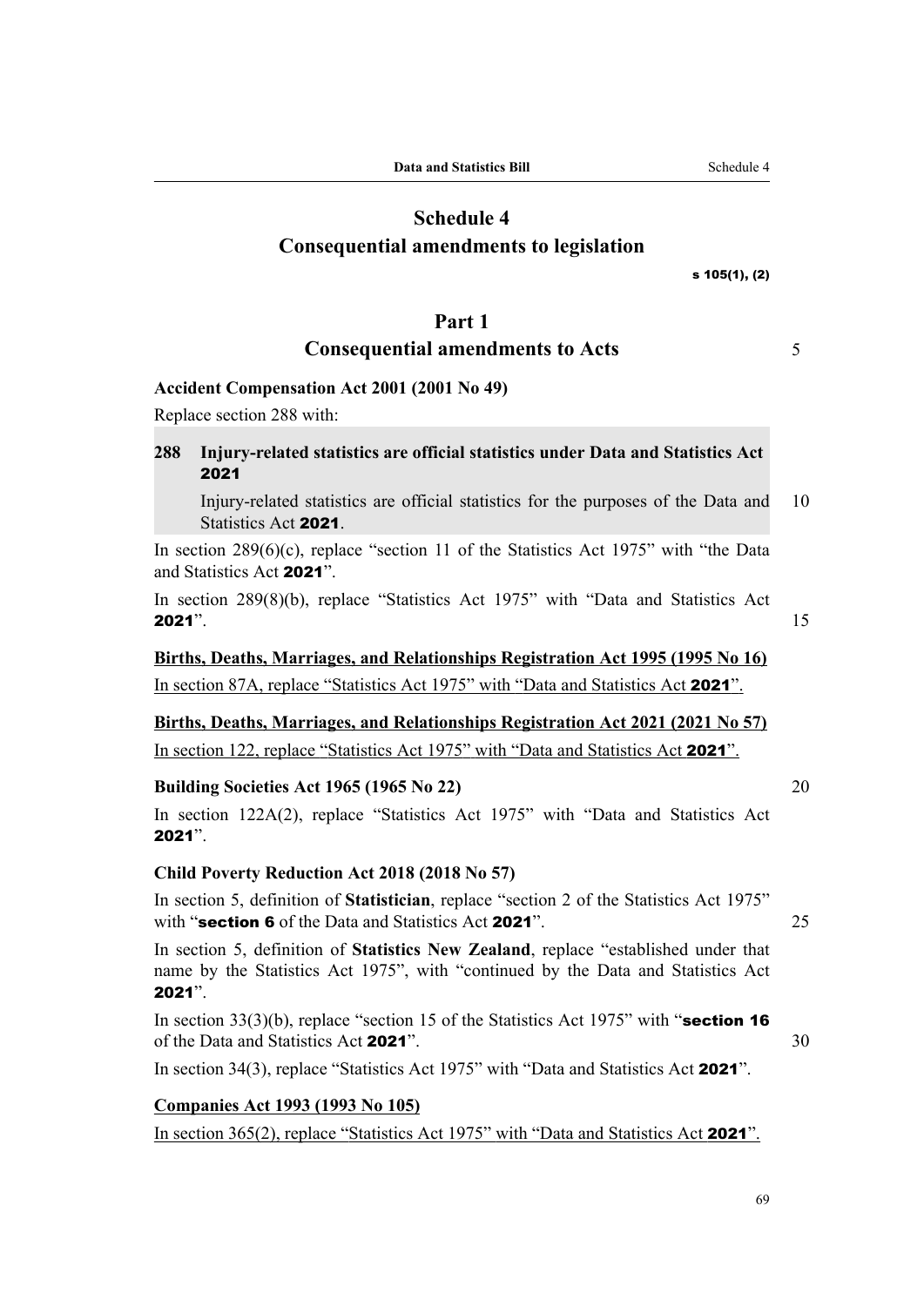# Schedule 4
# Consequential amendments to legislation

s 105(1), (2)

## Part 1
## Consequential amendments to Acts

**Accident Compensation Act 2001 (2001 No 49)**

Replace section 288 with:

> **288 Injury-related statistics are official statistics under Data and Statistics Act 2021**
>
> Injury-related statistics are official statistics for the purposes of the Data and Statistics Act **2021**.

In section 289(6)(c), replace "section 11 of the Statistics Act 1975" with "the Data and Statistics Act **2021**".

In section 289(8)(b), replace "Statistics Act 1975" with "Data and Statistics Act **2021**".

**Births, Deaths, Marriages, and Relationships Registration Act 1995 (1995 No 16)**

In section 87A, replace "Statistics Act 1975" with "Data and Statistics Act **2021**".

**Births, Deaths, Marriages, and Relationships Registration Act 2021 (2021 No 57)**

In section 122, replace "Statistics Act 1975" with "Data and Statistics Act **2021**".

**Building Societies Act 1965 (1965 No 22)**

In section 122A(2), replace "Statistics Act 1975" with "Data and Statistics Act **2021**".

**Child Poverty Reduction Act 2018 (2018 No 57)**

In section 5, definition of **Statistician**, replace "section 2 of the Statistics Act 1975" with "**section 6** of the Data and Statistics Act **2021**".

In section 5, definition of **Statistics New Zealand**, replace "established under that name by the Statistics Act 1975", with "continued by the Data and Statistics Act **2021**".

In section 33(3)(b), replace "section 15 of the Statistics Act 1975" with "**section 16** of the Data and Statistics Act **2021**".

In section 34(3), replace "Statistics Act 1975" with "Data and Statistics Act **2021**".

**Companies Act 1993 (1993 No 105)**

In section 365(2), replace "Statistics Act 1975" with "Data and Statistics Act **2021**".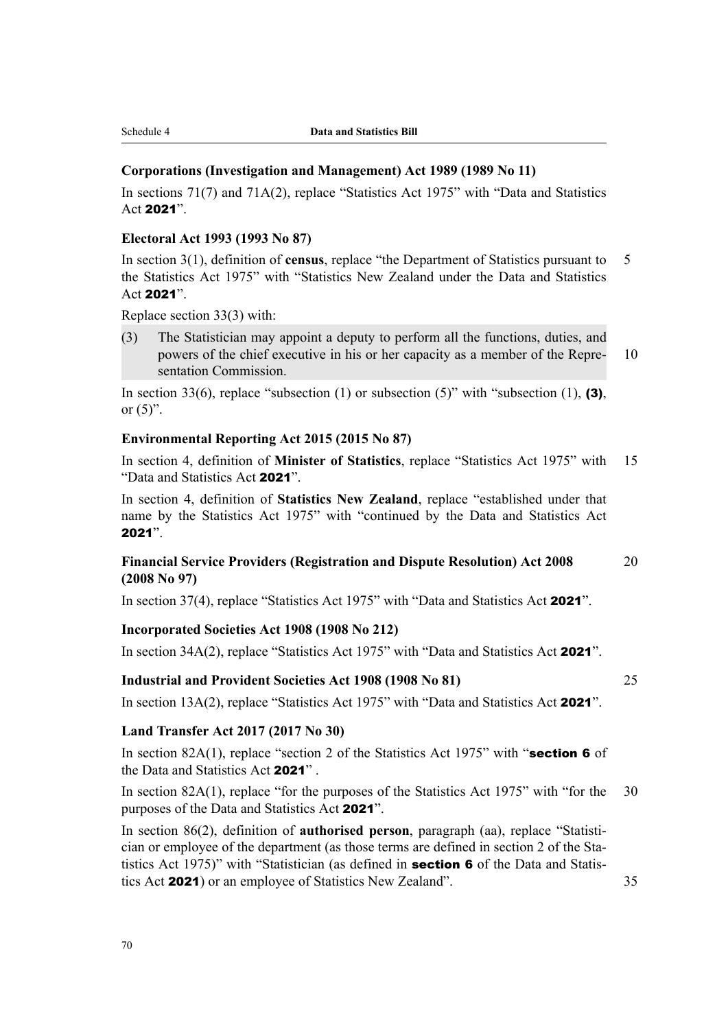### Corporations (Investigation and Management) Act 1989 (1989 No 11)

In sections 71(7) and 71A(2), replace "Statistics Act 1975" with "Data and Statistics Act **2021**".

### Electoral Act 1993 (1993 No 87)

In section 3(1), definition of **census**, replace "the Department of Statistics pursuant to the Statistics Act 1975" with "Statistics New Zealand under the Data and Statistics Act **2021**".

Replace section 33(3) with:

(3) The Statistician may appoint a deputy to perform all the functions, duties, and powers of the chief executive in his or her capacity as a member of the Representation Commission.

In section 33(6), replace "subsection (1) or subsection (5)" with "subsection (1), **(3)**, or (5)".

### Environmental Reporting Act 2015 (2015 No 87)

In section 4, definition of **Minister of Statistics**, replace "Statistics Act 1975" with "Data and Statistics Act **2021**".

In section 4, definition of **Statistics New Zealand**, replace "established under that name by the Statistics Act 1975" with "continued by the Data and Statistics Act **2021**".

### Financial Service Providers (Registration and Dispute Resolution) Act 2008 (2008 No 97)

In section 37(4), replace "Statistics Act 1975" with "Data and Statistics Act **2021**".

### Incorporated Societies Act 1908 (1908 No 212)

In section 34A(2), replace "Statistics Act 1975" with "Data and Statistics Act **2021**".

### Industrial and Provident Societies Act 1908 (1908 No 81)

In section 13A(2), replace "Statistics Act 1975" with "Data and Statistics Act **2021**".

### Land Transfer Act 2017 (2017 No 30)

In section 82A(1), replace "section 2 of the Statistics Act 1975" with "**section 6** of the Data and Statistics Act **2021**" .

In section 82A(1), replace "for the purposes of the Statistics Act 1975" with "for the purposes of the Data and Statistics Act **2021**".

In section 86(2), definition of **authorised person**, paragraph (aa), replace "Statistician or employee of the department (as those terms are defined in section 2 of the Statistics Act 1975)" with "Statistician (as defined in **section 6** of the Data and Statistics Act **2021**) or an employee of Statistics New Zealand".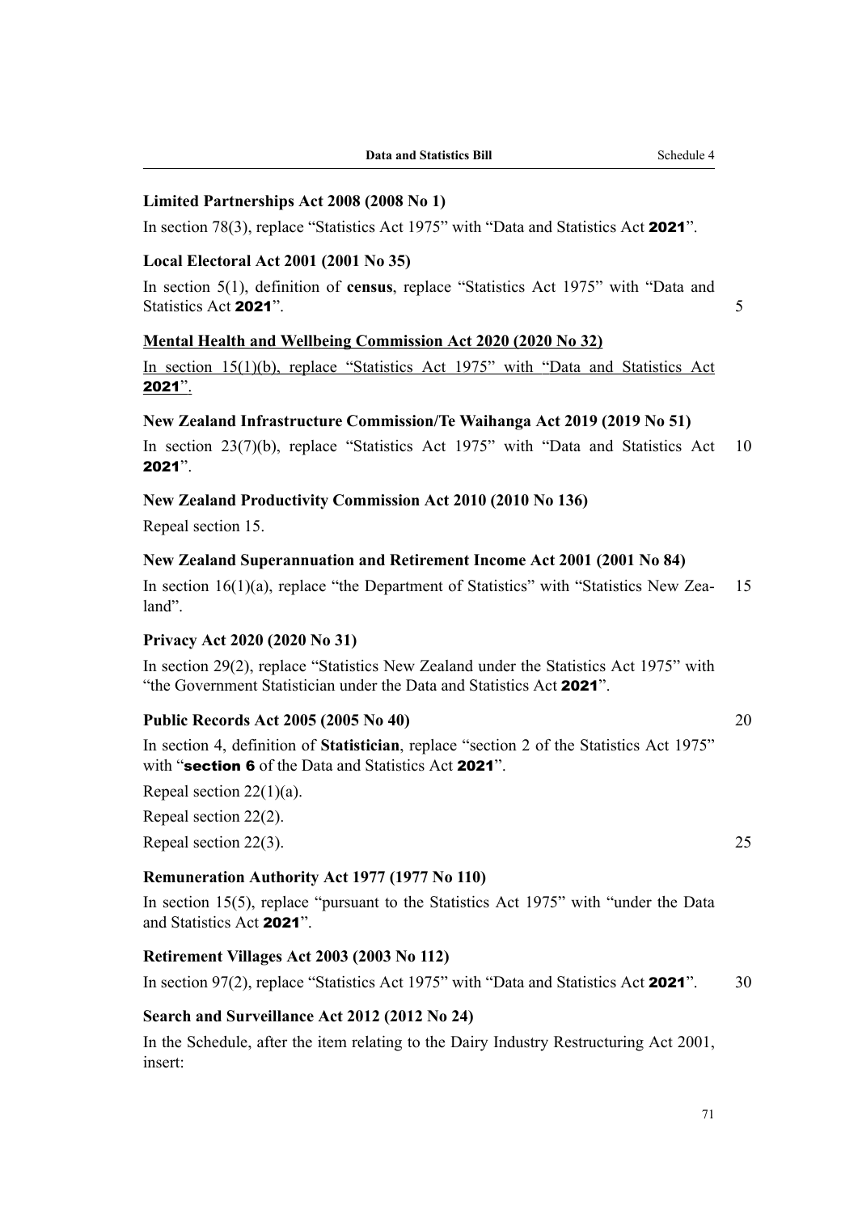**Limited Partnerships Act 2008 (2008 No 1)**

In section 78(3), replace "Statistics Act 1975" with "Data and Statistics Act **2021**".

**Local Electoral Act 2001 (2001 No 35)**

In section 5(1), definition of **census**, replace "Statistics Act 1975" with "Data and Statistics Act **2021**".

**Mental Health and Wellbeing Commission Act 2020 (2020 No 32)**

In section 15(1)(b), replace "Statistics Act 1975" with "Data and Statistics Act **2021**".

**New Zealand Infrastructure Commission/Te Waihanga Act 2019 (2019 No 51)**

In section 23(7)(b), replace "Statistics Act 1975" with "Data and Statistics Act **2021**".

**New Zealand Productivity Commission Act 2010 (2010 No 136)**

Repeal section 15.

**New Zealand Superannuation and Retirement Income Act 2001 (2001 No 84)**

In section 16(1)(a), replace "the Department of Statistics" with "Statistics New Zealand".

**Privacy Act 2020 (2020 No 31)**

In section 29(2), replace "Statistics New Zealand under the Statistics Act 1975" with "the Government Statistician under the Data and Statistics Act **2021**".

**Public Records Act 2005 (2005 No 40)**

In section 4, definition of **Statistician**, replace "section 2 of the Statistics Act 1975" with "**section 6** of the Data and Statistics Act **2021**".

Repeal section 22(1)(a).

Repeal section 22(2).

Repeal section 22(3).

**Remuneration Authority Act 1977 (1977 No 110)**

In section 15(5), replace "pursuant to the Statistics Act 1975" with "under the Data and Statistics Act **2021**".

**Retirement Villages Act 2003 (2003 No 112)**

In section 97(2), replace "Statistics Act 1975" with "Data and Statistics Act **2021**".

**Search and Surveillance Act 2012 (2012 No 24)**

In the Schedule, after the item relating to the Dairy Industry Restructuring Act 2001, insert: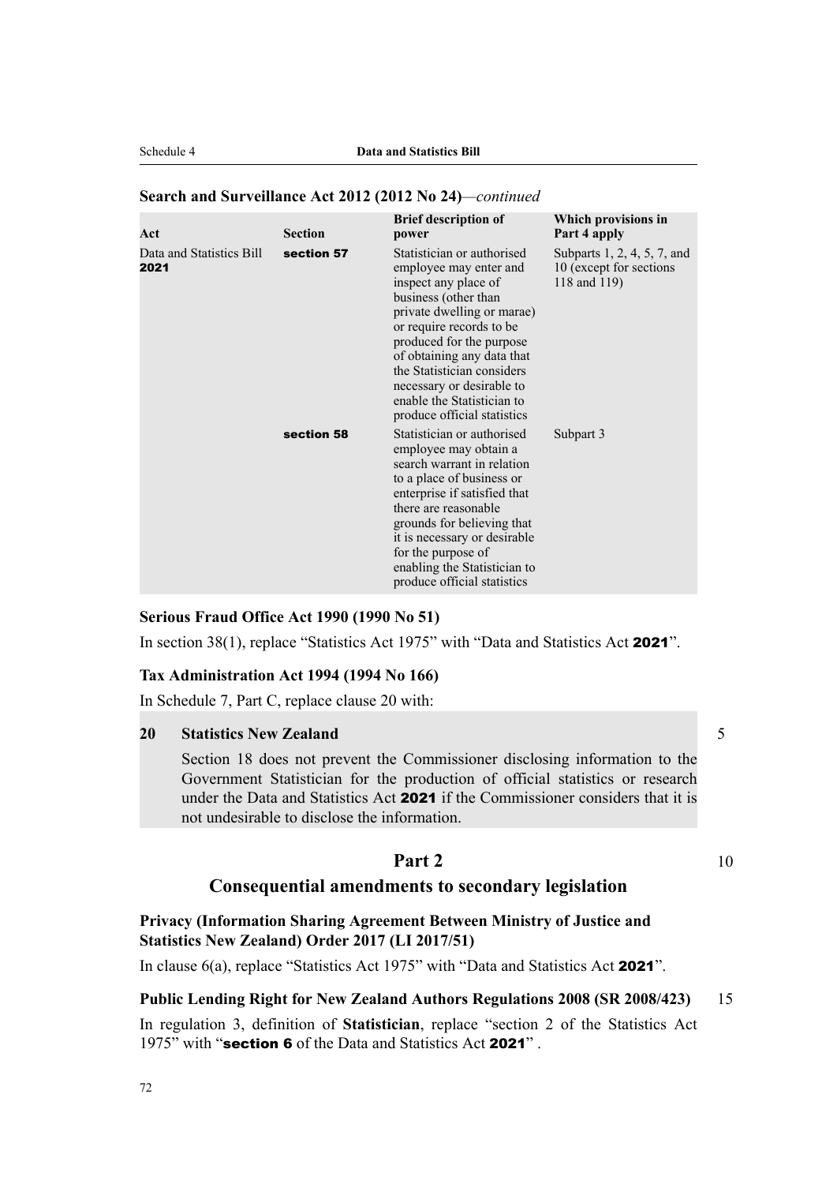**Search and Surveillance Act 2012 (2012 No 24)**—*continued*

| Act | Section | Brief description of power | Which provisions in Part 4 apply |
|---|---|---|---|
| Data and Statistics Bill **2021** | **section 57** | Statistician or authorised employee may enter and inspect any place of business (other than private dwelling or marae) or require records to be produced for the purpose of obtaining any data that the Statistician considers necessary or desirable to enable the Statistician to produce official statistics | Subparts 1, 2, 4, 5, 7, and 10 (except for sections 118 and 119) |
| | **section 58** | Statistician or authorised employee may obtain a search warrant in relation to a place of business or enterprise if satisfied that there are reasonable grounds for believing that it is necessary or desirable for the purpose of enabling the Statistician to produce official statistics | Subpart 3 |

**Serious Fraud Office Act 1990 (1990 No 51)**

In section 38(1), replace "Statistics Act 1975" with "Data and Statistics Act **2021**".

**Tax Administration Act 1994 (1994 No 166)**

In Schedule 7, Part C, replace clause 20 with:

> **20 Statistics New Zealand**
>
> Section 18 does not prevent the Commissioner disclosing information to the Government Statistician for the production of official statistics or research under the Data and Statistics Act **2021** if the Commissioner considers that it is not undesirable to disclose the information.

## Part 2
## Consequential amendments to secondary legislation

**Privacy (Information Sharing Agreement Between Ministry of Justice and Statistics New Zealand) Order 2017 (LI 2017/51)**

In clause 6(a), replace "Statistics Act 1975" with "Data and Statistics Act **2021**".

**Public Lending Right for New Zealand Authors Regulations 2008 (SR 2008/423)**

In regulation 3, definition of **Statistician**, replace "section 2 of the Statistics Act 1975" with "**section 6** of the Data and Statistics Act **2021**" .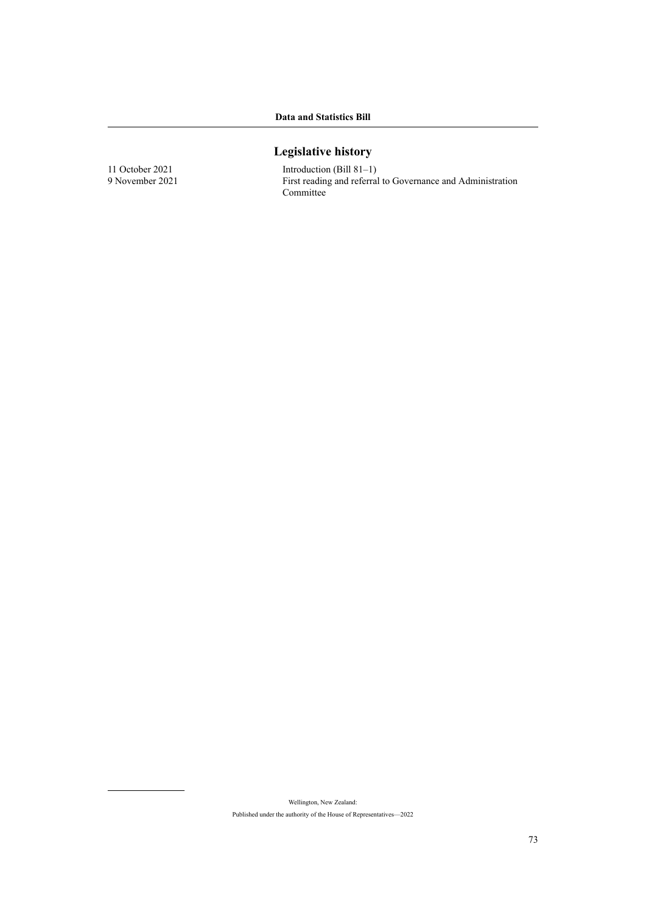## Legislative history

| | |
|---|---|
| 11 October 2021 | Introduction (Bill 81–1) |
| 9 November 2021 | First reading and referral to Governance and Administration Committee |

Wellington, New Zealand:

Published under the authority of the House of Representatives—2022